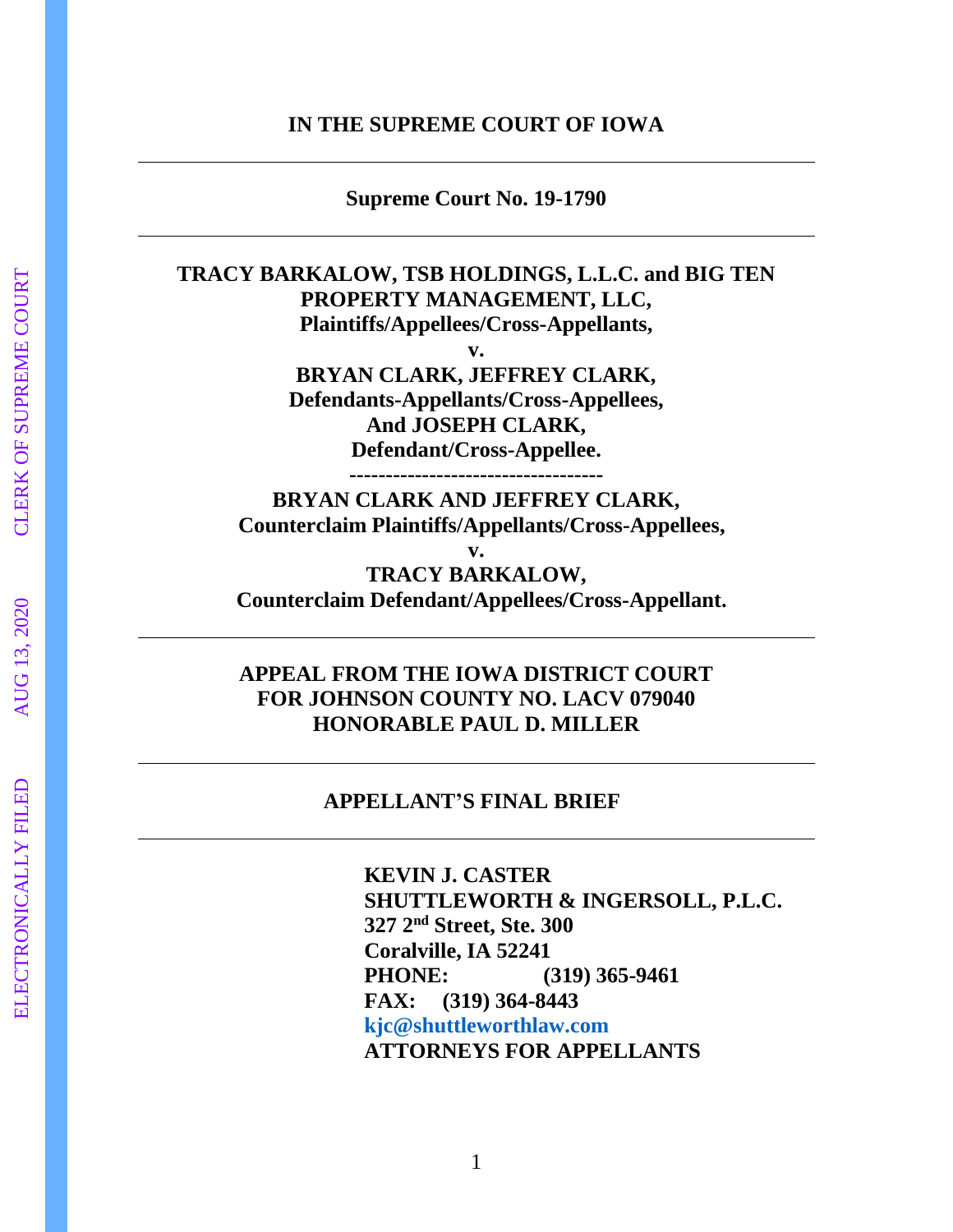**IN THE SUPREME COURT OF IOWA**

---

**Supreme Court No. 19-1790**

---

**TRACY BARKALOW, TSB HOLDINGS, L.L.C. and BIG TEN PROPERTY MANAGEMENT, LLC,**
**Plaintiffs/Appellees/Cross-Appellants,**

**v.**

**BRYAN CLARK, JEFFREY CLARK,**
**Defendants-Appellants/Cross-Appellees,**
**And JOSEPH CLARK,**
**Defendant/Cross-Appellee.**

**-----------------------------------**

**BRYAN CLARK AND JEFFREY CLARK,**
**Counterclaim Plaintiffs/Appellants/Cross-Appellees,**

**v.**

**TRACY BARKALOW,**
**Counterclaim Defendant/Appellees/Cross-Appellant.**

---

**APPEAL FROM THE IOWA DISTRICT COURT FOR JOHNSON COUNTY NO. LACV 079040**
**HONORABLE PAUL D. MILLER**

---

**APPELLANT'S FINAL BRIEF**

---

**KEVIN J. CASTER**
**SHUTTLEWORTH & INGERSOLL, P.L.C.**
**327 2nd Street, Ste. 300**
**Coralville, IA 52241**
**PHONE: (319) 365-9461**
**FAX: (319) 364-8443**
**kjc@shuttleworthlaw.com**
**ATTORNEYS FOR APPELLANTS**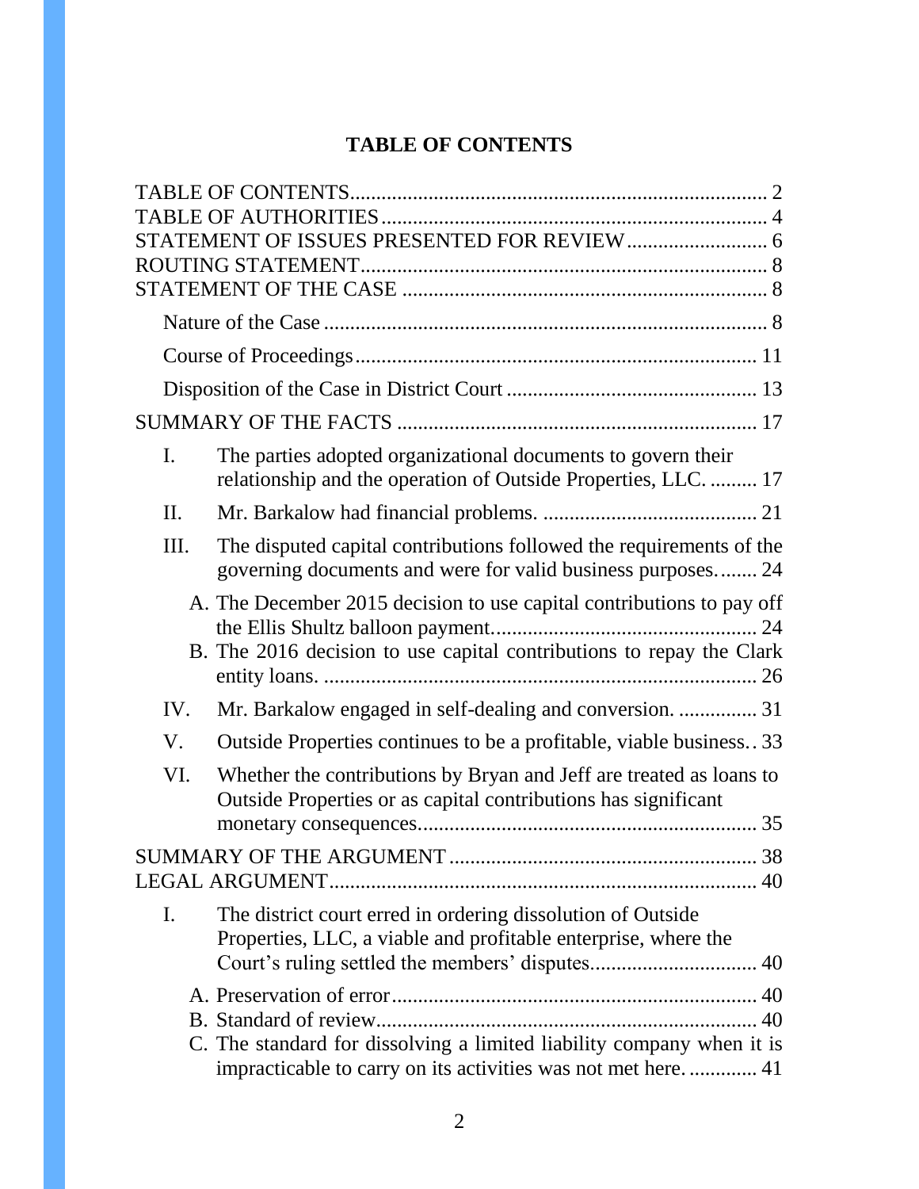# TABLE OF CONTENTS

TABLE OF CONTENTS ................................................................................ 2
TABLE OF AUTHORITIES ......................................................................... 4
STATEMENT OF ISSUES PRESENTED FOR REVIEW ........................... 6
ROUTING STATEMENT ............................................................................. 8
STATEMENT OF THE CASE ..................................................................... 8

- Nature of the Case .................................................................................... 8
- Course of Proceedings ............................................................................ 11
- Disposition of the Case in District Court ............................................... 13

SUMMARY OF THE FACTS .................................................................... 17

- I. The parties adopted organizational documents to govern their relationship and the operation of Outside Properties, LLC. ......... 17
- II. Mr. Barkalow had financial problems. ......................................... 21
- III. The disputed capital contributions followed the requirements of the governing documents and were for valid business purposes. ....... 24
  - A. The December 2015 decision to use capital contributions to pay off the Ellis Shultz balloon payment. ................................................. 24
  - B. The 2016 decision to use capital contributions to repay the Clark entity loans. .................................................................................. 26
- IV. Mr. Barkalow engaged in self-dealing and conversion. ............... 31
- V. Outside Properties continues to be a profitable, viable business. . 33
- VI. Whether the contributions by Bryan and Jeff are treated as loans to Outside Properties or as capital contributions has significant monetary consequences. ............................................................... 35

SUMMARY OF THE ARGUMENT ........................................................... 38
LEGAL ARGUMENT ................................................................................. 40

- I. The district court erred in ordering dissolution of Outside Properties, LLC, a viable and profitable enterprise, where the Court's ruling settled the members' disputes. ............................... 40
  - A. Preservation of error ..................................................................... 40
  - B. Standard of review ........................................................................ 40
  - C. The standard for dissolving a limited liability company when it is impracticable to carry on its activities was not met here. ............. 41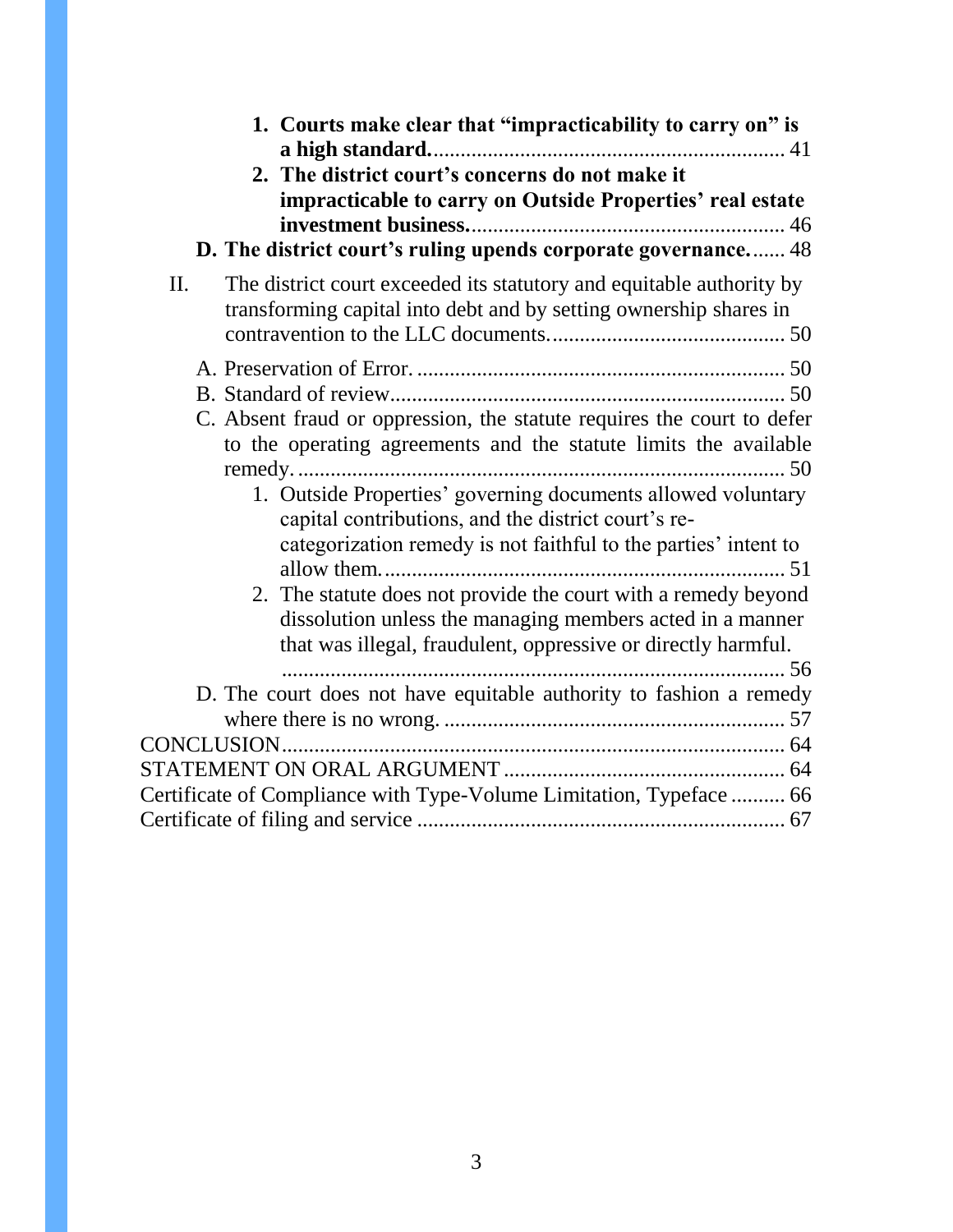1. **Courts make clear that "impracticability to carry on" is a high standard.** ........ 41
2. **The district court's concerns do not make it impracticable to carry on Outside Properties' real estate investment business.** ........ 46

**D. The district court's ruling upends corporate governance.** ........ 48

II. The district court exceeded its statutory and equitable authority by transforming capital into debt and by setting ownership shares in contravention to the LLC documents. ........ 50

A. Preservation of Error. ........ 50

B. Standard of review ........ 50

C. Absent fraud or oppression, the statute requires the court to defer to the operating agreements and the statute limits the available remedy. ........ 50

1. Outside Properties' governing documents allowed voluntary capital contributions, and the district court's re-categorization remedy is not faithful to the parties' intent to allow them. ........ 51
2. The statute does not provide the court with a remedy beyond dissolution unless the managing members acted in a manner that was illegal, fraudulent, oppressive or directly harmful. ........ 56

D. The court does not have equitable authority to fashion a remedy where there is no wrong. ........ 57

CONCLUSION ........ 64

STATEMENT ON ORAL ARGUMENT ........ 64

Certificate of Compliance with Type-Volume Limitation, Typeface ........ 66

Certificate of filing and service ........ 67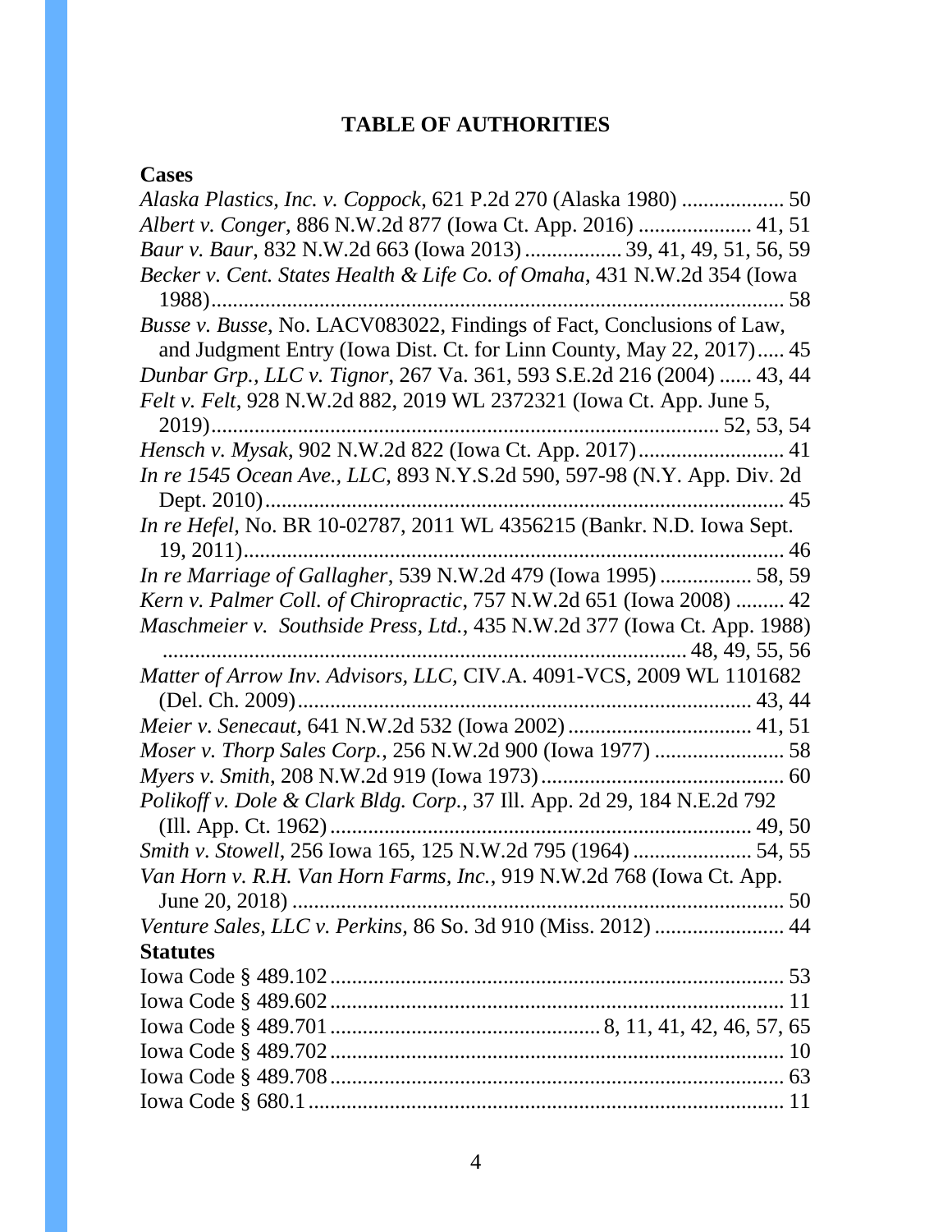# TABLE OF AUTHORITIES

## Cases

*Alaska Plastics, Inc. v. Coppock*, 621 P.2d 270 (Alaska 1980) ................... 50

*Albert v. Conger*, 886 N.W.2d 877 (Iowa Ct. App. 2016) ..................... 41, 51

*Baur v. Baur*, 832 N.W.2d 663 (Iowa 2013) .................. 39, 41, 49, 51, 56, 59

*Becker v. Cent. States Health & Life Co. of Omaha*, 431 N.W.2d 354 (Iowa 1988)........................................................................................... 58

*Busse v. Busse*, No. LACV083022, Findings of Fact, Conclusions of Law, and Judgment Entry (Iowa Dist. Ct. for Linn County, May 22, 2017)..... 45

*Dunbar Grp., LLC v. Tignor*, 267 Va. 361, 593 S.E.2d 216 (2004) ...... 43, 44

*Felt v. Felt*, 928 N.W.2d 882, 2019 WL 2372321 (Iowa Ct. App. June 5, 2019)........................................................................................... 52, 53, 54

*Hensch v. Mysak*, 902 N.W.2d 822 (Iowa Ct. App. 2017)........................... 41

*In re 1545 Ocean Ave., LLC*, 893 N.Y.S.2d 590, 597-98 (N.Y. App. Div. 2d Dept. 2010)................................................................................................ 45

*In re Hefel,* No. BR 10-02787, 2011 WL 4356215 (Bankr. N.D. Iowa Sept. 19, 2011)..................................................................................................... 46

*In re Marriage of Gallagher*, 539 N.W.2d 479 (Iowa 1995) ................. 58, 59

*Kern v. Palmer Coll. of Chiropractic*, 757 N.W.2d 651 (Iowa 2008) ......... 42

*Maschmeier v. Southside Press, Ltd.*, 435 N.W.2d 377 (Iowa Ct. App. 1988) ................................................................................................ 48, 49, 55, 56

*Matter of Arrow Inv. Advisors, LLC,* CIV.A. 4091-VCS, 2009 WL 1101682 (Del. Ch. 2009)........................................................................................ 43, 44

*Meier v. Senecaut*, 641 N.W.2d 532 (Iowa 2002) ................................. 41, 51

*Moser v. Thorp Sales Corp.*, 256 N.W.2d 900 (Iowa 1977) ........................ 58

*Myers v. Smith*, 208 N.W.2d 919 (Iowa 1973)............................................. 60

*Polikoff v. Dole & Clark Bldg. Corp.*, 37 Ill. App. 2d 29, 184 N.E.2d 792 (Ill. App. Ct. 1962)............................................................................. 49, 50

*Smith v. Stowell*, 256 Iowa 165, 125 N.W.2d 795 (1964) ...................... 54, 55

*Van Horn v. R.H. Van Horn Farms, Inc.*, 919 N.W.2d 768 (Iowa Ct. App. June 20, 2018) ........................................................................................... 50

*Venture Sales, LLC v. Perkins,* 86 So. 3d 910 (Miss. 2012) ........................ 44

## Statutes

Iowa Code § 489.102................................................................................... 53

Iowa Code § 489.602................................................................................... 11

Iowa Code § 489.701................................................. 8, 11, 41, 42, 46, 57, 65

Iowa Code § 489.702................................................................................... 10

Iowa Code § 489.708................................................................................... 63

Iowa Code § 680.1....................................................................................... 11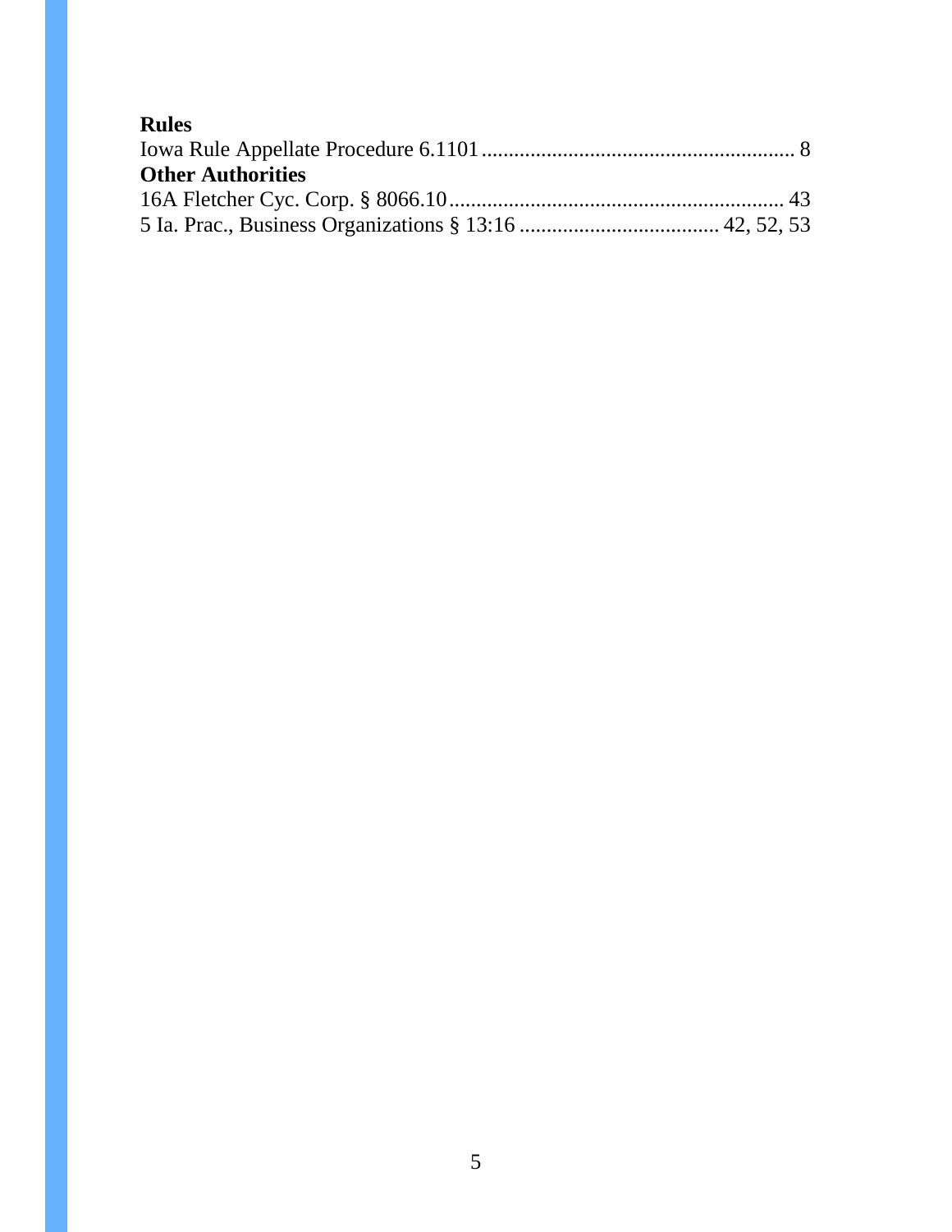**Rules**

Iowa Rule Appellate Procedure 6.1101 .......................................................... 8

**Other Authorities**

16A Fletcher Cyc. Corp. § 8066.10 ............................................................. 43

5 Ia. Prac., Business Organizations § 13:16 ..................................... 42, 52, 53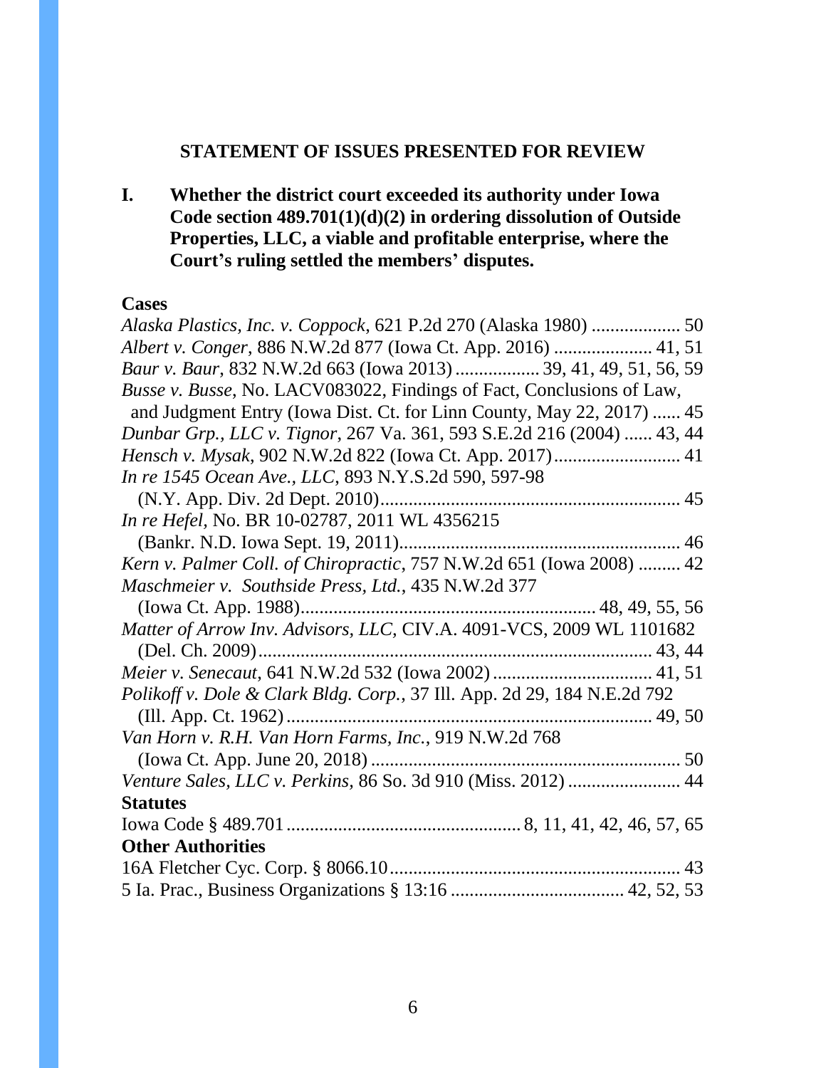## STATEMENT OF ISSUES PRESENTED FOR REVIEW

**I. Whether the district court exceeded its authority under Iowa Code section 489.701(1)(d)(2) in ordering dissolution of Outside Properties, LLC, a viable and profitable enterprise, where the Court's ruling settled the members' disputes.**

**Cases**

*Alaska Plastics, Inc. v. Coppock*, 621 P.2d 270 (Alaska 1980) ................... 50
*Albert v. Conger*, 886 N.W.2d 877 (Iowa Ct. App. 2016) ..................... 41, 51
*Baur v. Baur*, 832 N.W.2d 663 (Iowa 2013) .................. 39, 41, 49, 51, 56, 59
*Busse v. Busse*, No. LACV083022, Findings of Fact, Conclusions of Law, and Judgment Entry (Iowa Dist. Ct. for Linn County, May 22, 2017) ...... 45
*Dunbar Grp., LLC v. Tignor*, 267 Va. 361, 593 S.E.2d 216 (2004) ...... 43, 44
*Hensch v. Mysak*, 902 N.W.2d 822 (Iowa Ct. App. 2017) ........................... 41
*In re 1545 Ocean Ave., LLC*, 893 N.Y.S.2d 590, 597-98 (N.Y. App. Div. 2d Dept. 2010) ............................................................... 45
*In re Hefel*, No. BR 10-02787, 2011 WL 4356215 (Bankr. N.D. Iowa Sept. 19, 2011) ........................................................... 46
*Kern v. Palmer Coll. of Chiropractic*, 757 N.W.2d 651 (Iowa 2008) ......... 42
*Maschmeier v. Southside Press, Ltd.*, 435 N.W.2d 377 (Iowa Ct. App. 1988) ............................................................. 48, 49, 55, 56
*Matter of Arrow Inv. Advisors, LLC*, CIV.A. 4091-VCS, 2009 WL 1101682 (Del. Ch. 2009) ................................................................................... 43, 44
*Meier v. Senecaut*, 641 N.W.2d 532 (Iowa 2002) .................................. 41, 51
*Polikoff v. Dole & Clark Bldg. Corp.*, 37 Ill. App. 2d 29, 184 N.E.2d 792 (Ill. App. Ct. 1962) ............................................................................ 49, 50
*Van Horn v. R.H. Van Horn Farms, Inc.*, 919 N.W.2d 768 (Iowa Ct. App. June 20, 2018) .................................................................. 50
*Venture Sales, LLC v. Perkins*, 86 So. 3d 910 (Miss. 2012) ........................ 44

**Statutes**

Iowa Code § 489.701 ................................................ 8, 11, 41, 42, 46, 57, 65

**Other Authorities**

16A Fletcher Cyc. Corp. § 8066.10 ............................................................ 43
5 Ia. Prac., Business Organizations § 13:16 ..................................... 42, 52, 53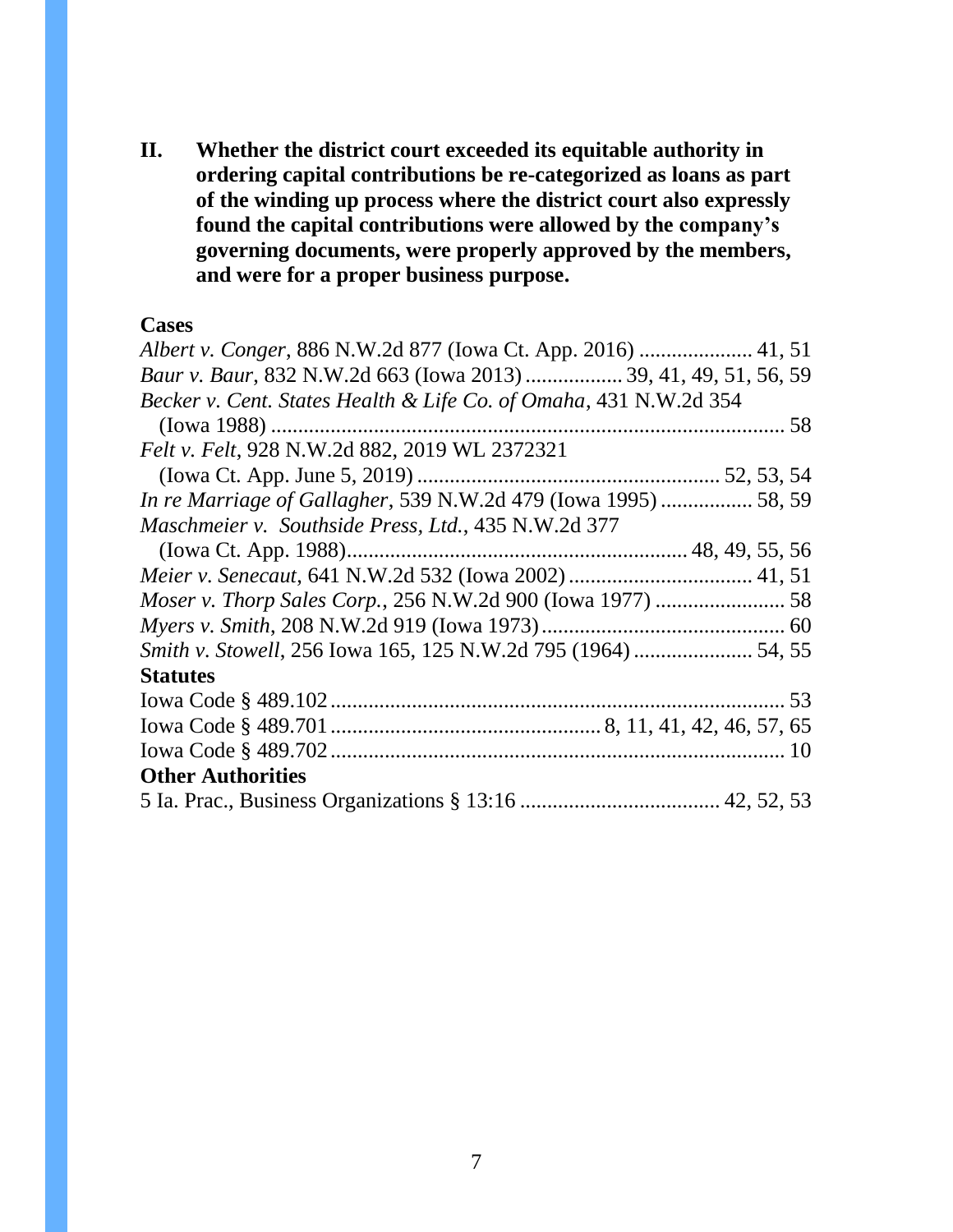**II. Whether the district court exceeded its equitable authority in ordering capital contributions be re-categorized as loans as part of the winding up process where the district court also expressly found the capital contributions were allowed by the company's governing documents, were properly approved by the members, and were for a proper business purpose.**

**Cases**

*Albert v. Conger*, 886 N.W.2d 877 (Iowa Ct. App. 2016) ..................... 41, 51
*Baur v. Baur*, 832 N.W.2d 663 (Iowa 2013) .................. 39, 41, 49, 51, 56, 59
*Becker v. Cent. States Health & Life Co. of Omaha*, 431 N.W.2d 354 (Iowa 1988) ............................................................................................... 58
*Felt v. Felt*, 928 N.W.2d 882, 2019 WL 2372321 (Iowa Ct. App. June 5, 2019) ........................................................ 52, 53, 54
*In re Marriage of Gallagher*, 539 N.W.2d 479 (Iowa 1995) ................. 58, 59
*Maschmeier v. Southside Press, Ltd.*, 435 N.W.2d 377 (Iowa Ct. App. 1988)............................................................... 48, 49, 55, 56
*Meier v. Senecaut*, 641 N.W.2d 532 (Iowa 2002) .................................. 41, 51
*Moser v. Thorp Sales Corp.*, 256 N.W.2d 900 (Iowa 1977) ........................ 58
*Myers v. Smith*, 208 N.W.2d 919 (Iowa 1973) ............................................. 60
*Smith v. Stowell*, 256 Iowa 165, 125 N.W.2d 795 (1964) ...................... 54, 55

**Statutes**

Iowa Code § 489.102 .................................................................................... 53
Iowa Code § 489.701 .................................................. 8, 11, 41, 42, 46, 57, 65
Iowa Code § 489.702 .................................................................................... 10

**Other Authorities**

5 Ia. Prac., Business Organizations § 13:16 ..................................... 42, 52, 53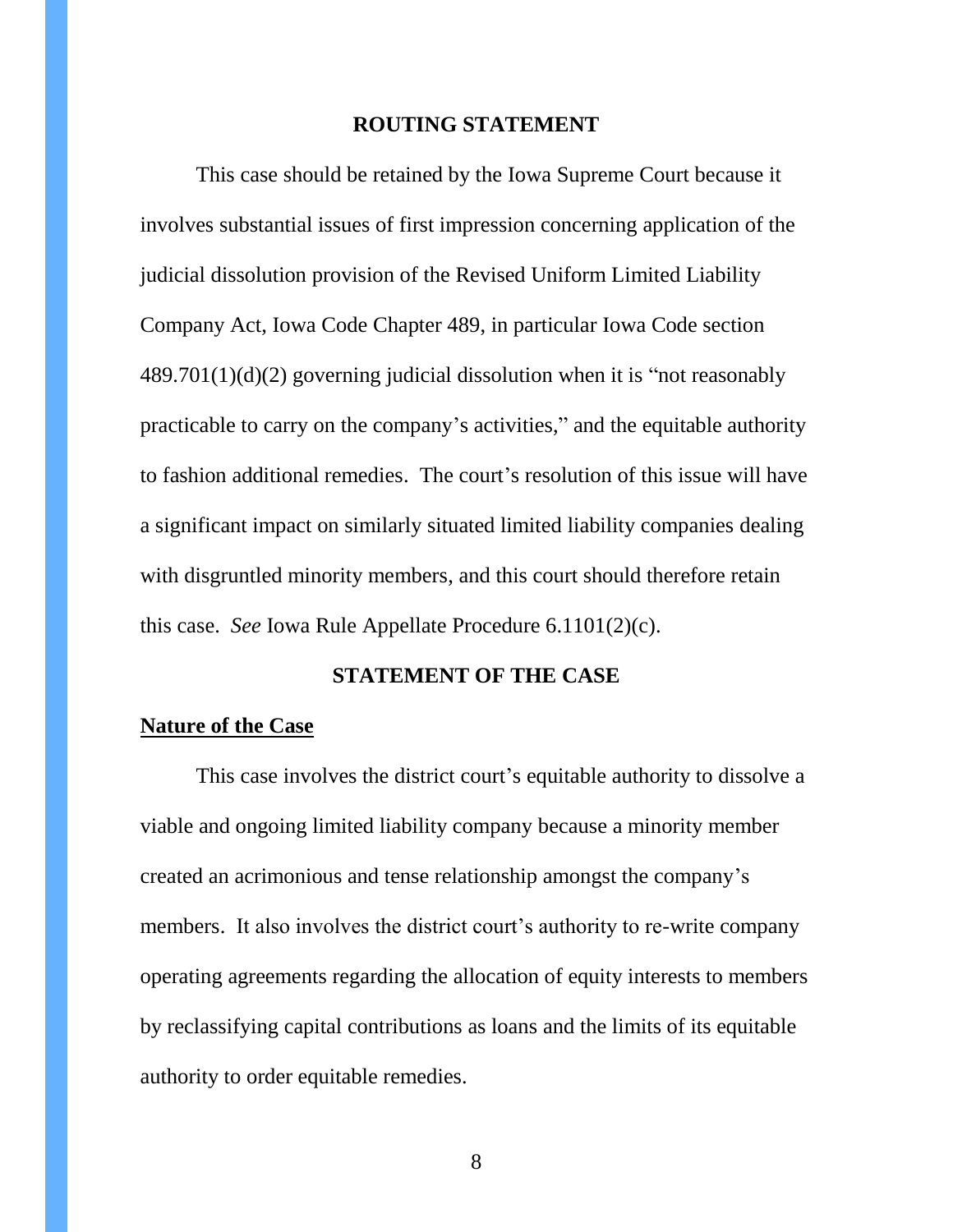## ROUTING STATEMENT

This case should be retained by the Iowa Supreme Court because it involves substantial issues of first impression concerning application of the judicial dissolution provision of the Revised Uniform Limited Liability Company Act, Iowa Code Chapter 489, in particular Iowa Code section 489.701(1)(d)(2) governing judicial dissolution when it is "not reasonably practicable to carry on the company's activities," and the equitable authority to fashion additional remedies. The court's resolution of this issue will have a significant impact on similarly situated limited liability companies dealing with disgruntled minority members, and this court should therefore retain this case. *See* Iowa Rule Appellate Procedure 6.1101(2)(c).

## STATEMENT OF THE CASE

### Nature of the Case

This case involves the district court's equitable authority to dissolve a viable and ongoing limited liability company because a minority member created an acrimonious and tense relationship amongst the company's members. It also involves the district court's authority to re-write company operating agreements regarding the allocation of equity interests to members by reclassifying capital contributions as loans and the limits of its equitable authority to order equitable remedies.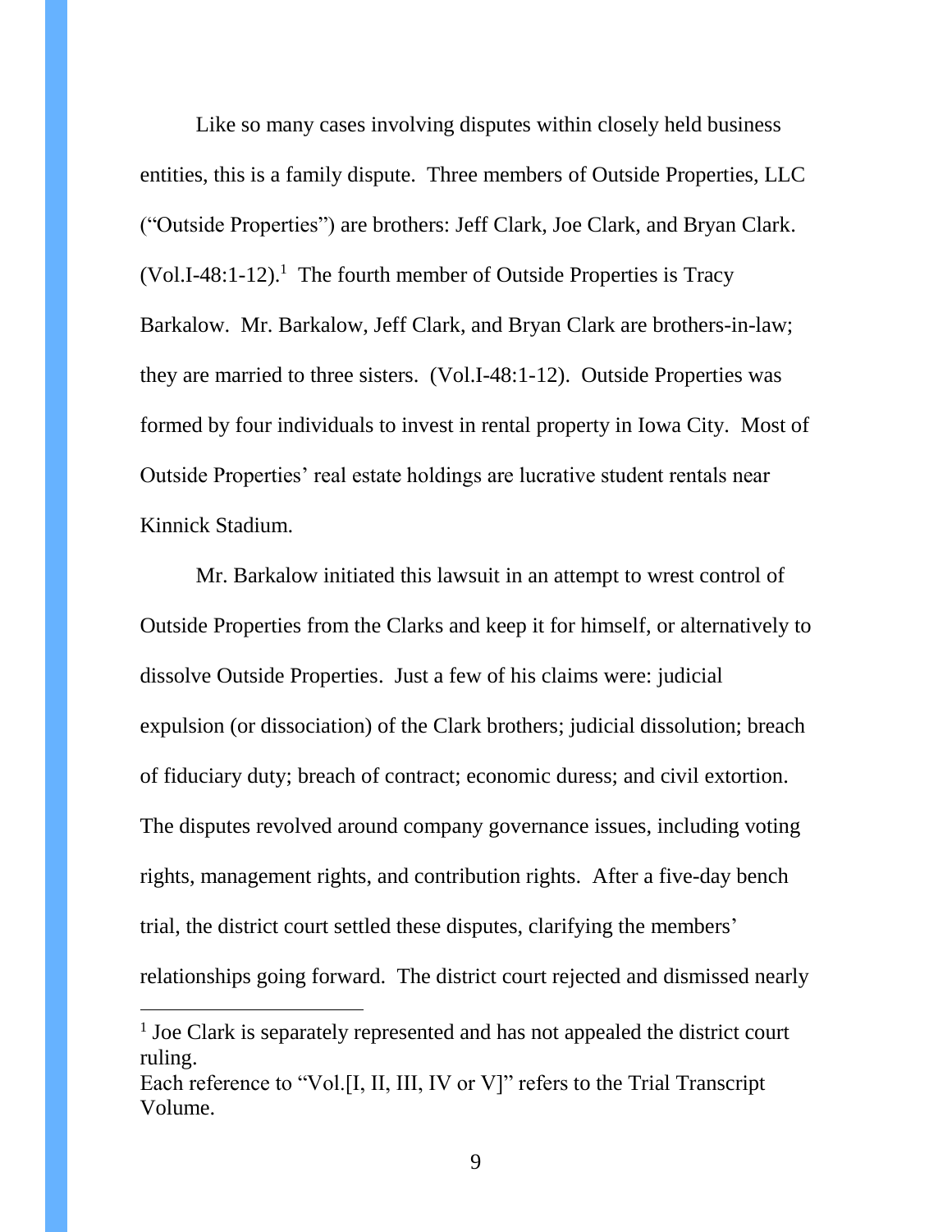Like so many cases involving disputes within closely held business entities, this is a family dispute. Three members of Outside Properties, LLC ("Outside Properties") are brothers: Jeff Clark, Joe Clark, and Bryan Clark. (Vol.I-48:1-12).[1] The fourth member of Outside Properties is Tracy Barkalow. Mr. Barkalow, Jeff Clark, and Bryan Clark are brothers-in-law; they are married to three sisters. (Vol.I-48:1-12). Outside Properties was formed by four individuals to invest in rental property in Iowa City. Most of Outside Properties' real estate holdings are lucrative student rentals near Kinnick Stadium.

Mr. Barkalow initiated this lawsuit in an attempt to wrest control of Outside Properties from the Clarks and keep it for himself, or alternatively to dissolve Outside Properties. Just a few of his claims were: judicial expulsion (or dissociation) of the Clark brothers; judicial dissolution; breach of fiduciary duty; breach of contract; economic duress; and civil extortion. The disputes revolved around company governance issues, including voting rights, management rights, and contribution rights. After a five-day bench trial, the district court settled these disputes, clarifying the members' relationships going forward. The district court rejected and dismissed nearly

---

[1] Joe Clark is separately represented and has not appealed the district court ruling.
Each reference to "Vol.[I, II, III, IV or V]" refers to the Trial Transcript Volume.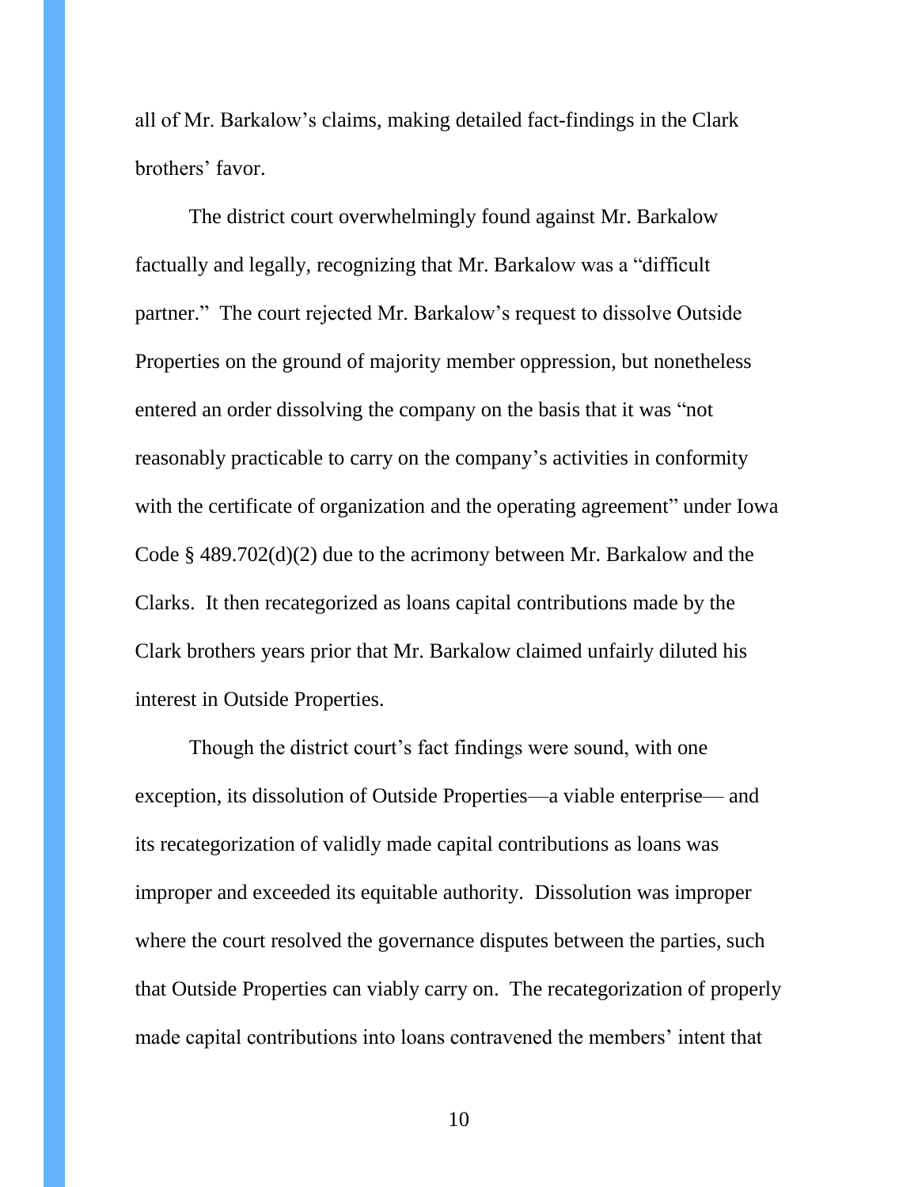all of Mr. Barkalow's claims, making detailed fact-findings in the Clark brothers' favor.

The district court overwhelmingly found against Mr. Barkalow factually and legally, recognizing that Mr. Barkalow was a "difficult partner." The court rejected Mr. Barkalow's request to dissolve Outside Properties on the ground of majority member oppression, but nonetheless entered an order dissolving the company on the basis that it was "not reasonably practicable to carry on the company's activities in conformity with the certificate of organization and the operating agreement" under Iowa Code § 489.702(d)(2) due to the acrimony between Mr. Barkalow and the Clarks. It then recategorized as loans capital contributions made by the Clark brothers years prior that Mr. Barkalow claimed unfairly diluted his interest in Outside Properties.

Though the district court's fact findings were sound, with one exception, its dissolution of Outside Properties—a viable enterprise— and its recategorization of validly made capital contributions as loans was improper and exceeded its equitable authority. Dissolution was improper where the court resolved the governance disputes between the parties, such that Outside Properties can viably carry on. The recategorization of properly made capital contributions into loans contravened the members' intent that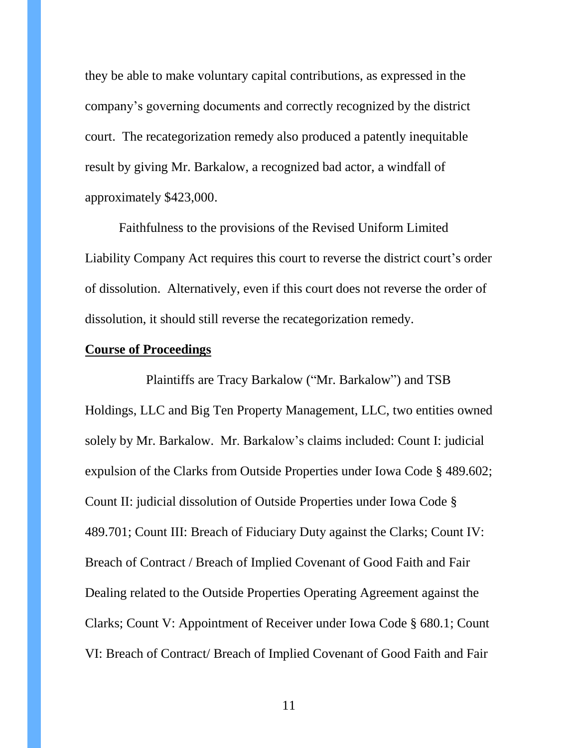they be able to make voluntary capital contributions, as expressed in the company's governing documents and correctly recognized by the district court. The recategorization remedy also produced a patently inequitable result by giving Mr. Barkalow, a recognized bad actor, a windfall of approximately $423,000.

Faithfulness to the provisions of the Revised Uniform Limited Liability Company Act requires this court to reverse the district court's order of dissolution. Alternatively, even if this court does not reverse the order of dissolution, it should still reverse the recategorization remedy.

**Course of Proceedings**

Plaintiffs are Tracy Barkalow ("Mr. Barkalow") and TSB Holdings, LLC and Big Ten Property Management, LLC, two entities owned solely by Mr. Barkalow. Mr. Barkalow's claims included: Count I: judicial expulsion of the Clarks from Outside Properties under Iowa Code § 489.602; Count II: judicial dissolution of Outside Properties under Iowa Code § 489.701; Count III: Breach of Fiduciary Duty against the Clarks; Count IV: Breach of Contract / Breach of Implied Covenant of Good Faith and Fair Dealing related to the Outside Properties Operating Agreement against the Clarks; Count V: Appointment of Receiver under Iowa Code § 680.1; Count VI: Breach of Contract/ Breach of Implied Covenant of Good Faith and Fair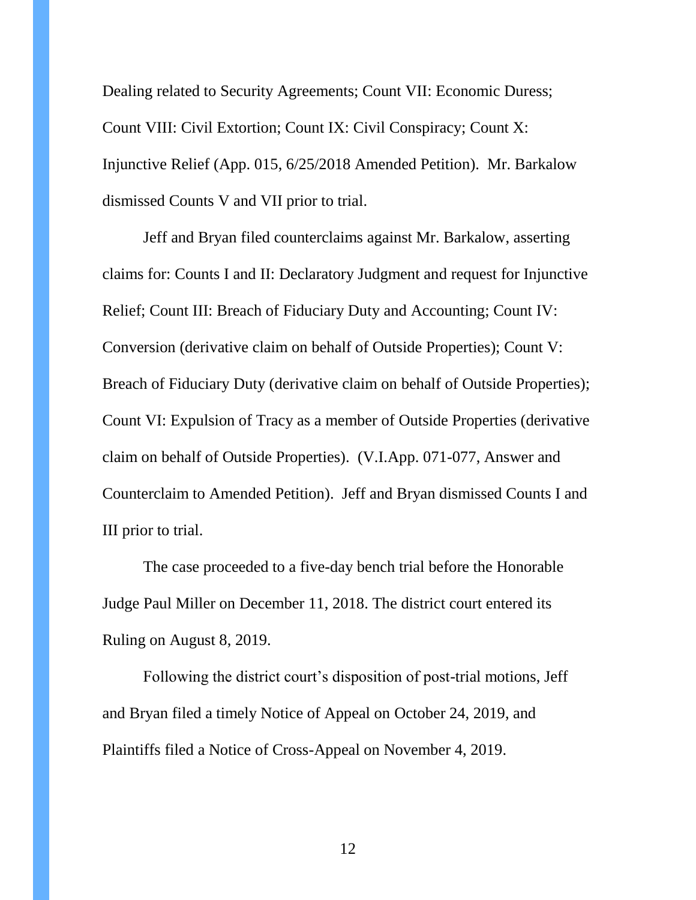Dealing related to Security Agreements; Count VII: Economic Duress; Count VIII: Civil Extortion; Count IX: Civil Conspiracy; Count X: Injunctive Relief (App. 015, 6/25/2018 Amended Petition). Mr. Barkalow dismissed Counts V and VII prior to trial.

Jeff and Bryan filed counterclaims against Mr. Barkalow, asserting claims for: Counts I and II: Declaratory Judgment and request for Injunctive Relief; Count III: Breach of Fiduciary Duty and Accounting; Count IV: Conversion (derivative claim on behalf of Outside Properties); Count V: Breach of Fiduciary Duty (derivative claim on behalf of Outside Properties); Count VI: Expulsion of Tracy as a member of Outside Properties (derivative claim on behalf of Outside Properties). (V.I.App. 071-077, Answer and Counterclaim to Amended Petition). Jeff and Bryan dismissed Counts I and III prior to trial.

The case proceeded to a five-day bench trial before the Honorable Judge Paul Miller on December 11, 2018. The district court entered its Ruling on August 8, 2019.

Following the district court's disposition of post-trial motions, Jeff and Bryan filed a timely Notice of Appeal on October 24, 2019, and Plaintiffs filed a Notice of Cross-Appeal on November 4, 2019.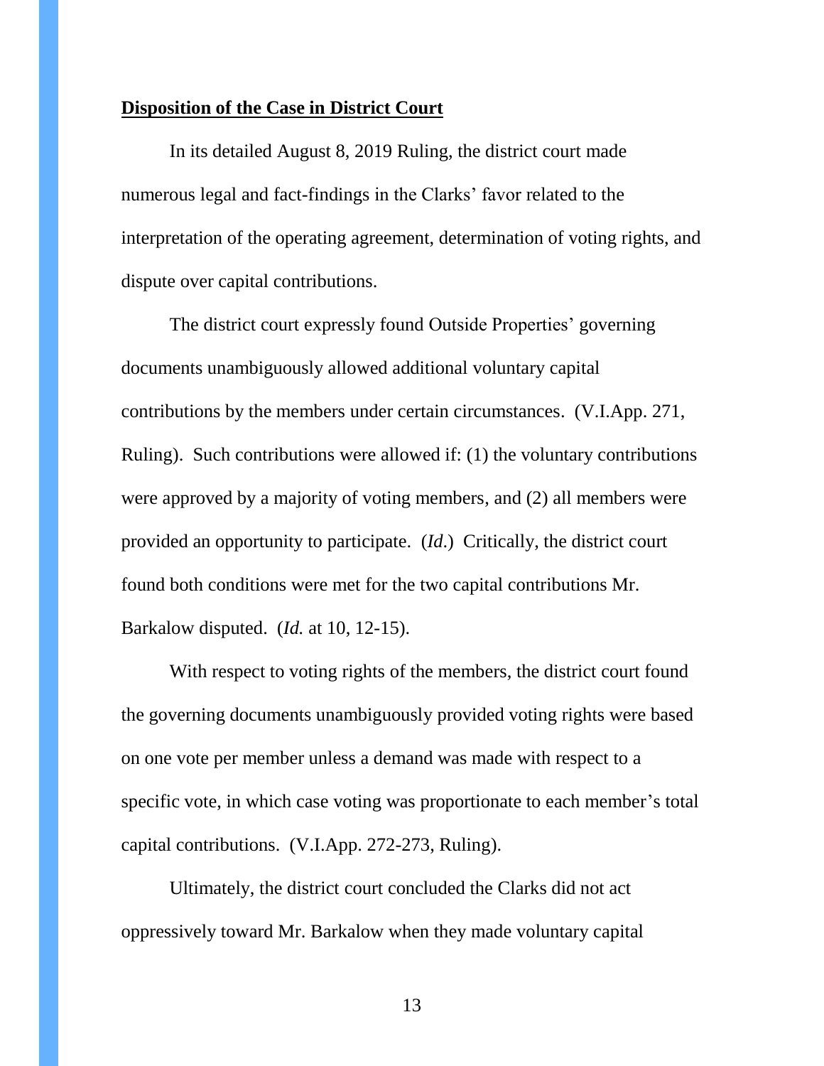**Disposition of the Case in District Court**

In its detailed August 8, 2019 Ruling, the district court made numerous legal and fact-findings in the Clarks' favor related to the interpretation of the operating agreement, determination of voting rights, and dispute over capital contributions.

The district court expressly found Outside Properties' governing documents unambiguously allowed additional voluntary capital contributions by the members under certain circumstances. (V.I.App. 271, Ruling). Such contributions were allowed if: (1) the voluntary contributions were approved by a majority of voting members, and (2) all members were provided an opportunity to participate. (*Id*.) Critically, the district court found both conditions were met for the two capital contributions Mr. Barkalow disputed. (*Id.* at 10, 12-15).

With respect to voting rights of the members, the district court found the governing documents unambiguously provided voting rights were based on one vote per member unless a demand was made with respect to a specific vote, in which case voting was proportionate to each member's total capital contributions. (V.I.App. 272-273, Ruling).

Ultimately, the district court concluded the Clarks did not act oppressively toward Mr. Barkalow when they made voluntary capital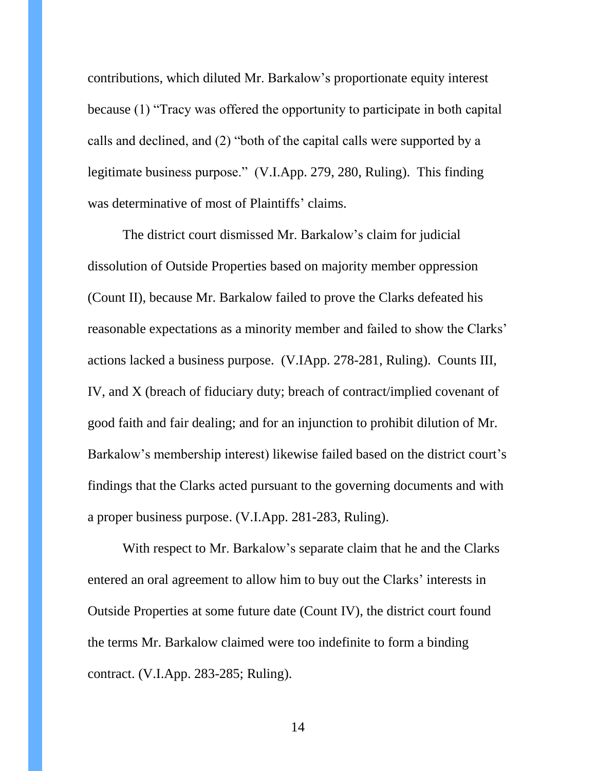contributions, which diluted Mr. Barkalow's proportionate equity interest because (1) "Tracy was offered the opportunity to participate in both capital calls and declined, and (2) "both of the capital calls were supported by a legitimate business purpose." (V.I.App. 279, 280, Ruling). This finding was determinative of most of Plaintiffs' claims.

The district court dismissed Mr. Barkalow's claim for judicial dissolution of Outside Properties based on majority member oppression (Count II), because Mr. Barkalow failed to prove the Clarks defeated his reasonable expectations as a minority member and failed to show the Clarks' actions lacked a business purpose. (V.IApp. 278-281, Ruling). Counts III, IV, and X (breach of fiduciary duty; breach of contract/implied covenant of good faith and fair dealing; and for an injunction to prohibit dilution of Mr. Barkalow's membership interest) likewise failed based on the district court's findings that the Clarks acted pursuant to the governing documents and with a proper business purpose. (V.I.App. 281-283, Ruling).

With respect to Mr. Barkalow's separate claim that he and the Clarks entered an oral agreement to allow him to buy out the Clarks' interests in Outside Properties at some future date (Count IV), the district court found the terms Mr. Barkalow claimed were too indefinite to form a binding contract. (V.I.App. 283-285; Ruling).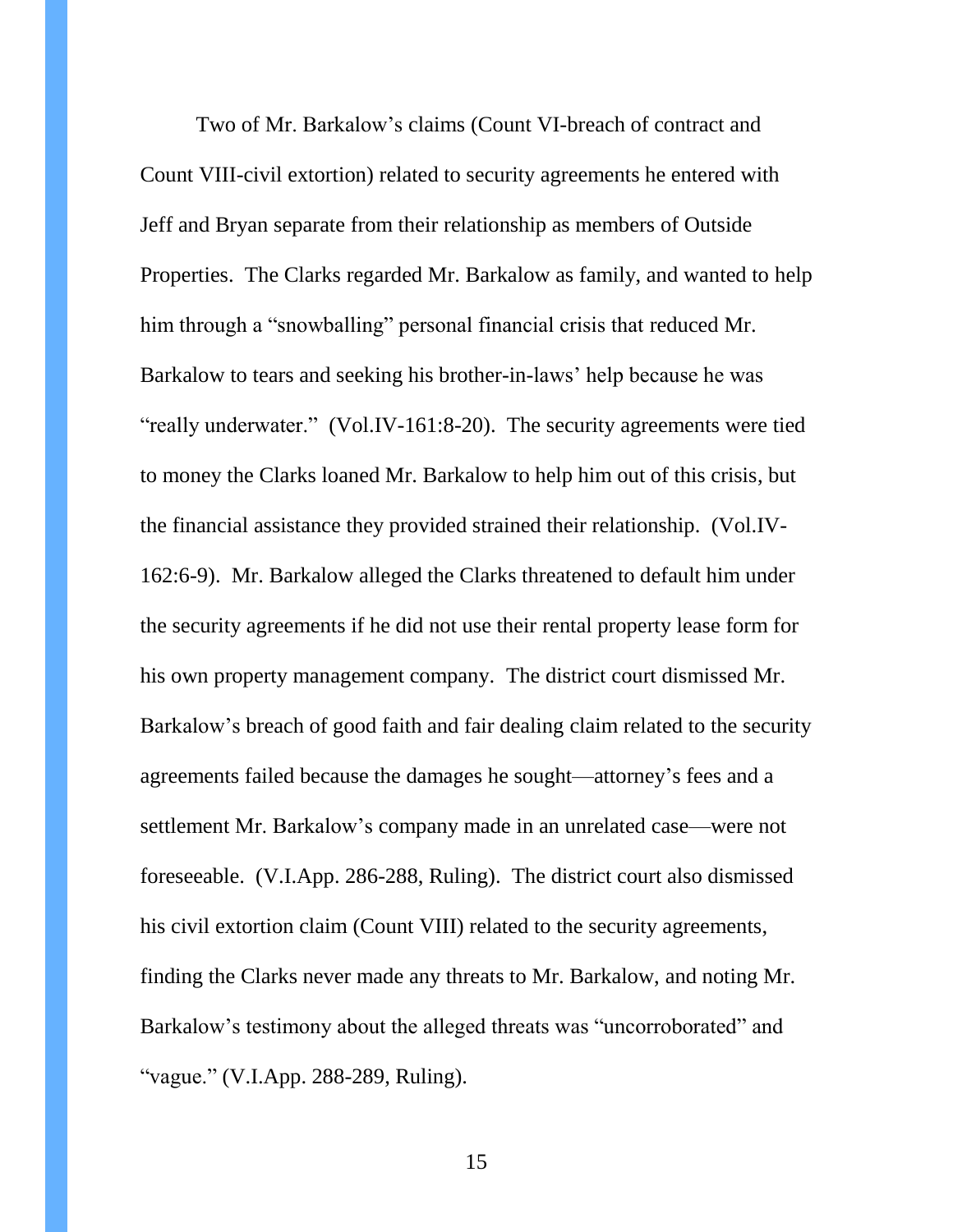Two of Mr. Barkalow's claims (Count VI-breach of contract and Count VIII-civil extortion) related to security agreements he entered with Jeff and Bryan separate from their relationship as members of Outside Properties. The Clarks regarded Mr. Barkalow as family, and wanted to help him through a "snowballing" personal financial crisis that reduced Mr. Barkalow to tears and seeking his brother-in-laws' help because he was "really underwater." (Vol.IV-161:8-20). The security agreements were tied to money the Clarks loaned Mr. Barkalow to help him out of this crisis, but the financial assistance they provided strained their relationship. (Vol.IV-162:6-9). Mr. Barkalow alleged the Clarks threatened to default him under the security agreements if he did not use their rental property lease form for his own property management company. The district court dismissed Mr. Barkalow's breach of good faith and fair dealing claim related to the security agreements failed because the damages he sought—attorney's fees and a settlement Mr. Barkalow's company made in an unrelated case—were not foreseeable. (V.I.App. 286-288, Ruling). The district court also dismissed his civil extortion claim (Count VIII) related to the security agreements, finding the Clarks never made any threats to Mr. Barkalow, and noting Mr. Barkalow's testimony about the alleged threats was "uncorroborated" and "vague." (V.I.App. 288-289, Ruling).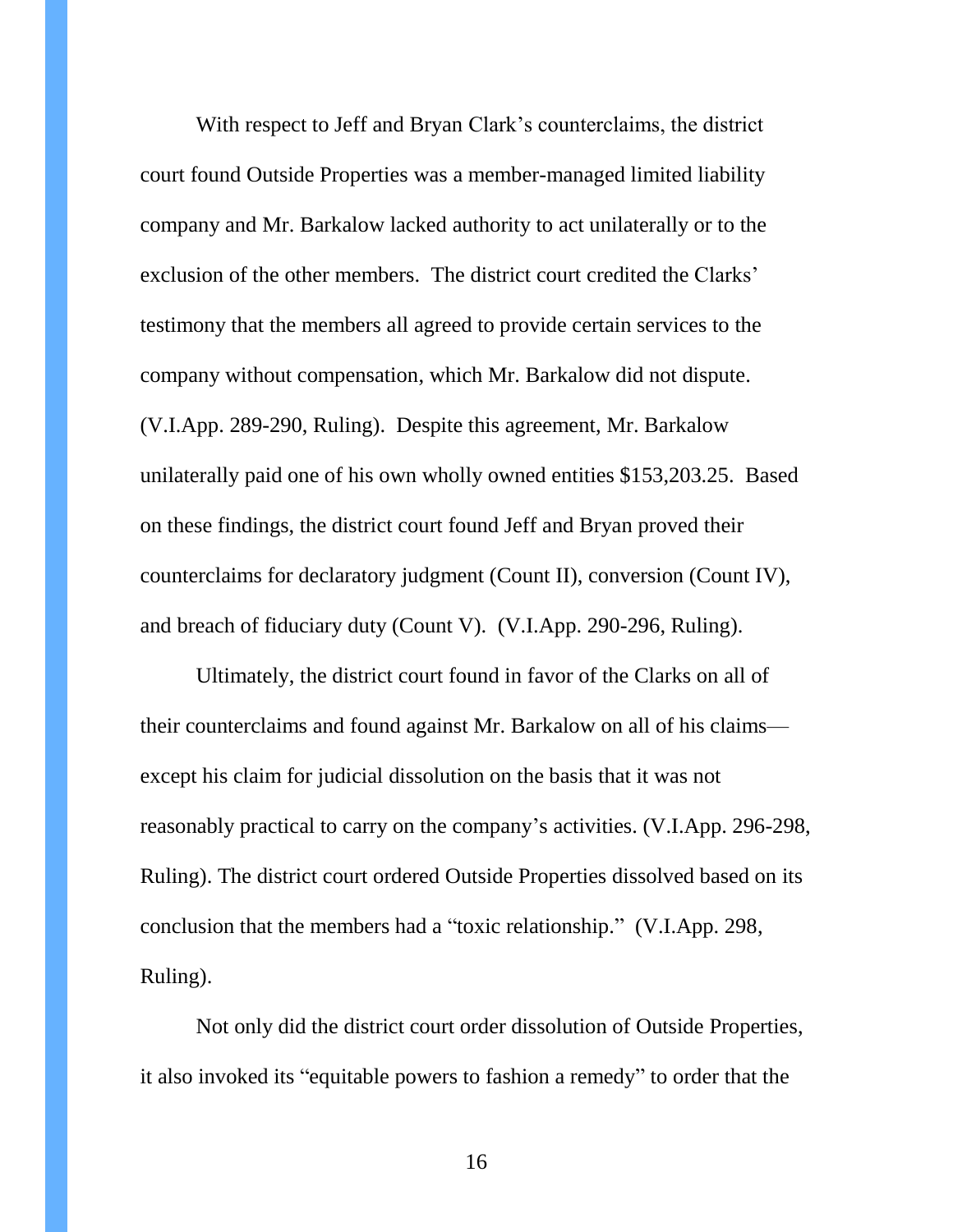With respect to Jeff and Bryan Clark's counterclaims, the district court found Outside Properties was a member-managed limited liability company and Mr. Barkalow lacked authority to act unilaterally or to the exclusion of the other members. The district court credited the Clarks' testimony that the members all agreed to provide certain services to the company without compensation, which Mr. Barkalow did not dispute. (V.I.App. 289-290, Ruling). Despite this agreement, Mr. Barkalow unilaterally paid one of his own wholly owned entities $153,203.25. Based on these findings, the district court found Jeff and Bryan proved their counterclaims for declaratory judgment (Count II), conversion (Count IV), and breach of fiduciary duty (Count V). (V.I.App. 290-296, Ruling).

Ultimately, the district court found in favor of the Clarks on all of their counterclaims and found against Mr. Barkalow on all of his claims—except his claim for judicial dissolution on the basis that it was not reasonably practical to carry on the company's activities. (V.I.App. 296-298, Ruling). The district court ordered Outside Properties dissolved based on its conclusion that the members had a "toxic relationship." (V.I.App. 298, Ruling).

Not only did the district court order dissolution of Outside Properties, it also invoked its "equitable powers to fashion a remedy" to order that the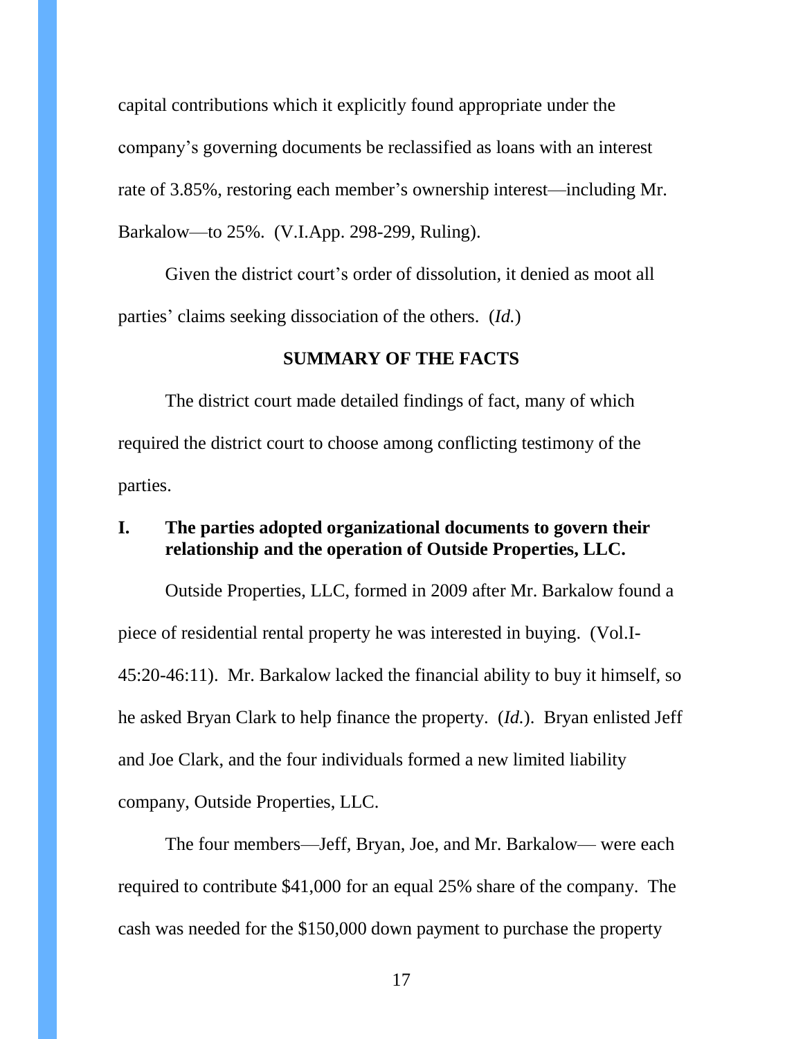capital contributions which it explicitly found appropriate under the company's governing documents be reclassified as loans with an interest rate of 3.85%, restoring each member's ownership interest—including Mr. Barkalow—to 25%. (V.I.App. 298-299, Ruling).

Given the district court's order of dissolution, it denied as moot all parties' claims seeking dissociation of the others. (*Id.*)

## SUMMARY OF THE FACTS

The district court made detailed findings of fact, many of which required the district court to choose among conflicting testimony of the parties.

### I. The parties adopted organizational documents to govern their relationship and the operation of Outside Properties, LLC.

Outside Properties, LLC, formed in 2009 after Mr. Barkalow found a piece of residential rental property he was interested in buying. (Vol.I-45:20-46:11). Mr. Barkalow lacked the financial ability to buy it himself, so he asked Bryan Clark to help finance the property. (*Id.*). Bryan enlisted Jeff and Joe Clark, and the four individuals formed a new limited liability company, Outside Properties, LLC.

The four members—Jeff, Bryan, Joe, and Mr. Barkalow— were each required to contribute $41,000 for an equal 25% share of the company. The cash was needed for the $150,000 down payment to purchase the property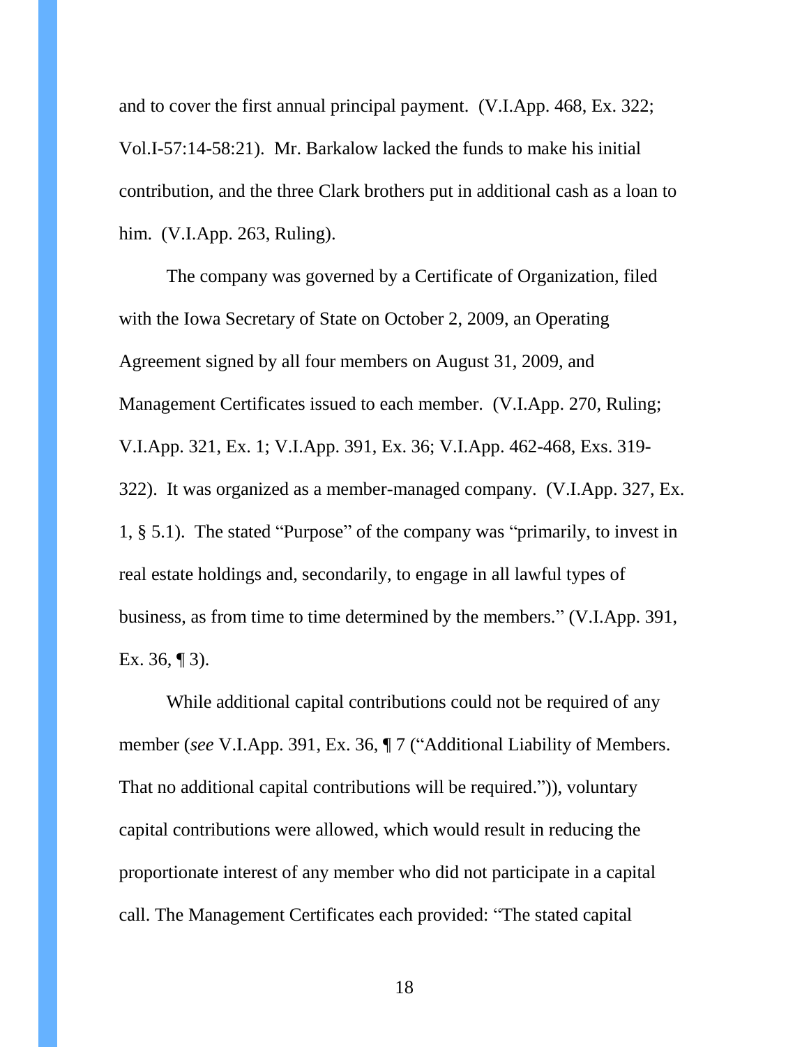and to cover the first annual principal payment. (V.I.App. 468, Ex. 322; Vol.I-57:14-58:21). Mr. Barkalow lacked the funds to make his initial contribution, and the three Clark brothers put in additional cash as a loan to him. (V.I.App. 263, Ruling).

The company was governed by a Certificate of Organization, filed with the Iowa Secretary of State on October 2, 2009, an Operating Agreement signed by all four members on August 31, 2009, and Management Certificates issued to each member. (V.I.App. 270, Ruling; V.I.App. 321, Ex. 1; V.I.App. 391, Ex. 36; V.I.App. 462-468, Exs. 319-322). It was organized as a member-managed company. (V.I.App. 327, Ex. 1, § 5.1). The stated "Purpose" of the company was "primarily, to invest in real estate holdings and, secondarily, to engage in all lawful types of business, as from time to time determined by the members." (V.I.App. 391, Ex. 36, ¶ 3).

While additional capital contributions could not be required of any member (*see* V.I.App. 391, Ex. 36, ¶ 7 ("Additional Liability of Members. That no additional capital contributions will be required.")), voluntary capital contributions were allowed, which would result in reducing the proportionate interest of any member who did not participate in a capital call. The Management Certificates each provided: "The stated capital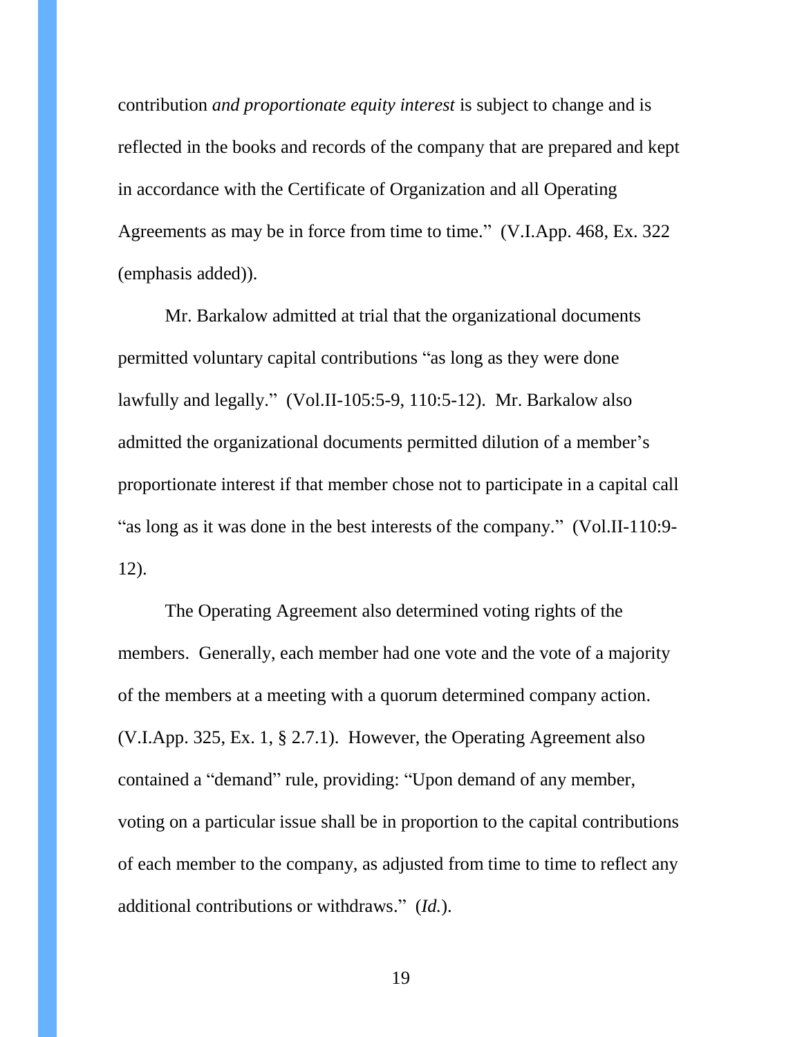contribution *and proportionate equity interest* is subject to change and is reflected in the books and records of the company that are prepared and kept in accordance with the Certificate of Organization and all Operating Agreements as may be in force from time to time." (V.I.App. 468, Ex. 322 (emphasis added)).

Mr. Barkalow admitted at trial that the organizational documents permitted voluntary capital contributions "as long as they were done lawfully and legally." (Vol.II-105:5-9, 110:5-12). Mr. Barkalow also admitted the organizational documents permitted dilution of a member's proportionate interest if that member chose not to participate in a capital call "as long as it was done in the best interests of the company." (Vol.II-110:9-12).

The Operating Agreement also determined voting rights of the members. Generally, each member had one vote and the vote of a majority of the members at a meeting with a quorum determined company action. (V.I.App. 325, Ex. 1, § 2.7.1). However, the Operating Agreement also contained a "demand" rule, providing: "Upon demand of any member, voting on a particular issue shall be in proportion to the capital contributions of each member to the company, as adjusted from time to time to reflect any additional contributions or withdraws." (*Id.*).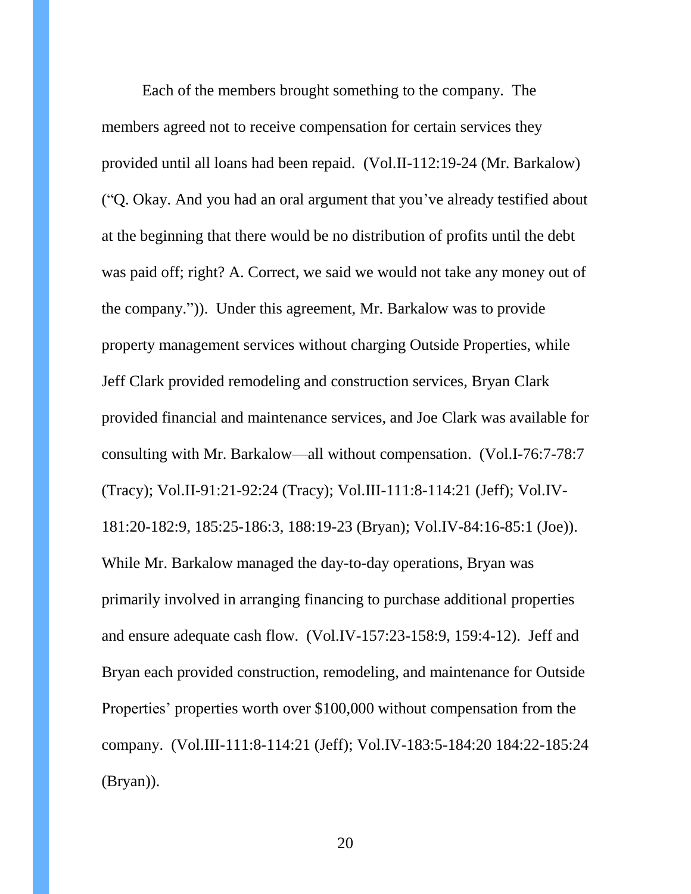Each of the members brought something to the company. The members agreed not to receive compensation for certain services they provided until all loans had been repaid. (Vol.II-112:19-24 (Mr. Barkalow) ("Q. Okay. And you had an oral argument that you've already testified about at the beginning that there would be no distribution of profits until the debt was paid off; right? A. Correct, we said we would not take any money out of the company.")). Under this agreement, Mr. Barkalow was to provide property management services without charging Outside Properties, while Jeff Clark provided remodeling and construction services, Bryan Clark provided financial and maintenance services, and Joe Clark was available for consulting with Mr. Barkalow—all without compensation. (Vol.I-76:7-78:7 (Tracy); Vol.II-91:21-92:24 (Tracy); Vol.III-111:8-114:21 (Jeff); Vol.IV-181:20-182:9, 185:25-186:3, 188:19-23 (Bryan); Vol.IV-84:16-85:1 (Joe)). While Mr. Barkalow managed the day-to-day operations, Bryan was primarily involved in arranging financing to purchase additional properties and ensure adequate cash flow. (Vol.IV-157:23-158:9, 159:4-12). Jeff and Bryan each provided construction, remodeling, and maintenance for Outside Properties' properties worth over $100,000 without compensation from the company. (Vol.III-111:8-114:21 (Jeff); Vol.IV-183:5-184:20 184:22-185:24 (Bryan)).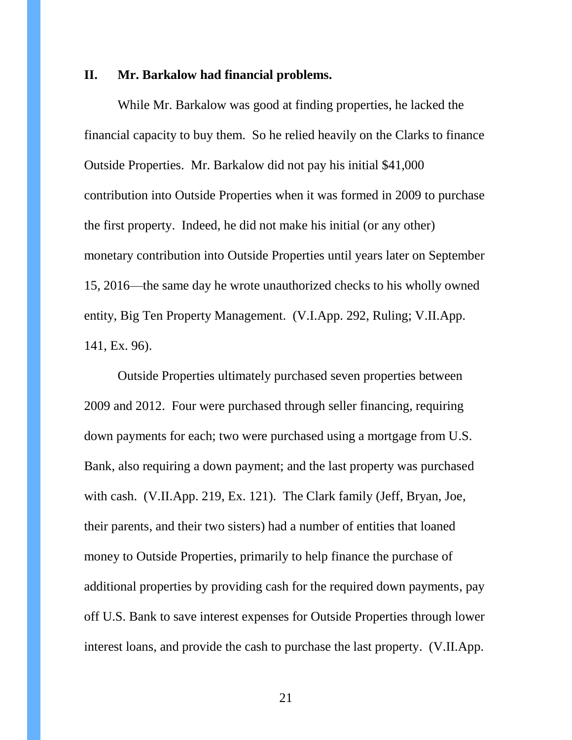## II. Mr. Barkalow had financial problems.

While Mr. Barkalow was good at finding properties, he lacked the financial capacity to buy them. So he relied heavily on the Clarks to finance Outside Properties. Mr. Barkalow did not pay his initial $41,000 contribution into Outside Properties when it was formed in 2009 to purchase the first property. Indeed, he did not make his initial (or any other) monetary contribution into Outside Properties until years later on September 15, 2016—the same day he wrote unauthorized checks to his wholly owned entity, Big Ten Property Management. (V.I.App. 292, Ruling; V.II.App. 141, Ex. 96).

Outside Properties ultimately purchased seven properties between 2009 and 2012. Four were purchased through seller financing, requiring down payments for each; two were purchased using a mortgage from U.S. Bank, also requiring a down payment; and the last property was purchased with cash. (V.II.App. 219, Ex. 121). The Clark family (Jeff, Bryan, Joe, their parents, and their two sisters) had a number of entities that loaned money to Outside Properties, primarily to help finance the purchase of additional properties by providing cash for the required down payments, pay off U.S. Bank to save interest expenses for Outside Properties through lower interest loans, and provide the cash to purchase the last property. (V.II.App.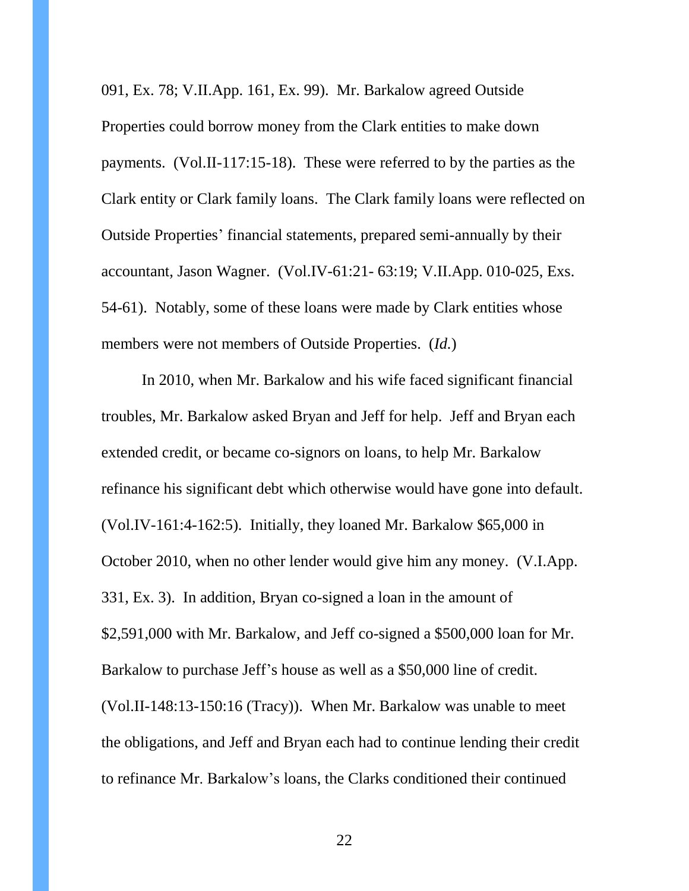091, Ex. 78; V.II.App. 161, Ex. 99). Mr. Barkalow agreed Outside Properties could borrow money from the Clark entities to make down payments. (Vol.II-117:15-18). These were referred to by the parties as the Clark entity or Clark family loans. The Clark family loans were reflected on Outside Properties' financial statements, prepared semi-annually by their accountant, Jason Wagner. (Vol.IV-61:21- 63:19; V.II.App. 010-025, Exs. 54-61). Notably, some of these loans were made by Clark entities whose members were not members of Outside Properties. (*Id.*)

In 2010, when Mr. Barkalow and his wife faced significant financial troubles, Mr. Barkalow asked Bryan and Jeff for help. Jeff and Bryan each extended credit, or became co-signors on loans, to help Mr. Barkalow refinance his significant debt which otherwise would have gone into default. (Vol.IV-161:4-162:5). Initially, they loaned Mr. Barkalow $65,000 in October 2010, when no other lender would give him any money. (V.I.App. 331, Ex. 3). In addition, Bryan co-signed a loan in the amount of $2,591,000 with Mr. Barkalow, and Jeff co-signed a $500,000 loan for Mr. Barkalow to purchase Jeff's house as well as a $50,000 line of credit. (Vol.II-148:13-150:16 (Tracy)). When Mr. Barkalow was unable to meet the obligations, and Jeff and Bryan each had to continue lending their credit to refinance Mr. Barkalow's loans, the Clarks conditioned their continued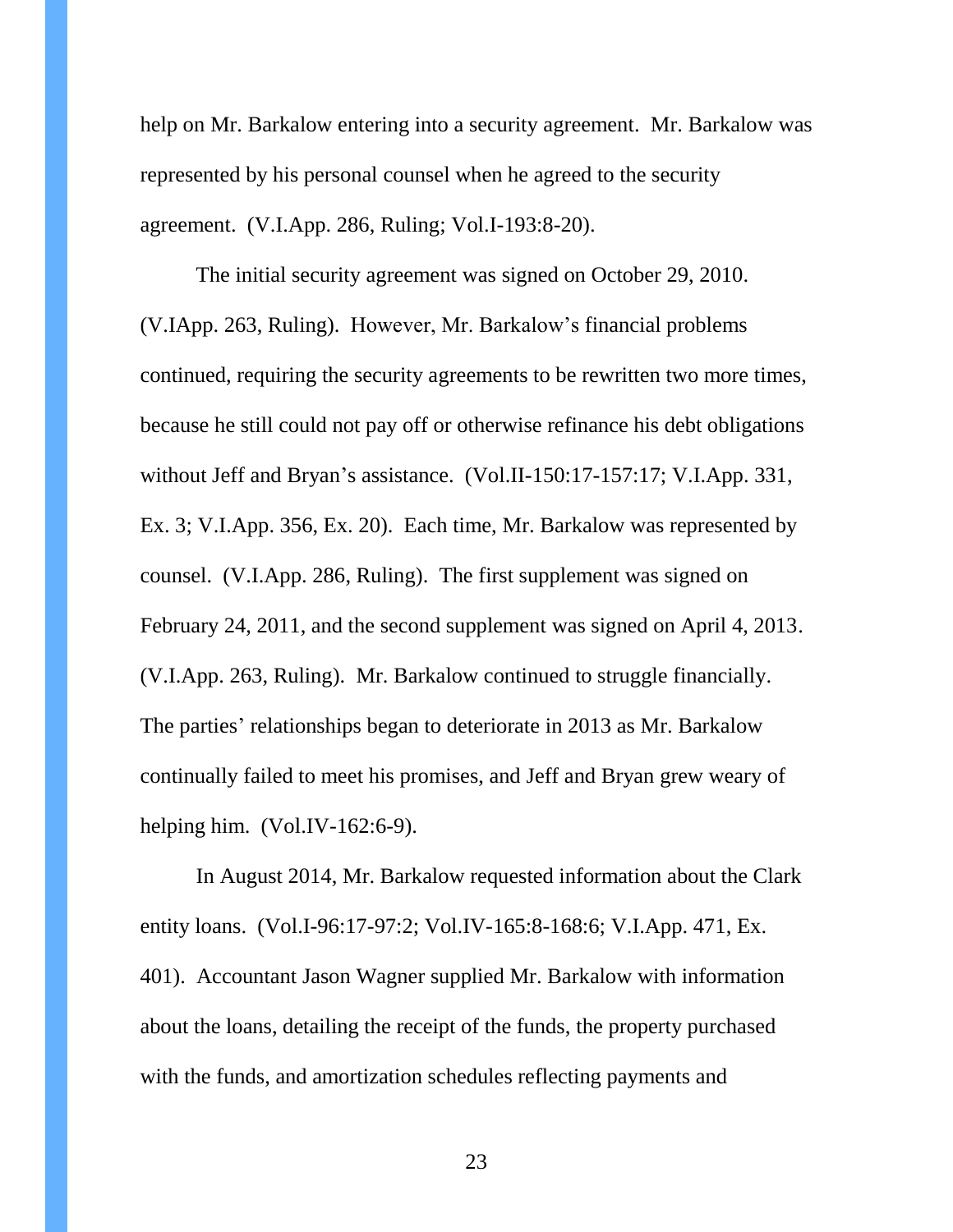help on Mr. Barkalow entering into a security agreement. Mr. Barkalow was represented by his personal counsel when he agreed to the security agreement. (V.I.App. 286, Ruling; Vol.I-193:8-20).

The initial security agreement was signed on October 29, 2010. (V.IApp. 263, Ruling). However, Mr. Barkalow's financial problems continued, requiring the security agreements to be rewritten two more times, because he still could not pay off or otherwise refinance his debt obligations without Jeff and Bryan's assistance. (Vol.II-150:17-157:17; V.I.App. 331, Ex. 3; V.I.App. 356, Ex. 20). Each time, Mr. Barkalow was represented by counsel. (V.I.App. 286, Ruling). The first supplement was signed on February 24, 2011, and the second supplement was signed on April 4, 2013. (V.I.App. 263, Ruling). Mr. Barkalow continued to struggle financially. The parties' relationships began to deteriorate in 2013 as Mr. Barkalow continually failed to meet his promises, and Jeff and Bryan grew weary of helping him. (Vol.IV-162:6-9).

In August 2014, Mr. Barkalow requested information about the Clark entity loans. (Vol.I-96:17-97:2; Vol.IV-165:8-168:6; V.I.App. 471, Ex. 401). Accountant Jason Wagner supplied Mr. Barkalow with information about the loans, detailing the receipt of the funds, the property purchased with the funds, and amortization schedules reflecting payments and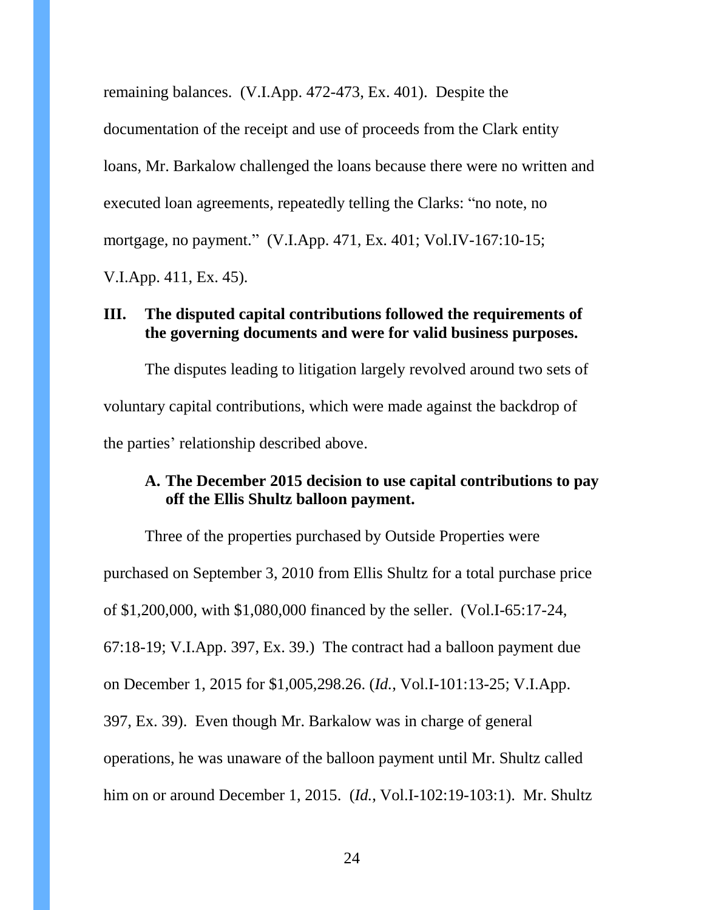remaining balances. (V.I.App. 472-473, Ex. 401). Despite the documentation of the receipt and use of proceeds from the Clark entity loans, Mr. Barkalow challenged the loans because there were no written and executed loan agreements, repeatedly telling the Clarks: "no note, no mortgage, no payment." (V.I.App. 471, Ex. 401; Vol.IV-167:10-15; V.I.App. 411, Ex. 45).

## III. The disputed capital contributions followed the requirements of the governing documents and were for valid business purposes.

The disputes leading to litigation largely revolved around two sets of voluntary capital contributions, which were made against the backdrop of the parties' relationship described above.

### A. The December 2015 decision to use capital contributions to pay off the Ellis Shultz balloon payment.

Three of the properties purchased by Outside Properties were purchased on September 3, 2010 from Ellis Shultz for a total purchase price of $1,200,000, with $1,080,000 financed by the seller. (Vol.I-65:17-24, 67:18-19; V.I.App. 397, Ex. 39.) The contract had a balloon payment due on December 1, 2015 for $1,005,298.26. (*Id.*, Vol.I-101:13-25; V.I.App. 397, Ex. 39). Even though Mr. Barkalow was in charge of general operations, he was unaware of the balloon payment until Mr. Shultz called him on or around December 1, 2015. (*Id.*, Vol.I-102:19-103:1). Mr. Shultz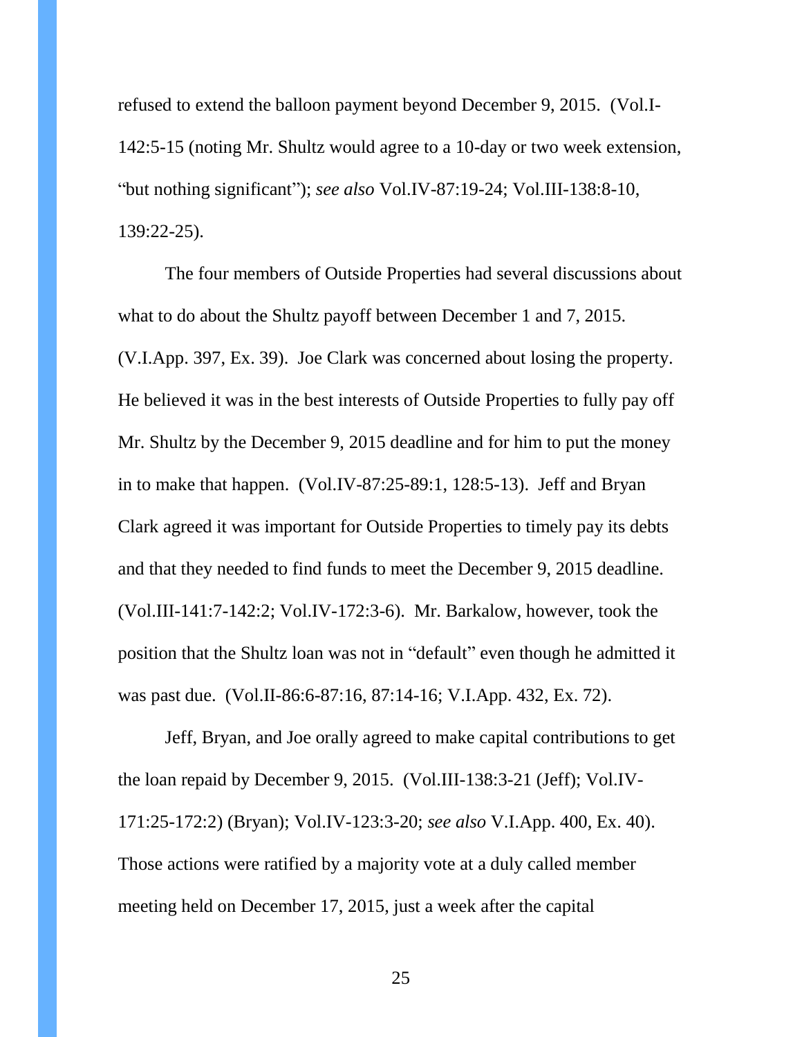refused to extend the balloon payment beyond December 9, 2015. (Vol.I-142:5-15 (noting Mr. Shultz would agree to a 10-day or two week extension, "but nothing significant"); *see also* Vol.IV-87:19-24; Vol.III-138:8-10, 139:22-25).

The four members of Outside Properties had several discussions about what to do about the Shultz payoff between December 1 and 7, 2015. (V.I.App. 397, Ex. 39). Joe Clark was concerned about losing the property. He believed it was in the best interests of Outside Properties to fully pay off Mr. Shultz by the December 9, 2015 deadline and for him to put the money in to make that happen. (Vol.IV-87:25-89:1, 128:5-13). Jeff and Bryan Clark agreed it was important for Outside Properties to timely pay its debts and that they needed to find funds to meet the December 9, 2015 deadline. (Vol.III-141:7-142:2; Vol.IV-172:3-6). Mr. Barkalow, however, took the position that the Shultz loan was not in "default" even though he admitted it was past due. (Vol.II-86:6-87:16, 87:14-16; V.I.App. 432, Ex. 72).

Jeff, Bryan, and Joe orally agreed to make capital contributions to get the loan repaid by December 9, 2015. (Vol.III-138:3-21 (Jeff); Vol.IV-171:25-172:2) (Bryan); Vol.IV-123:3-20; *see also* V.I.App. 400, Ex. 40). Those actions were ratified by a majority vote at a duly called member meeting held on December 17, 2015, just a week after the capital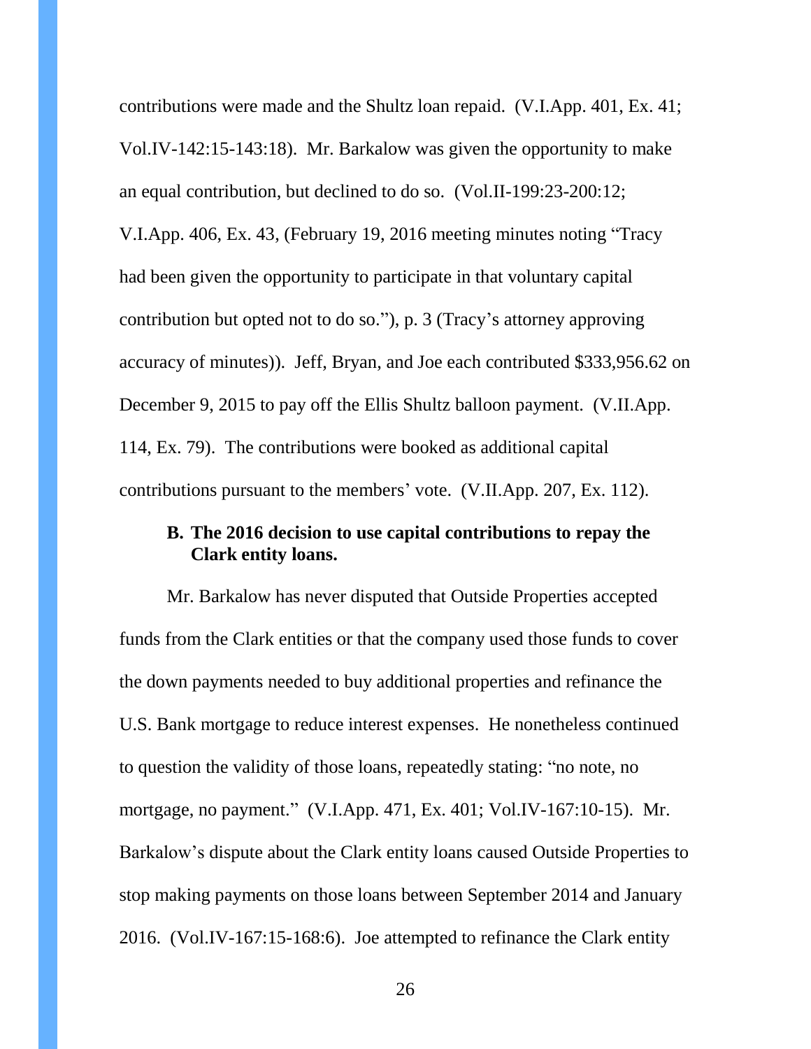contributions were made and the Shultz loan repaid. (V.I.App. 401, Ex. 41; Vol.IV-142:15-143:18). Mr. Barkalow was given the opportunity to make an equal contribution, but declined to do so. (Vol.II-199:23-200:12; V.I.App. 406, Ex. 43, (February 19, 2016 meeting minutes noting "Tracy had been given the opportunity to participate in that voluntary capital contribution but opted not to do so."), p. 3 (Tracy's attorney approving accuracy of minutes)). Jeff, Bryan, and Joe each contributed $333,956.62 on December 9, 2015 to pay off the Ellis Shultz balloon payment. (V.II.App. 114, Ex. 79). The contributions were booked as additional capital contributions pursuant to the members' vote. (V.II.App. 207, Ex. 112).

### B. The 2016 decision to use capital contributions to repay the Clark entity loans.

Mr. Barkalow has never disputed that Outside Properties accepted funds from the Clark entities or that the company used those funds to cover the down payments needed to buy additional properties and refinance the U.S. Bank mortgage to reduce interest expenses. He nonetheless continued to question the validity of those loans, repeatedly stating: "no note, no mortgage, no payment." (V.I.App. 471, Ex. 401; Vol.IV-167:10-15). Mr. Barkalow's dispute about the Clark entity loans caused Outside Properties to stop making payments on those loans between September 2014 and January 2016. (Vol.IV-167:15-168:6). Joe attempted to refinance the Clark entity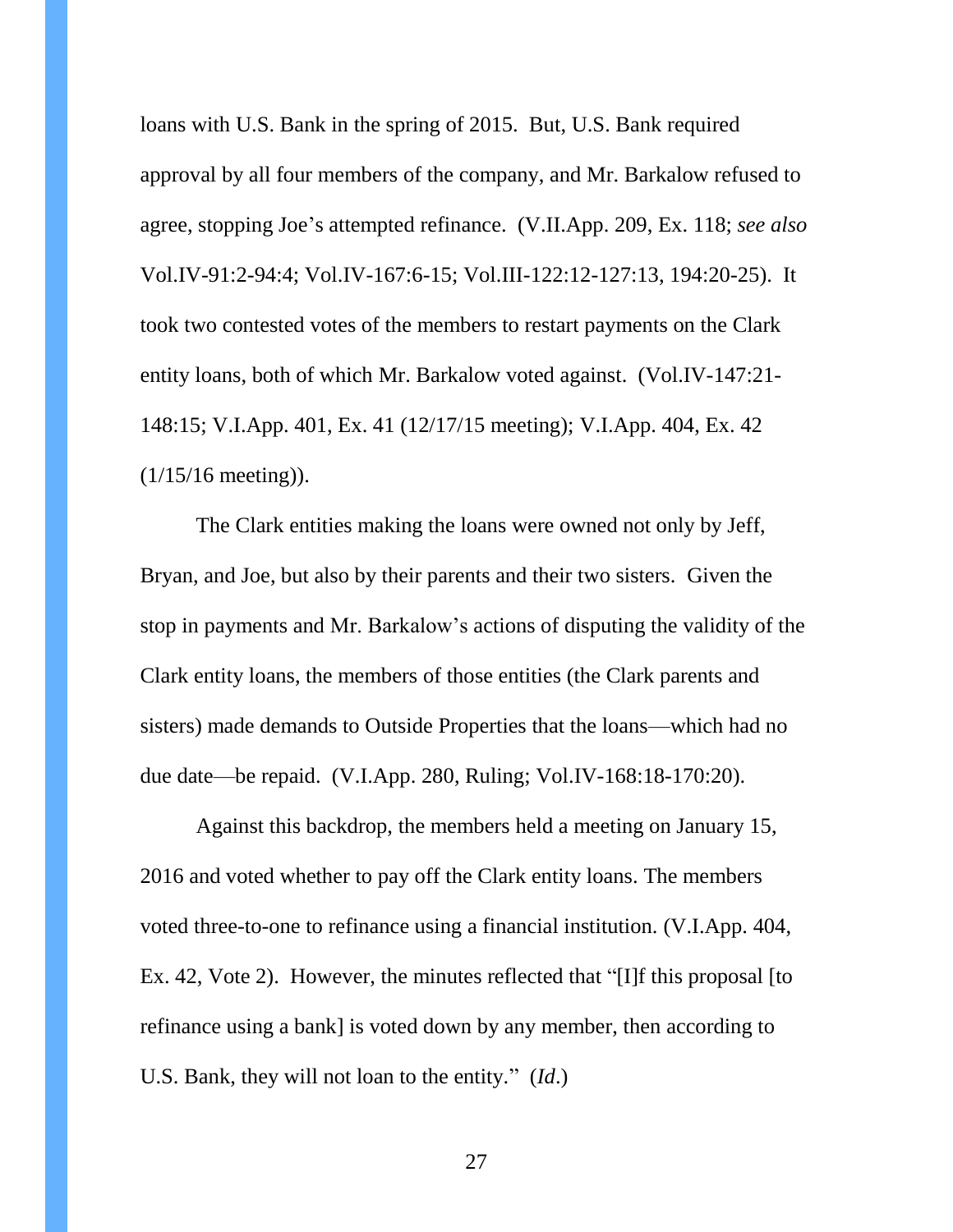loans with U.S. Bank in the spring of 2015. But, U.S. Bank required approval by all four members of the company, and Mr. Barkalow refused to agree, stopping Joe's attempted refinance. (V.II.App. 209, Ex. 118; *see also* Vol.IV-91:2-94:4; Vol.IV-167:6-15; Vol.III-122:12-127:13, 194:20-25). It took two contested votes of the members to restart payments on the Clark entity loans, both of which Mr. Barkalow voted against. (Vol.IV-147:21-148:15; V.I.App. 401, Ex. 41 (12/17/15 meeting); V.I.App. 404, Ex. 42 (1/15/16 meeting)).

The Clark entities making the loans were owned not only by Jeff, Bryan, and Joe, but also by their parents and their two sisters. Given the stop in payments and Mr. Barkalow's actions of disputing the validity of the Clark entity loans, the members of those entities (the Clark parents and sisters) made demands to Outside Properties that the loans—which had no due date—be repaid. (V.I.App. 280, Ruling; Vol.IV-168:18-170:20).

Against this backdrop, the members held a meeting on January 15, 2016 and voted whether to pay off the Clark entity loans. The members voted three-to-one to refinance using a financial institution. (V.I.App. 404, Ex. 42, Vote 2). However, the minutes reflected that "[I]f this proposal [to refinance using a bank] is voted down by any member, then according to U.S. Bank, they will not loan to the entity." (*Id*.)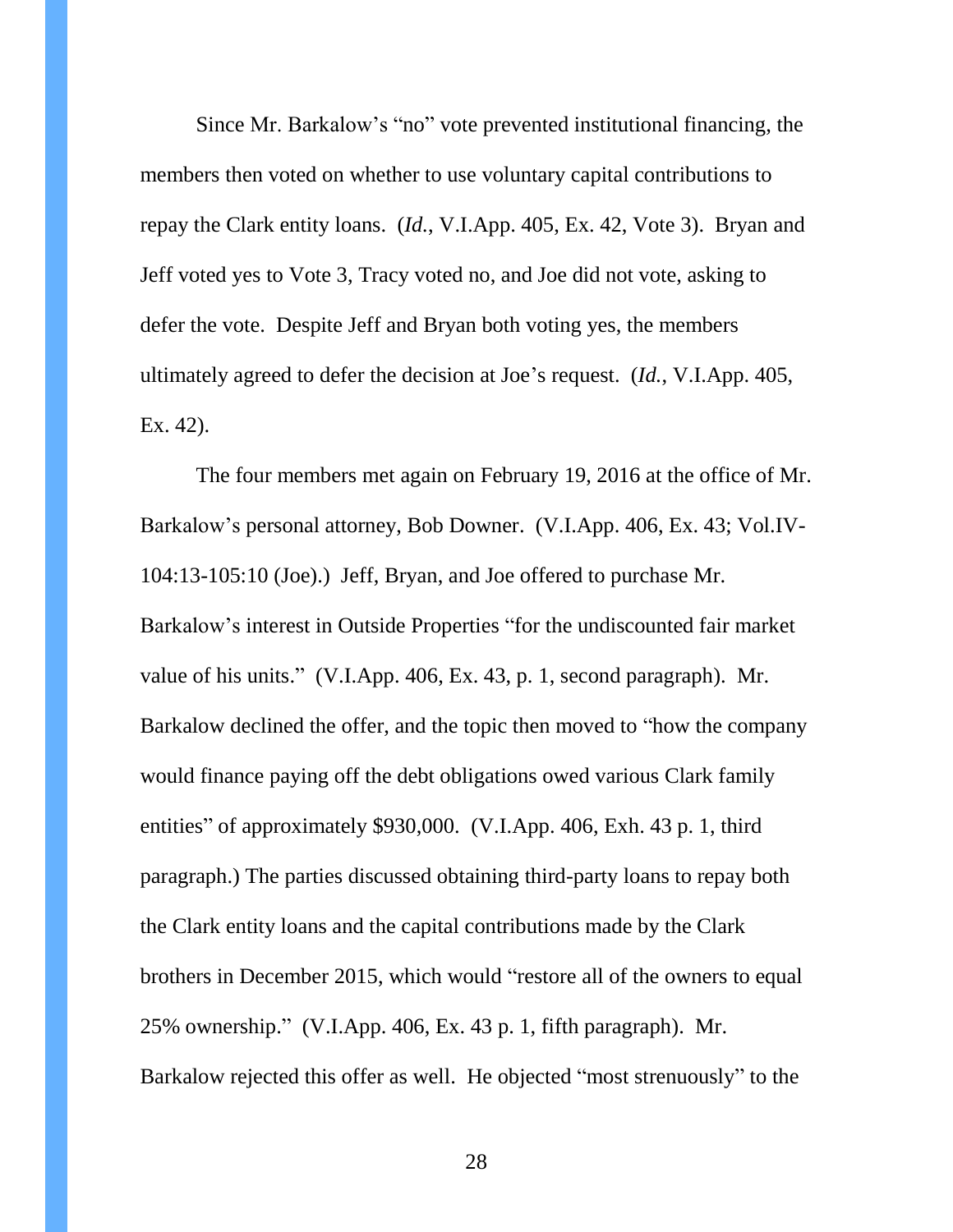Since Mr. Barkalow's "no" vote prevented institutional financing, the members then voted on whether to use voluntary capital contributions to repay the Clark entity loans. (*Id.*, V.I.App. 405, Ex. 42, Vote 3). Bryan and Jeff voted yes to Vote 3, Tracy voted no, and Joe did not vote, asking to defer the vote. Despite Jeff and Bryan both voting yes, the members ultimately agreed to defer the decision at Joe's request. (*Id.*, V.I.App. 405, Ex. 42).

The four members met again on February 19, 2016 at the office of Mr. Barkalow's personal attorney, Bob Downer. (V.I.App. 406, Ex. 43; Vol.IV-104:13-105:10 (Joe).) Jeff, Bryan, and Joe offered to purchase Mr. Barkalow's interest in Outside Properties "for the undiscounted fair market value of his units." (V.I.App. 406, Ex. 43, p. 1, second paragraph). Mr. Barkalow declined the offer, and the topic then moved to "how the company would finance paying off the debt obligations owed various Clark family entities" of approximately $930,000. (V.I.App. 406, Exh. 43 p. 1, third paragraph.) The parties discussed obtaining third-party loans to repay both the Clark entity loans and the capital contributions made by the Clark brothers in December 2015, which would "restore all of the owners to equal 25% ownership." (V.I.App. 406, Ex. 43 p. 1, fifth paragraph). Mr. Barkalow rejected this offer as well. He objected "most strenuously" to the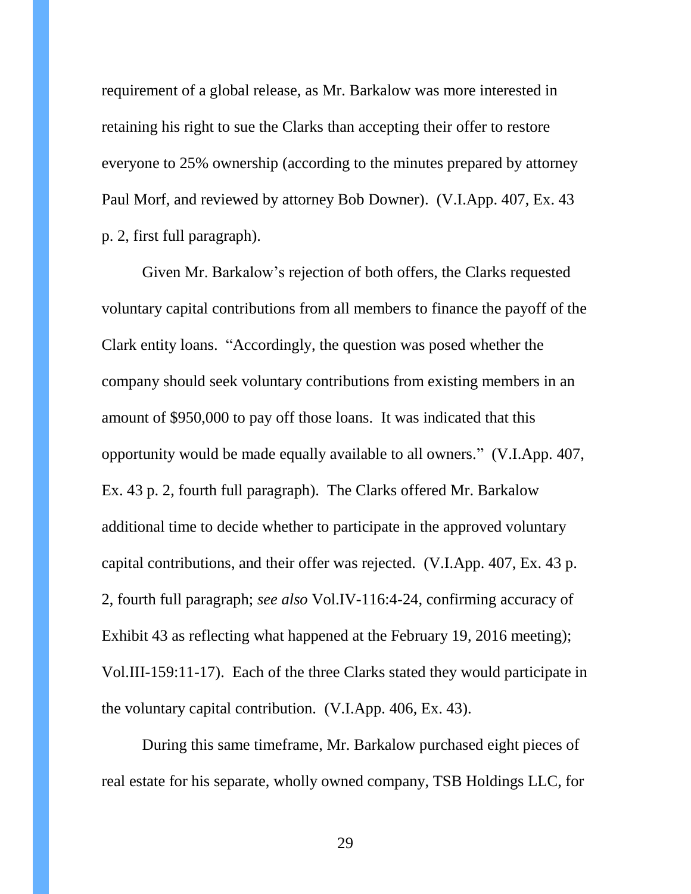requirement of a global release, as Mr. Barkalow was more interested in retaining his right to sue the Clarks than accepting their offer to restore everyone to 25% ownership (according to the minutes prepared by attorney Paul Morf, and reviewed by attorney Bob Downer). (V.I.App. 407, Ex. 43 p. 2, first full paragraph).

Given Mr. Barkalow's rejection of both offers, the Clarks requested voluntary capital contributions from all members to finance the payoff of the Clark entity loans. "Accordingly, the question was posed whether the company should seek voluntary contributions from existing members in an amount of $950,000 to pay off those loans. It was indicated that this opportunity would be made equally available to all owners." (V.I.App. 407, Ex. 43 p. 2, fourth full paragraph). The Clarks offered Mr. Barkalow additional time to decide whether to participate in the approved voluntary capital contributions, and their offer was rejected. (V.I.App. 407, Ex. 43 p. 2, fourth full paragraph; *see also* Vol.IV-116:4-24, confirming accuracy of Exhibit 43 as reflecting what happened at the February 19, 2016 meeting); Vol.III-159:11-17). Each of the three Clarks stated they would participate in the voluntary capital contribution. (V.I.App. 406, Ex. 43).

During this same timeframe, Mr. Barkalow purchased eight pieces of real estate for his separate, wholly owned company, TSB Holdings LLC, for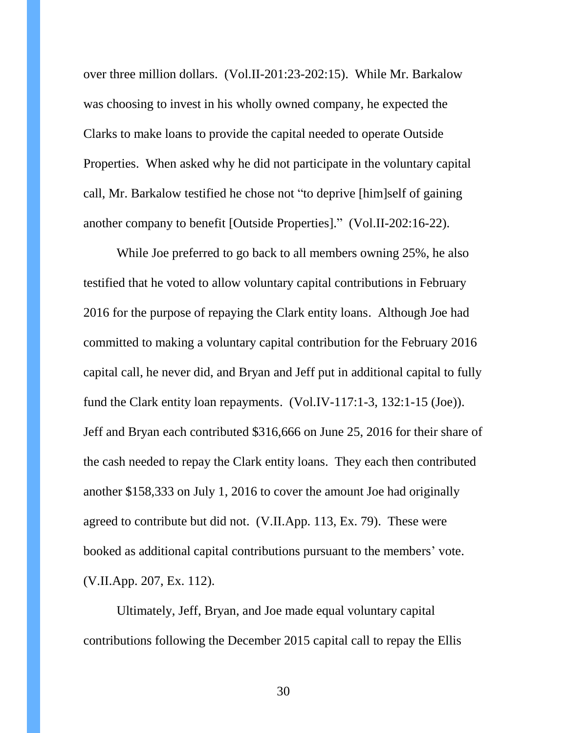over three million dollars. (Vol.II-201:23-202:15). While Mr. Barkalow was choosing to invest in his wholly owned company, he expected the Clarks to make loans to provide the capital needed to operate Outside Properties. When asked why he did not participate in the voluntary capital call, Mr. Barkalow testified he chose not "to deprive [him]self of gaining another company to benefit [Outside Properties]." (Vol.II-202:16-22).

While Joe preferred to go back to all members owning 25%, he also testified that he voted to allow voluntary capital contributions in February 2016 for the purpose of repaying the Clark entity loans. Although Joe had committed to making a voluntary capital contribution for the February 2016 capital call, he never did, and Bryan and Jeff put in additional capital to fully fund the Clark entity loan repayments. (Vol.IV-117:1-3, 132:1-15 (Joe)). Jeff and Bryan each contributed $316,666 on June 25, 2016 for their share of the cash needed to repay the Clark entity loans. They each then contributed another $158,333 on July 1, 2016 to cover the amount Joe had originally agreed to contribute but did not. (V.II.App. 113, Ex. 79). These were booked as additional capital contributions pursuant to the members' vote. (V.II.App. 207, Ex. 112).

Ultimately, Jeff, Bryan, and Joe made equal voluntary capital contributions following the December 2015 capital call to repay the Ellis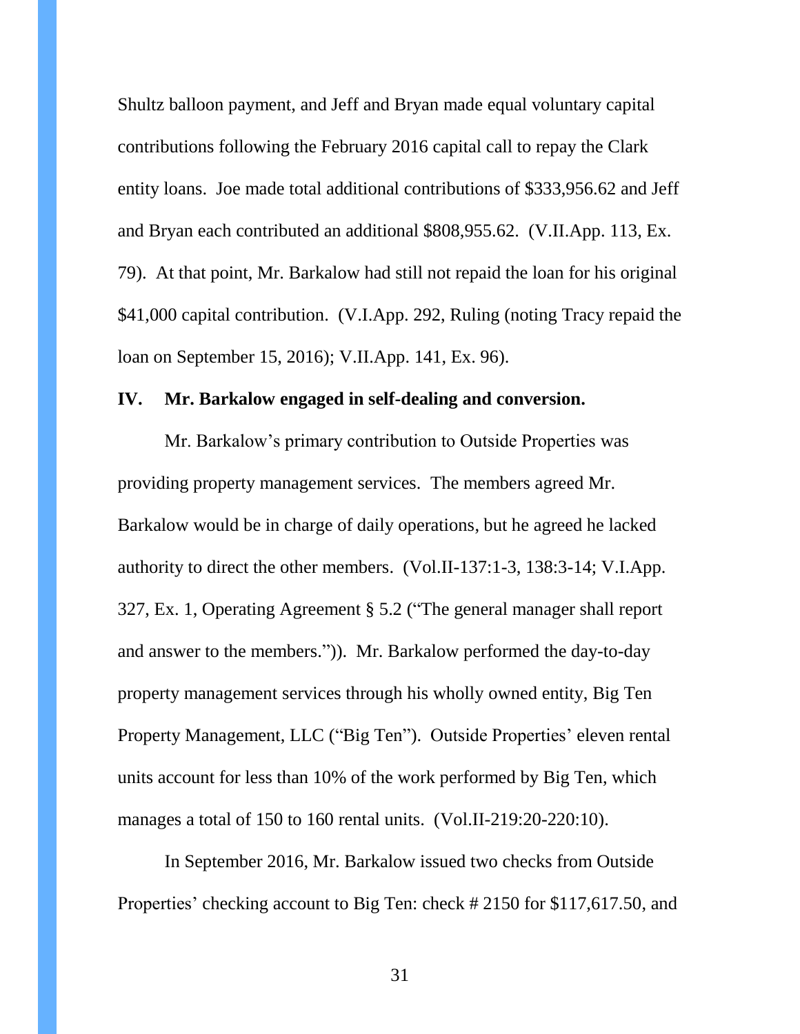Shultz balloon payment, and Jeff and Bryan made equal voluntary capital contributions following the February 2016 capital call to repay the Clark entity loans. Joe made total additional contributions of $333,956.62 and Jeff and Bryan each contributed an additional $808,955.62. (V.II.App. 113, Ex. 79). At that point, Mr. Barkalow had still not repaid the loan for his original $41,000 capital contribution. (V.I.App. 292, Ruling (noting Tracy repaid the loan on September 15, 2016); V.II.App. 141, Ex. 96).

## IV. Mr. Barkalow engaged in self-dealing and conversion.

Mr. Barkalow's primary contribution to Outside Properties was providing property management services. The members agreed Mr. Barkalow would be in charge of daily operations, but he agreed he lacked authority to direct the other members. (Vol.II-137:1-3, 138:3-14; V.I.App. 327, Ex. 1, Operating Agreement § 5.2 ("The general manager shall report and answer to the members.")). Mr. Barkalow performed the day-to-day property management services through his wholly owned entity, Big Ten Property Management, LLC ("Big Ten"). Outside Properties' eleven rental units account for less than 10% of the work performed by Big Ten, which manages a total of 150 to 160 rental units. (Vol.II-219:20-220:10).

In September 2016, Mr. Barkalow issued two checks from Outside Properties' checking account to Big Ten: check # 2150 for $117,617.50, and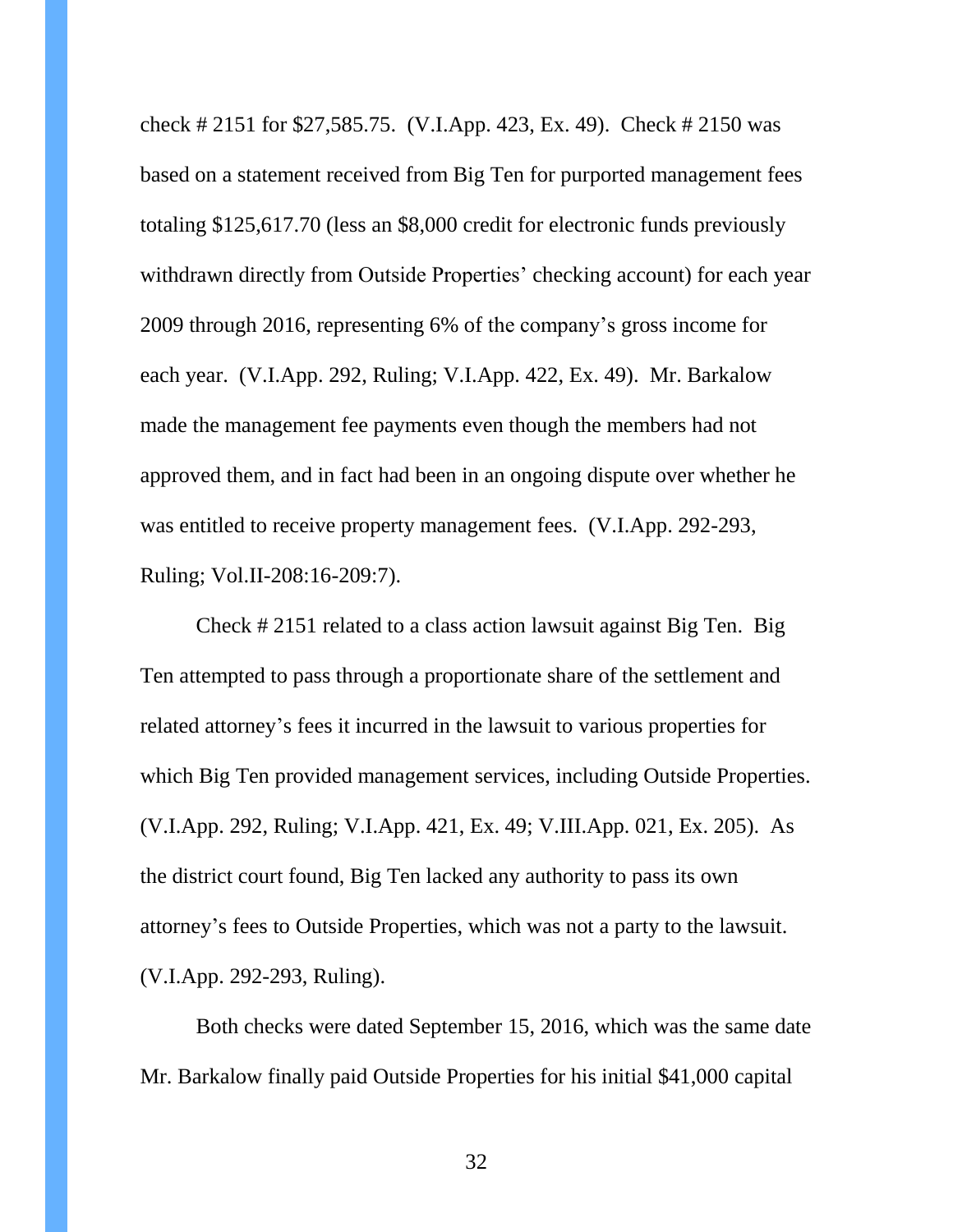check # 2151 for $27,585.75. (V.I.App. 423, Ex. 49). Check # 2150 was based on a statement received from Big Ten for purported management fees totaling $125,617.70 (less an $8,000 credit for electronic funds previously withdrawn directly from Outside Properties' checking account) for each year 2009 through 2016, representing 6% of the company's gross income for each year. (V.I.App. 292, Ruling; V.I.App. 422, Ex. 49). Mr. Barkalow made the management fee payments even though the members had not approved them, and in fact had been in an ongoing dispute over whether he was entitled to receive property management fees. (V.I.App. 292-293, Ruling; Vol.II-208:16-209:7).

Check # 2151 related to a class action lawsuit against Big Ten. Big Ten attempted to pass through a proportionate share of the settlement and related attorney's fees it incurred in the lawsuit to various properties for which Big Ten provided management services, including Outside Properties. (V.I.App. 292, Ruling; V.I.App. 421, Ex. 49; V.III.App. 021, Ex. 205). As the district court found, Big Ten lacked any authority to pass its own attorney's fees to Outside Properties, which was not a party to the lawsuit. (V.I.App. 292-293, Ruling).

Both checks were dated September 15, 2016, which was the same date Mr. Barkalow finally paid Outside Properties for his initial $41,000 capital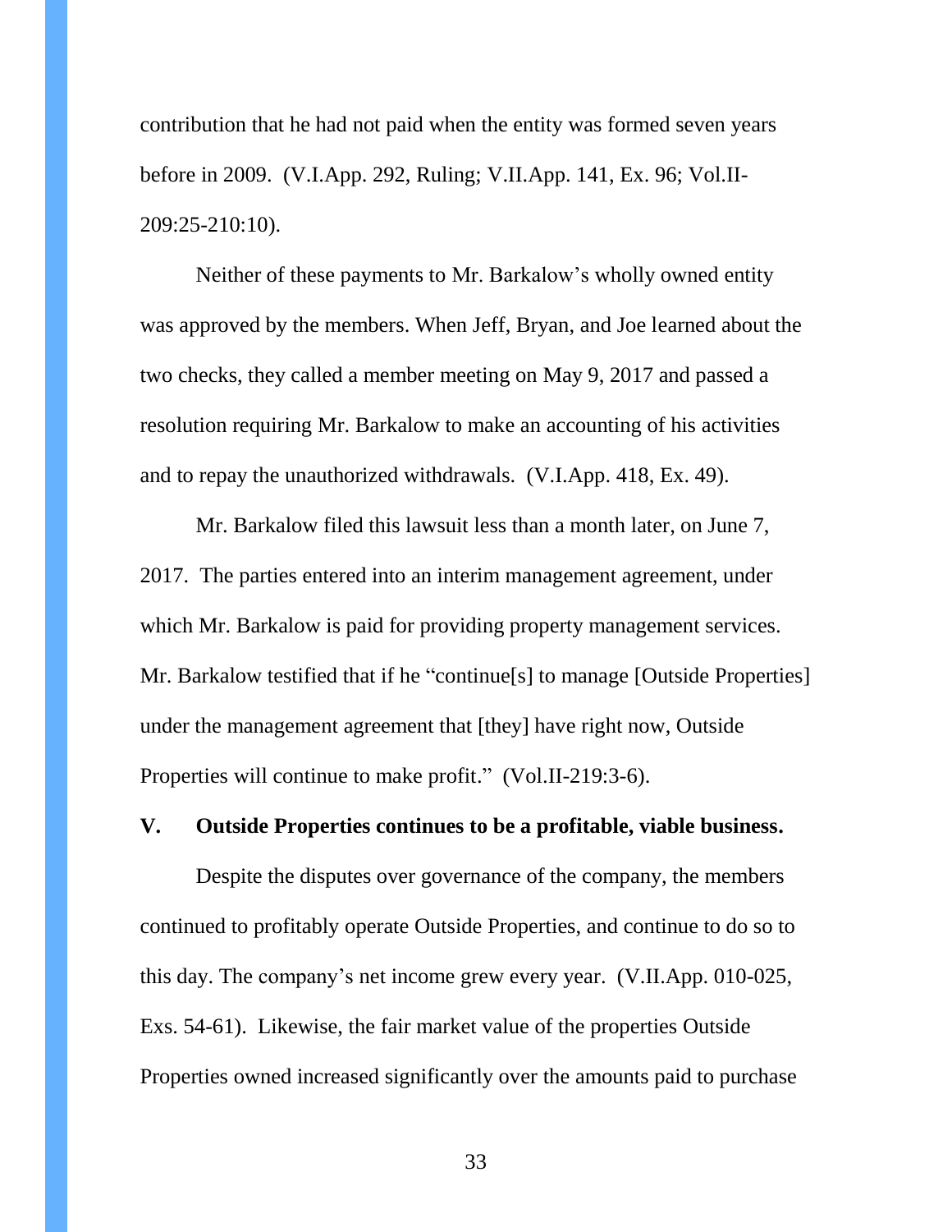contribution that he had not paid when the entity was formed seven years before in 2009. (V.I.App. 292, Ruling; V.II.App. 141, Ex. 96; Vol.II-209:25-210:10).

Neither of these payments to Mr. Barkalow's wholly owned entity was approved by the members. When Jeff, Bryan, and Joe learned about the two checks, they called a member meeting on May 9, 2017 and passed a resolution requiring Mr. Barkalow to make an accounting of his activities and to repay the unauthorized withdrawals. (V.I.App. 418, Ex. 49).

Mr. Barkalow filed this lawsuit less than a month later, on June 7, 2017. The parties entered into an interim management agreement, under which Mr. Barkalow is paid for providing property management services. Mr. Barkalow testified that if he "continue[s] to manage [Outside Properties] under the management agreement that [they] have right now, Outside Properties will continue to make profit." (Vol.II-219:3-6).

## V. Outside Properties continues to be a profitable, viable business.

Despite the disputes over governance of the company, the members continued to profitably operate Outside Properties, and continue to do so to this day. The company's net income grew every year. (V.II.App. 010-025, Exs. 54-61). Likewise, the fair market value of the properties Outside Properties owned increased significantly over the amounts paid to purchase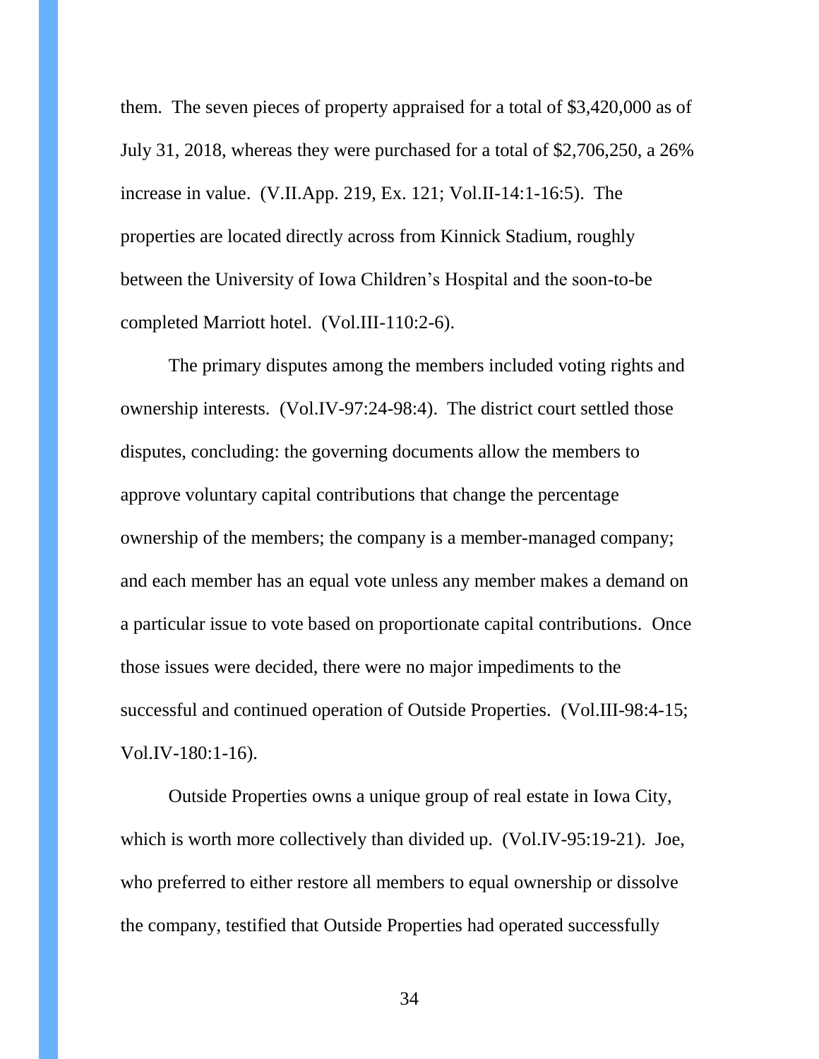them. The seven pieces of property appraised for a total of $3,420,000 as of July 31, 2018, whereas they were purchased for a total of $2,706,250, a 26% increase in value. (V.II.App. 219, Ex. 121; Vol.II-14:1-16:5). The properties are located directly across from Kinnick Stadium, roughly between the University of Iowa Children's Hospital and the soon-to-be completed Marriott hotel. (Vol.III-110:2-6).

The primary disputes among the members included voting rights and ownership interests. (Vol.IV-97:24-98:4). The district court settled those disputes, concluding: the governing documents allow the members to approve voluntary capital contributions that change the percentage ownership of the members; the company is a member-managed company; and each member has an equal vote unless any member makes a demand on a particular issue to vote based on proportionate capital contributions. Once those issues were decided, there were no major impediments to the successful and continued operation of Outside Properties. (Vol.III-98:4-15; Vol.IV-180:1-16).

Outside Properties owns a unique group of real estate in Iowa City, which is worth more collectively than divided up. (Vol.IV-95:19-21). Joe, who preferred to either restore all members to equal ownership or dissolve the company, testified that Outside Properties had operated successfully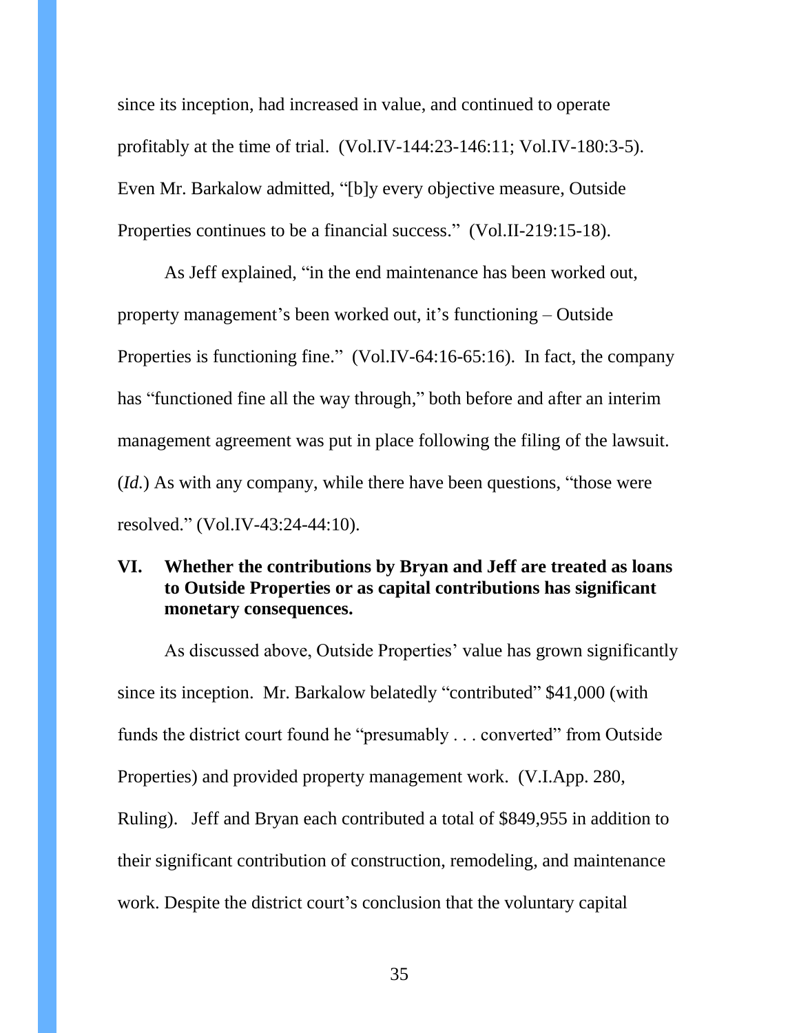since its inception, had increased in value, and continued to operate profitably at the time of trial. (Vol.IV-144:23-146:11; Vol.IV-180:3-5). Even Mr. Barkalow admitted, "[b]y every objective measure, Outside Properties continues to be a financial success." (Vol.II-219:15-18).

As Jeff explained, "in the end maintenance has been worked out, property management's been worked out, it's functioning – Outside Properties is functioning fine." (Vol.IV-64:16-65:16). In fact, the company has "functioned fine all the way through," both before and after an interim management agreement was put in place following the filing of the lawsuit. (*Id.*) As with any company, while there have been questions, "those were resolved." (Vol.IV-43:24-44:10).

## VI. Whether the contributions by Bryan and Jeff are treated as loans to Outside Properties or as capital contributions has significant monetary consequences.

As discussed above, Outside Properties' value has grown significantly since its inception. Mr. Barkalow belatedly "contributed" $41,000 (with funds the district court found he "presumably . . . converted" from Outside Properties) and provided property management work. (V.I.App. 280, Ruling). Jeff and Bryan each contributed a total of $849,955 in addition to their significant contribution of construction, remodeling, and maintenance work. Despite the district court's conclusion that the voluntary capital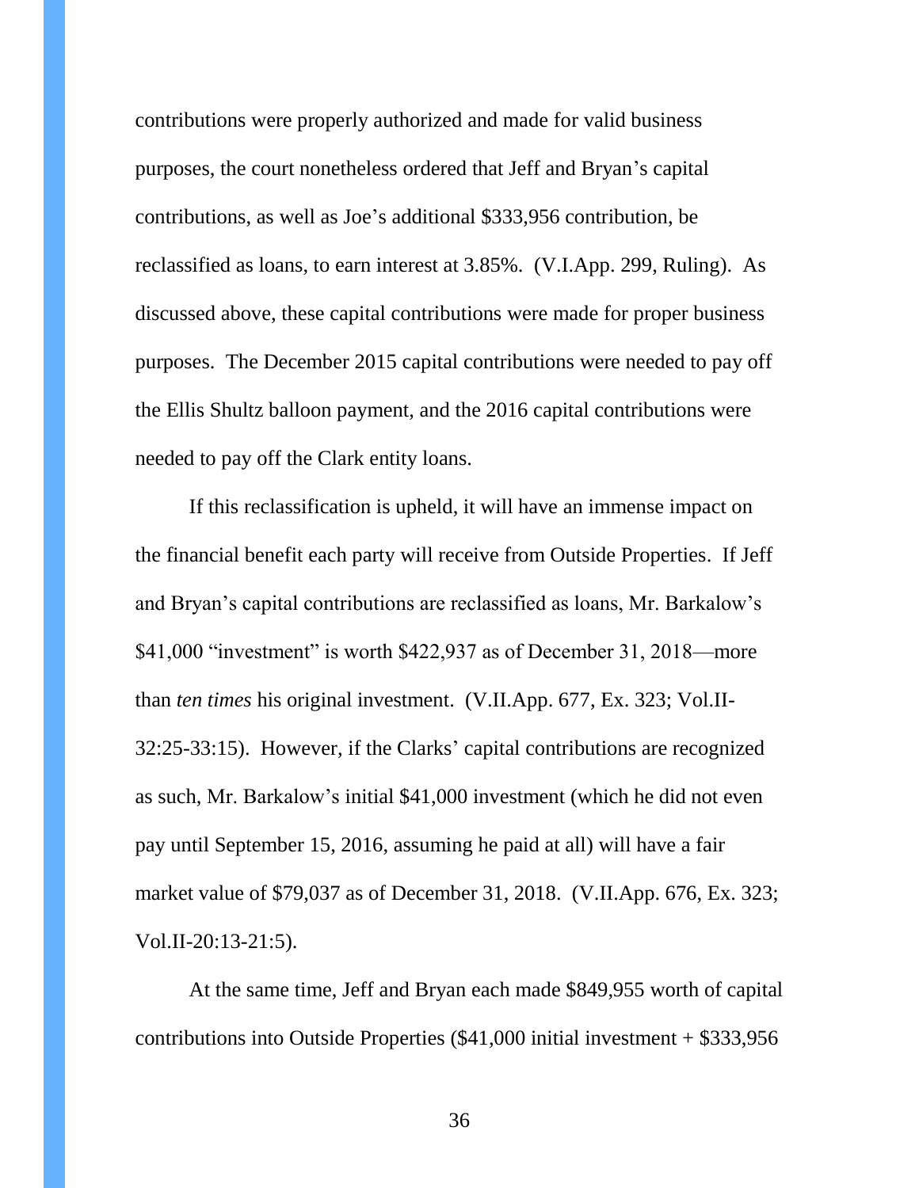contributions were properly authorized and made for valid business purposes, the court nonetheless ordered that Jeff and Bryan's capital contributions, as well as Joe's additional $333,956 contribution, be reclassified as loans, to earn interest at 3.85%. (V.I.App. 299, Ruling). As discussed above, these capital contributions were made for proper business purposes. The December 2015 capital contributions were needed to pay off the Ellis Shultz balloon payment, and the 2016 capital contributions were needed to pay off the Clark entity loans.

If this reclassification is upheld, it will have an immense impact on the financial benefit each party will receive from Outside Properties. If Jeff and Bryan's capital contributions are reclassified as loans, Mr. Barkalow's $41,000 "investment" is worth $422,937 as of December 31, 2018—more than *ten times* his original investment. (V.II.App. 677, Ex. 323; Vol.II-32:25-33:15). However, if the Clarks' capital contributions are recognized as such, Mr. Barkalow's initial $41,000 investment (which he did not even pay until September 15, 2016, assuming he paid at all) will have a fair market value of $79,037 as of December 31, 2018. (V.II.App. 676, Ex. 323; Vol.II-20:13-21:5).

At the same time, Jeff and Bryan each made $849,955 worth of capital contributions into Outside Properties ($41,000 initial investment + $333,956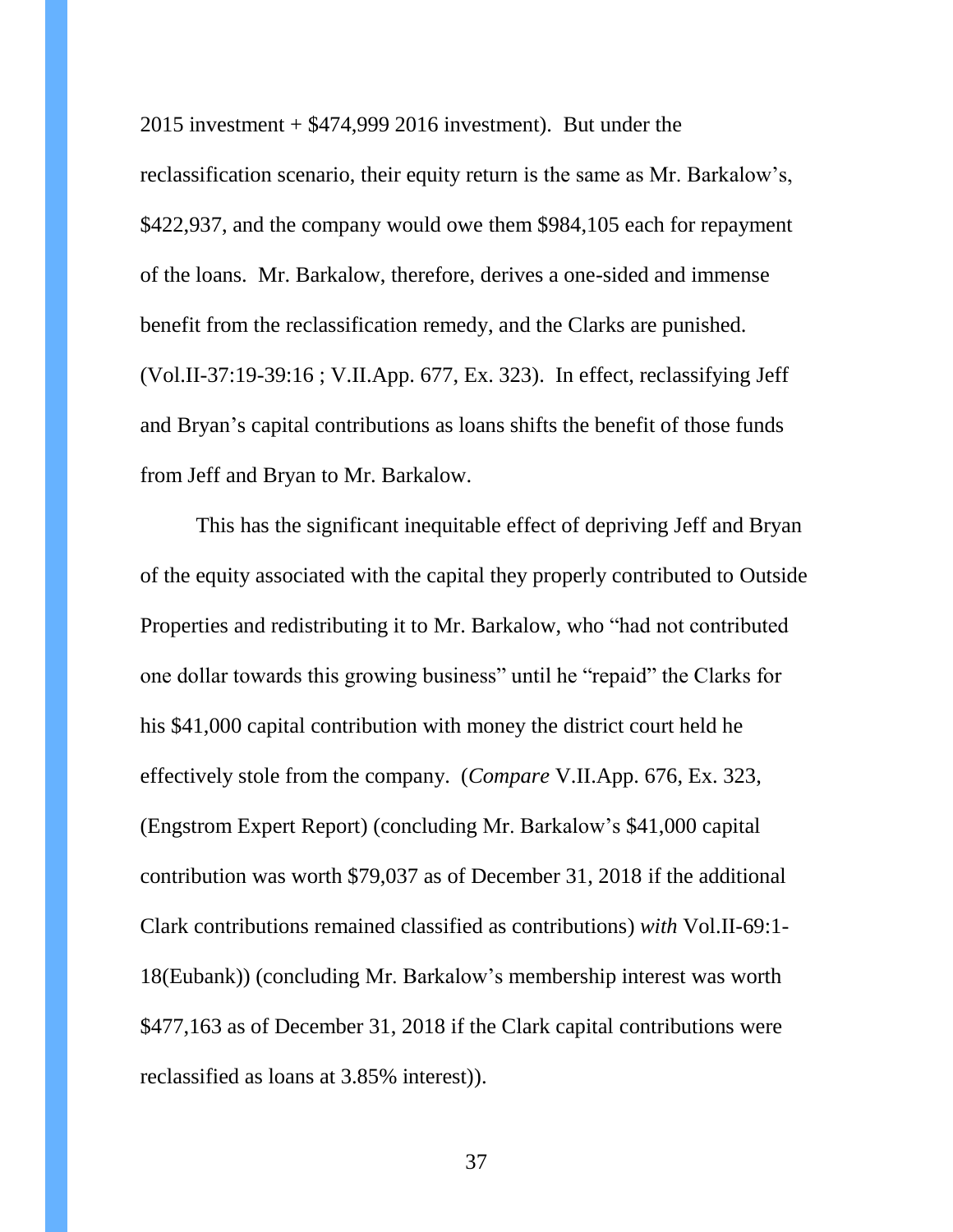2015 investment + $474,999 2016 investment). But under the reclassification scenario, their equity return is the same as Mr. Barkalow's, $422,937, and the company would owe them $984,105 each for repayment of the loans. Mr. Barkalow, therefore, derives a one-sided and immense benefit from the reclassification remedy, and the Clarks are punished. (Vol.II-37:19-39:16 ; V.II.App. 677, Ex. 323). In effect, reclassifying Jeff and Bryan's capital contributions as loans shifts the benefit of those funds from Jeff and Bryan to Mr. Barkalow.

This has the significant inequitable effect of depriving Jeff and Bryan of the equity associated with the capital they properly contributed to Outside Properties and redistributing it to Mr. Barkalow, who "had not contributed one dollar towards this growing business" until he "repaid" the Clarks for his $41,000 capital contribution with money the district court held he effectively stole from the company. (*Compare* V.II.App. 676, Ex. 323, (Engstrom Expert Report) (concluding Mr. Barkalow's $41,000 capital contribution was worth $79,037 as of December 31, 2018 if the additional Clark contributions remained classified as contributions) *with* Vol.II-69:1-18(Eubank)) (concluding Mr. Barkalow's membership interest was worth $477,163 as of December 31, 2018 if the Clark capital contributions were reclassified as loans at 3.85% interest)).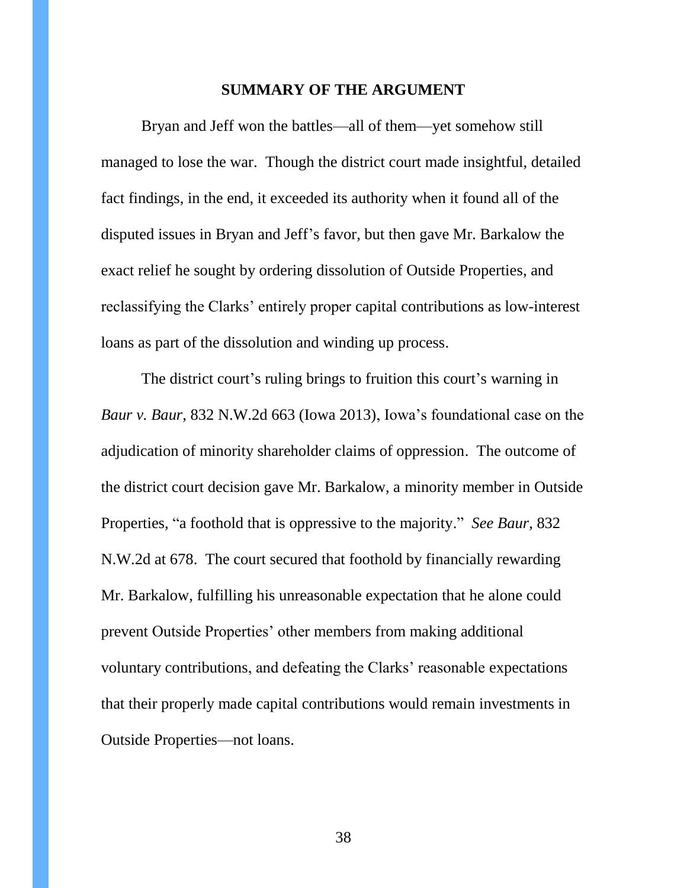## SUMMARY OF THE ARGUMENT

Bryan and Jeff won the battles—all of them—yet somehow still managed to lose the war. Though the district court made insightful, detailed fact findings, in the end, it exceeded its authority when it found all of the disputed issues in Bryan and Jeff's favor, but then gave Mr. Barkalow the exact relief he sought by ordering dissolution of Outside Properties, and reclassifying the Clarks' entirely proper capital contributions as low-interest loans as part of the dissolution and winding up process.

The district court's ruling brings to fruition this court's warning in *Baur v. Baur*, 832 N.W.2d 663 (Iowa 2013), Iowa's foundational case on the adjudication of minority shareholder claims of oppression. The outcome of the district court decision gave Mr. Barkalow, a minority member in Outside Properties, "a foothold that is oppressive to the majority." *See Baur*, 832 N.W.2d at 678. The court secured that foothold by financially rewarding Mr. Barkalow, fulfilling his unreasonable expectation that he alone could prevent Outside Properties' other members from making additional voluntary contributions, and defeating the Clarks' reasonable expectations that their properly made capital contributions would remain investments in Outside Properties—not loans.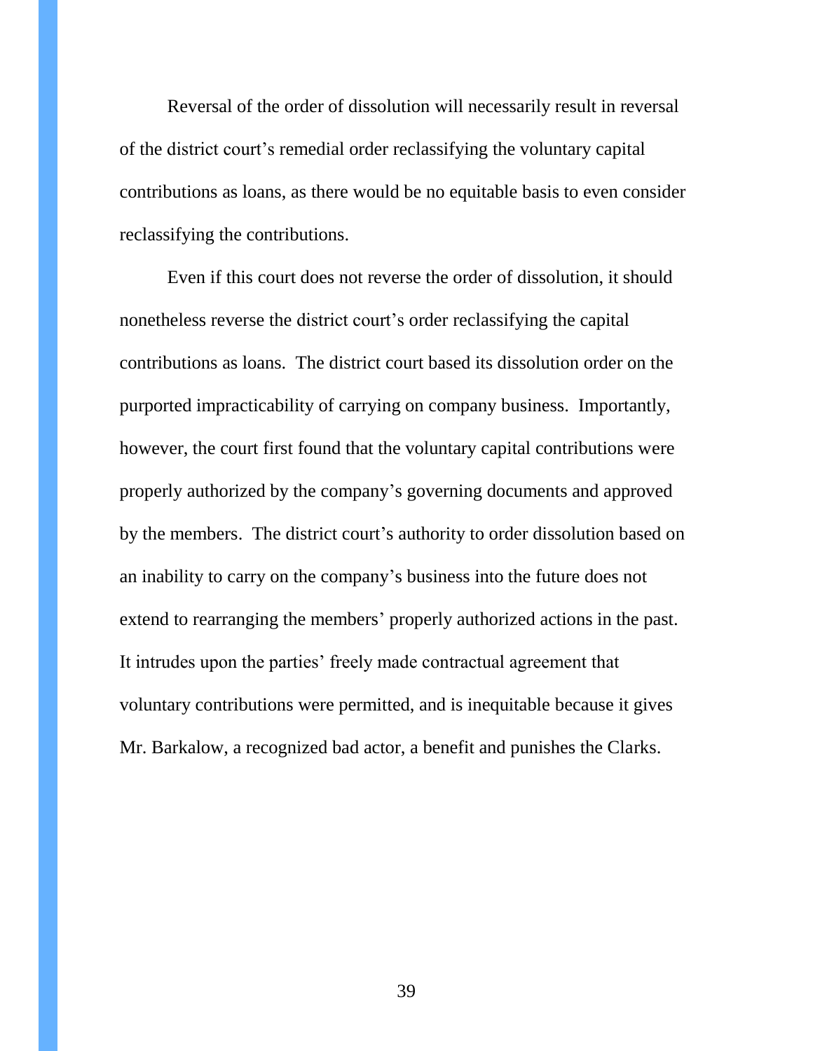Reversal of the order of dissolution will necessarily result in reversal of the district court's remedial order reclassifying the voluntary capital contributions as loans, as there would be no equitable basis to even consider reclassifying the contributions.

Even if this court does not reverse the order of dissolution, it should nonetheless reverse the district court's order reclassifying the capital contributions as loans. The district court based its dissolution order on the purported impracticability of carrying on company business. Importantly, however, the court first found that the voluntary capital contributions were properly authorized by the company's governing documents and approved by the members. The district court's authority to order dissolution based on an inability to carry on the company's business into the future does not extend to rearranging the members' properly authorized actions in the past. It intrudes upon the parties' freely made contractual agreement that voluntary contributions were permitted, and is inequitable because it gives Mr. Barkalow, a recognized bad actor, a benefit and punishes the Clarks.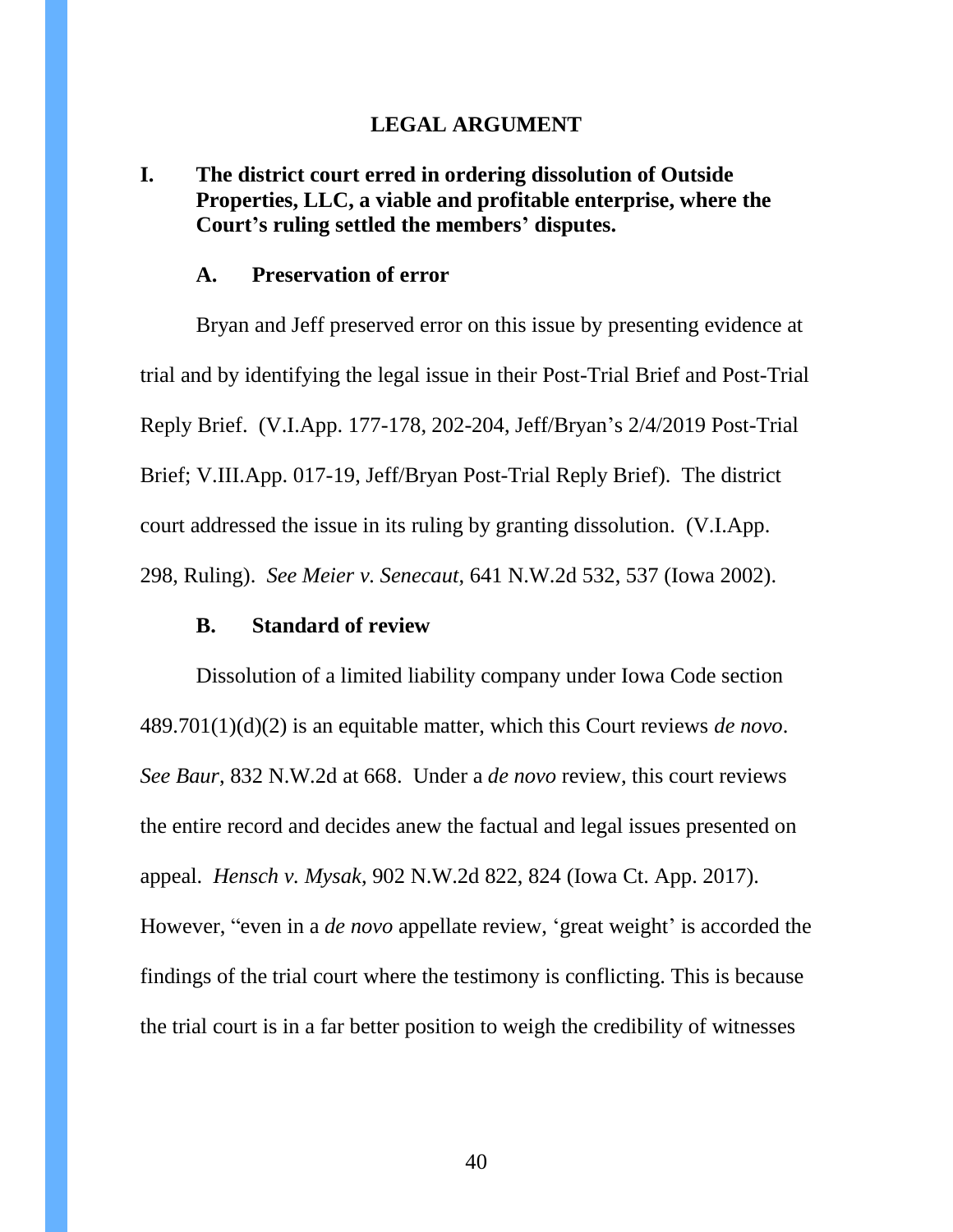## LEGAL ARGUMENT

### I. The district court erred in ordering dissolution of Outside Properties, LLC, a viable and profitable enterprise, where the Court's ruling settled the members' disputes.

#### A. Preservation of error

Bryan and Jeff preserved error on this issue by presenting evidence at trial and by identifying the legal issue in their Post-Trial Brief and Post-Trial Reply Brief. (V.I.App. 177-178, 202-204, Jeff/Bryan's 2/4/2019 Post-Trial Brief; V.III.App. 017-19, Jeff/Bryan Post-Trial Reply Brief). The district court addressed the issue in its ruling by granting dissolution. (V.I.App. 298, Ruling). *See Meier v. Senecaut*, 641 N.W.2d 532, 537 (Iowa 2002).

#### B. Standard of review

Dissolution of a limited liability company under Iowa Code section 489.701(1)(d)(2) is an equitable matter, which this Court reviews *de novo*. *See Baur*, 832 N.W.2d at 668. Under a *de novo* review, this court reviews the entire record and decides anew the factual and legal issues presented on appeal. *Hensch v. Mysak*, 902 N.W.2d 822, 824 (Iowa Ct. App. 2017). However, "even in a *de novo* appellate review, 'great weight' is accorded the findings of the trial court where the testimony is conflicting. This is because the trial court is in a far better position to weigh the credibility of witnesses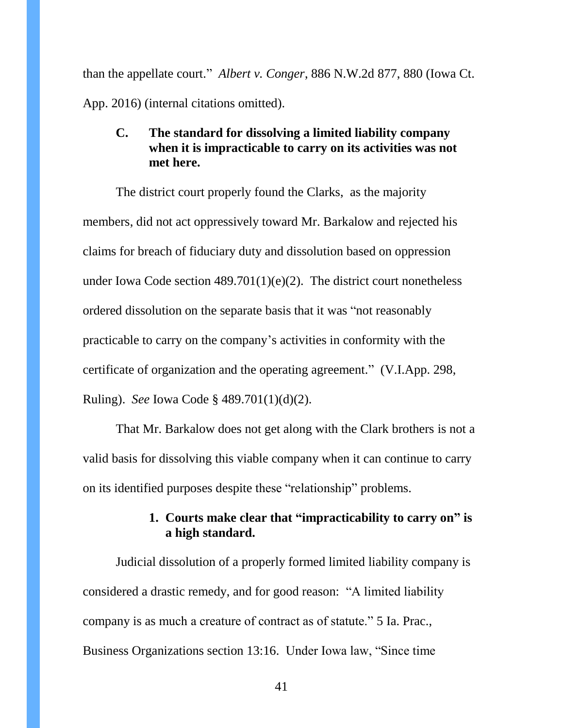than the appellate court." *Albert v. Conger*, 886 N.W.2d 877, 880 (Iowa Ct. App. 2016) (internal citations omitted).

### C. The standard for dissolving a limited liability company when it is impracticable to carry on its activities was not met here.

The district court properly found the Clarks, as the majority members, did not act oppressively toward Mr. Barkalow and rejected his claims for breach of fiduciary duty and dissolution based on oppression under Iowa Code section 489.701(1)(e)(2). The district court nonetheless ordered dissolution on the separate basis that it was "not reasonably practicable to carry on the company's activities in conformity with the certificate of organization and the operating agreement." (V.I.App. 298, Ruling). *See* Iowa Code § 489.701(1)(d)(2).

That Mr. Barkalow does not get along with the Clark brothers is not a valid basis for dissolving this viable company when it can continue to carry on its identified purposes despite these "relationship" problems.

#### 1. Courts make clear that "impracticability to carry on" is a high standard.

Judicial dissolution of a properly formed limited liability company is considered a drastic remedy, and for good reason: "A limited liability company is as much a creature of contract as of statute." 5 Ia. Prac., Business Organizations section 13:16. Under Iowa law, "Since time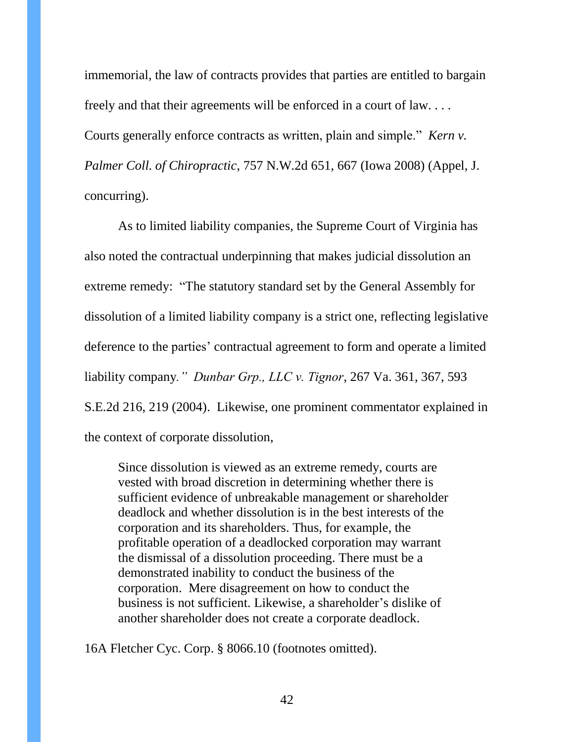immemorial, the law of contracts provides that parties are entitled to bargain freely and that their agreements will be enforced in a court of law. . . . Courts generally enforce contracts as written, plain and simple." *Kern v. Palmer Coll. of Chiropractic*, 757 N.W.2d 651, 667 (Iowa 2008) (Appel, J. concurring).

As to limited liability companies, the Supreme Court of Virginia has also noted the contractual underpinning that makes judicial dissolution an extreme remedy: "The statutory standard set by the General Assembly for dissolution of a limited liability company is a strict one, reflecting legislative deference to the parties' contractual agreement to form and operate a limited liability company." *Dunbar Grp., LLC v. Tignor*, 267 Va. 361, 367, 593 S.E.2d 216, 219 (2004). Likewise, one prominent commentator explained in the context of corporate dissolution,

> Since dissolution is viewed as an extreme remedy, courts are vested with broad discretion in determining whether there is sufficient evidence of unbreakable management or shareholder deadlock and whether dissolution is in the best interests of the corporation and its shareholders. Thus, for example, the profitable operation of a deadlocked corporation may warrant the dismissal of a dissolution proceeding. There must be a demonstrated inability to conduct the business of the corporation. Mere disagreement on how to conduct the business is not sufficient. Likewise, a shareholder's dislike of another shareholder does not create a corporate deadlock.

16A Fletcher Cyc. Corp. § 8066.10 (footnotes omitted).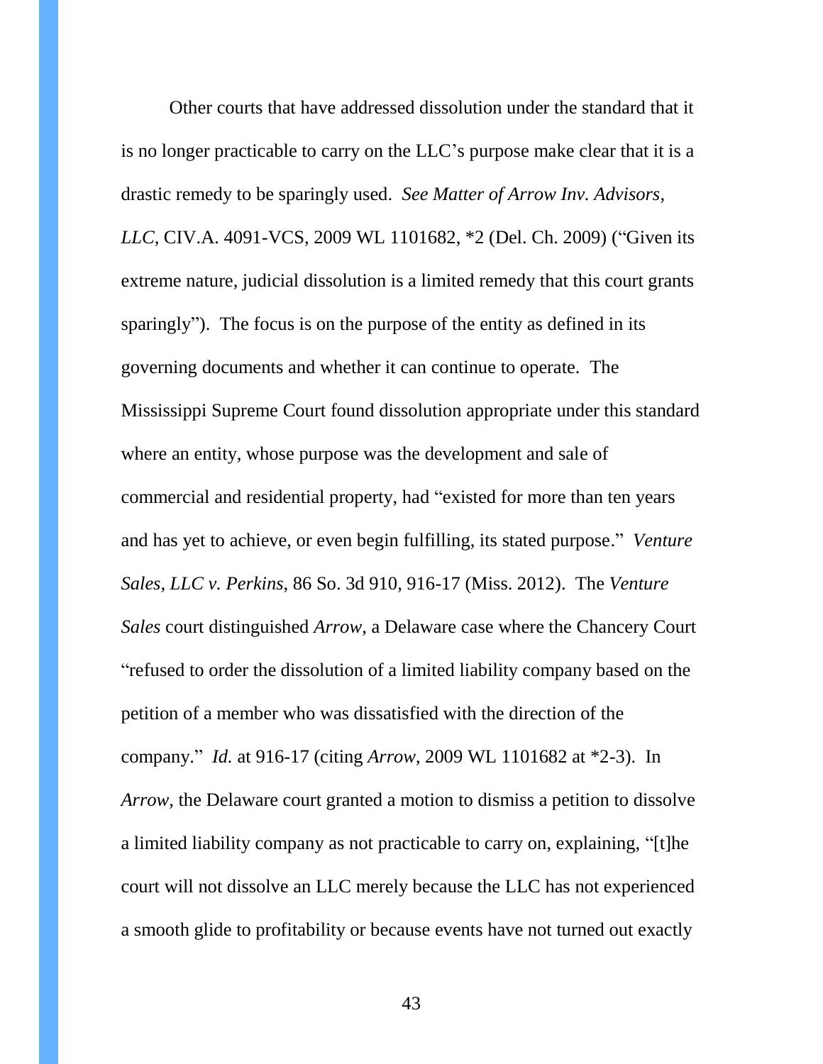Other courts that have addressed dissolution under the standard that it is no longer practicable to carry on the LLC's purpose make clear that it is a drastic remedy to be sparingly used. *See Matter of Arrow Inv. Advisors, LLC*, CIV.A. 4091-VCS, 2009 WL 1101682, *2 (Del. Ch. 2009) ("Given its extreme nature, judicial dissolution is a limited remedy that this court grants sparingly"). The focus is on the purpose of the entity as defined in its governing documents and whether it can continue to operate. The Mississippi Supreme Court found dissolution appropriate under this standard where an entity, whose purpose was the development and sale of commercial and residential property, had "existed for more than ten years and has yet to achieve, or even begin fulfilling, its stated purpose." *Venture Sales, LLC v. Perkins*, 86 So. 3d 910, 916-17 (Miss. 2012). The *Venture Sales* court distinguished *Arrow*, a Delaware case where the Chancery Court "refused to order the dissolution of a limited liability company based on the petition of a member who was dissatisfied with the direction of the company." *Id.* at 916-17 (citing *Arrow*, 2009 WL 1101682 at *2-3). In *Arrow,* the Delaware court granted a motion to dismiss a petition to dissolve a limited liability company as not practicable to carry on, explaining, "[t]he court will not dissolve an LLC merely because the LLC has not experienced a smooth glide to profitability or because events have not turned out exactly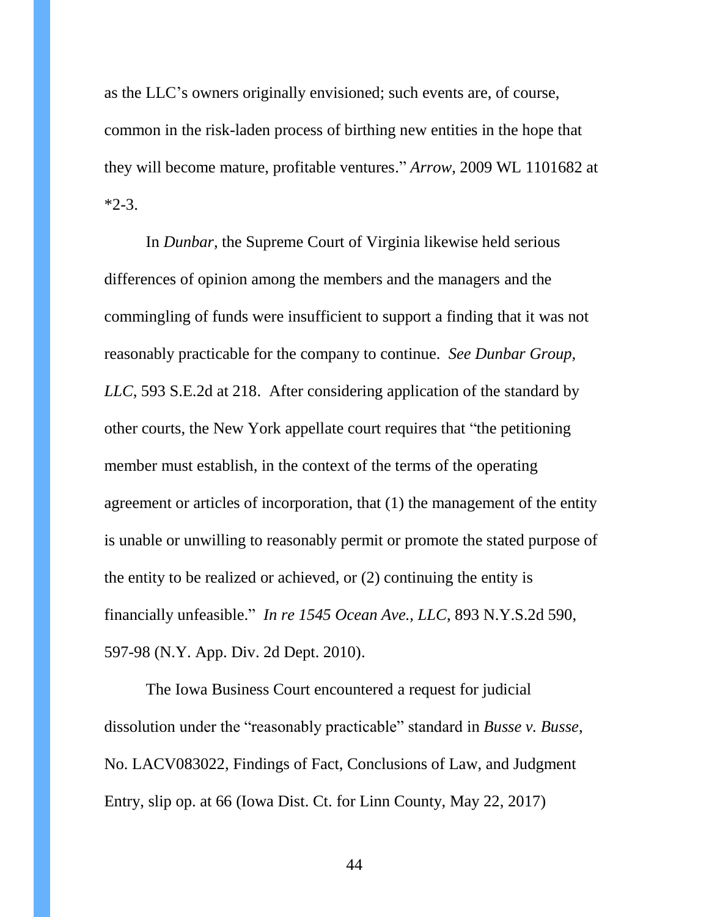as the LLC's owners originally envisioned; such events are, of course, common in the risk-laden process of birthing new entities in the hope that they will become mature, profitable ventures." *Arrow*, 2009 WL 1101682 at *2-3.

In *Dunbar*, the Supreme Court of Virginia likewise held serious differences of opinion among the members and the managers and the commingling of funds were insufficient to support a finding that it was not reasonably practicable for the company to continue. *See Dunbar Group, LLC*, 593 S.E.2d at 218. After considering application of the standard by other courts, the New York appellate court requires that "the petitioning member must establish, in the context of the terms of the operating agreement or articles of incorporation, that (1) the management of the entity is unable or unwilling to reasonably permit or promote the stated purpose of the entity to be realized or achieved, or (2) continuing the entity is financially unfeasible." *In re 1545 Ocean Ave., LLC*, 893 N.Y.S.2d 590, 597-98 (N.Y. App. Div. 2d Dept. 2010).

The Iowa Business Court encountered a request for judicial dissolution under the "reasonably practicable" standard in *Busse v. Busse*, No. LACV083022, Findings of Fact, Conclusions of Law, and Judgment Entry, slip op. at 66 (Iowa Dist. Ct. for Linn County, May 22, 2017)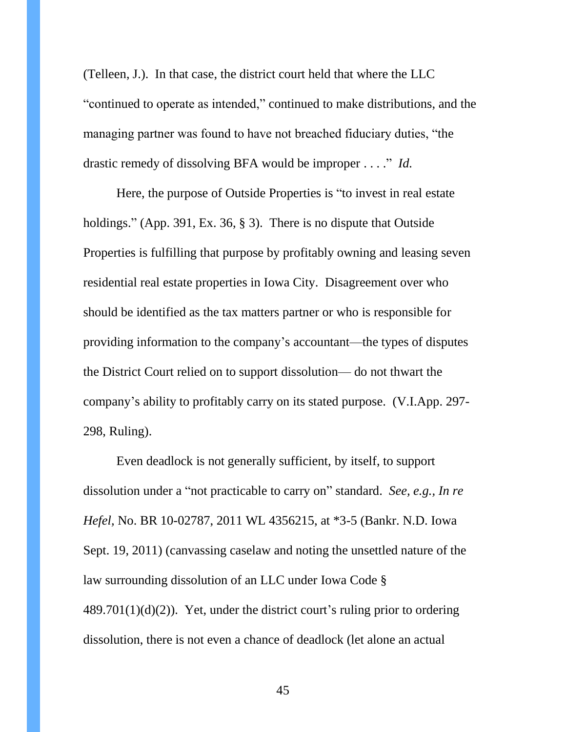(Telleen, J.). In that case, the district court held that where the LLC "continued to operate as intended," continued to make distributions, and the managing partner was found to have not breached fiduciary duties, "the drastic remedy of dissolving BFA would be improper . . . ." *Id.*

Here, the purpose of Outside Properties is "to invest in real estate holdings." (App. 391, Ex. 36, § 3). There is no dispute that Outside Properties is fulfilling that purpose by profitably owning and leasing seven residential real estate properties in Iowa City. Disagreement over who should be identified as the tax matters partner or who is responsible for providing information to the company's accountant—the types of disputes the District Court relied on to support dissolution— do not thwart the company's ability to profitably carry on its stated purpose. (V.I.App. 297-298, Ruling).

Even deadlock is not generally sufficient, by itself, to support dissolution under a "not practicable to carry on" standard. *See, e.g., In re Hefel,* No. BR 10-02787, 2011 WL 4356215, at *3-5 (Bankr. N.D. Iowa Sept. 19, 2011) (canvassing caselaw and noting the unsettled nature of the law surrounding dissolution of an LLC under Iowa Code § 489.701(1)(d)(2)). Yet, under the district court's ruling prior to ordering dissolution, there is not even a chance of deadlock (let alone an actual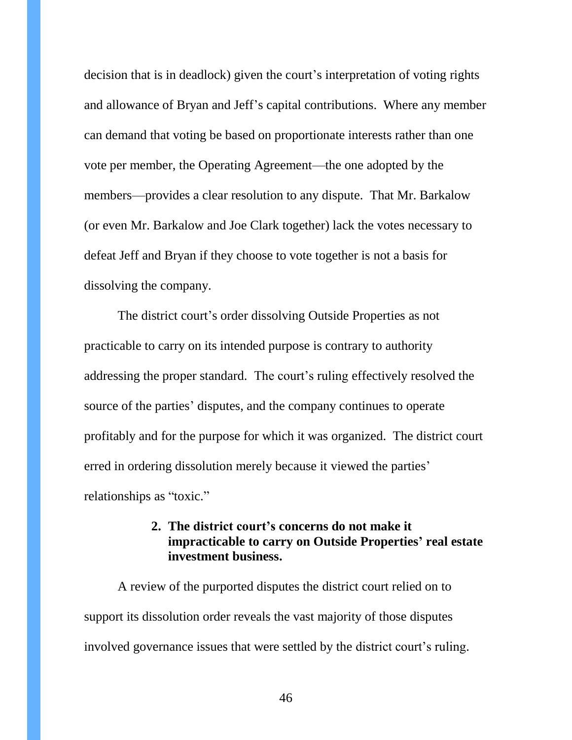decision that is in deadlock) given the court's interpretation of voting rights and allowance of Bryan and Jeff's capital contributions. Where any member can demand that voting be based on proportionate interests rather than one vote per member, the Operating Agreement—the one adopted by the members—provides a clear resolution to any dispute. That Mr. Barkalow (or even Mr. Barkalow and Joe Clark together) lack the votes necessary to defeat Jeff and Bryan if they choose to vote together is not a basis for dissolving the company.

The district court's order dissolving Outside Properties as not practicable to carry on its intended purpose is contrary to authority addressing the proper standard. The court's ruling effectively resolved the source of the parties' disputes, and the company continues to operate profitably and for the purpose for which it was organized. The district court erred in ordering dissolution merely because it viewed the parties' relationships as "toxic."

**2. The district court's concerns do not make it impracticable to carry on Outside Properties' real estate investment business.**

A review of the purported disputes the district court relied on to support its dissolution order reveals the vast majority of those disputes involved governance issues that were settled by the district court's ruling.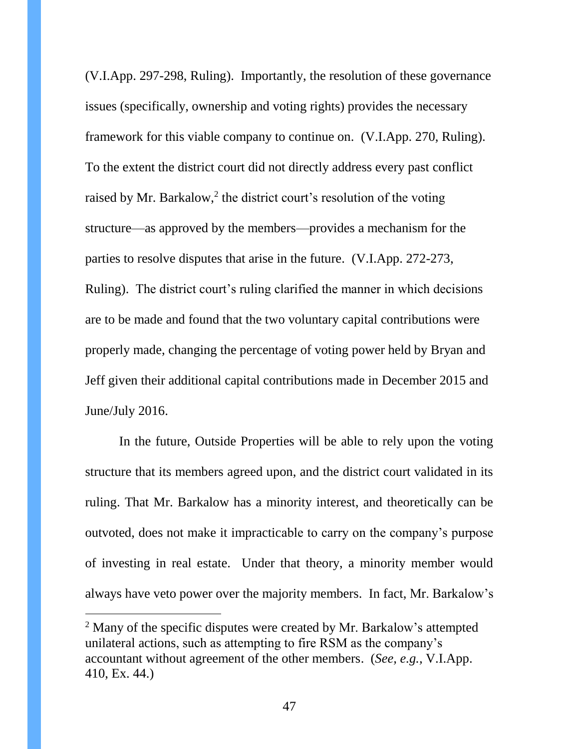(V.I.App. 297-298, Ruling). Importantly, the resolution of these governance issues (specifically, ownership and voting rights) provides the necessary framework for this viable company to continue on. (V.I.App. 270, Ruling). To the extent the district court did not directly address every past conflict raised by Mr. Barkalow,[2] the district court's resolution of the voting structure—as approved by the members—provides a mechanism for the parties to resolve disputes that arise in the future. (V.I.App. 272-273, Ruling). The district court's ruling clarified the manner in which decisions are to be made and found that the two voluntary capital contributions were properly made, changing the percentage of voting power held by Bryan and Jeff given their additional capital contributions made in December 2015 and June/July 2016.

In the future, Outside Properties will be able to rely upon the voting structure that its members agreed upon, and the district court validated in its ruling. That Mr. Barkalow has a minority interest, and theoretically can be outvoted, does not make it impracticable to carry on the company's purpose of investing in real estate. Under that theory, a minority member would always have veto power over the majority members. In fact, Mr. Barkalow's

[2] Many of the specific disputes were created by Mr. Barkalow's attempted unilateral actions, such as attempting to fire RSM as the company's accountant without agreement of the other members. (*See, e.g.,* V.I.App. 410, Ex. 44.)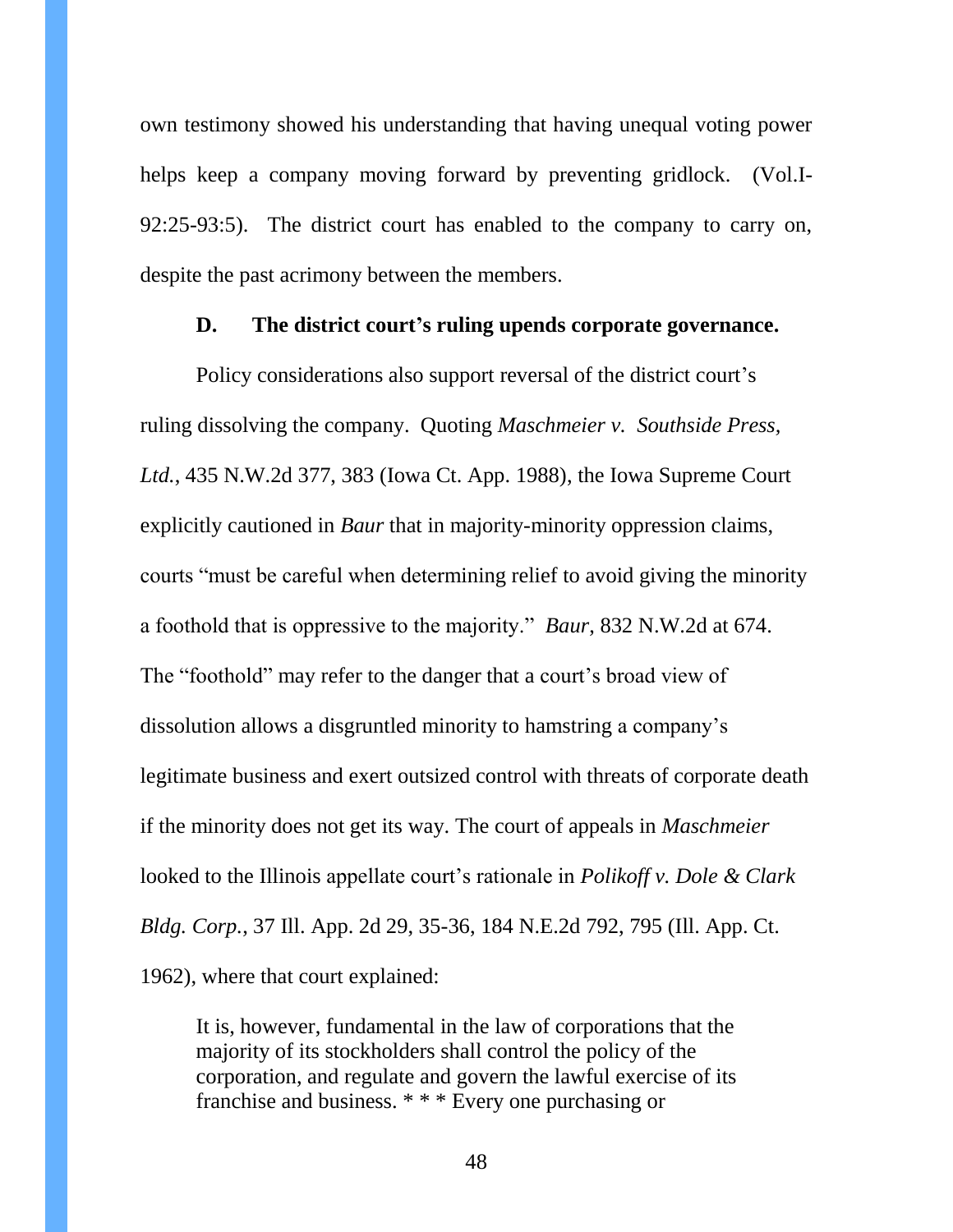own testimony showed his understanding that having unequal voting power helps keep a company moving forward by preventing gridlock. (Vol.I-92:25-93:5). The district court has enabled to the company to carry on, despite the past acrimony between the members.

### D. The district court's ruling upends corporate governance.

Policy considerations also support reversal of the district court's ruling dissolving the company. Quoting *Maschmeier v. Southside Press, Ltd.*, 435 N.W.2d 377, 383 (Iowa Ct. App. 1988), the Iowa Supreme Court explicitly cautioned in *Baur* that in majority-minority oppression claims, courts "must be careful when determining relief to avoid giving the minority a foothold that is oppressive to the majority." *Baur*, 832 N.W.2d at 674. The "foothold" may refer to the danger that a court's broad view of dissolution allows a disgruntled minority to hamstring a company's legitimate business and exert outsized control with threats of corporate death if the minority does not get its way. The court of appeals in *Maschmeier* looked to the Illinois appellate court's rationale in *Polikoff v. Dole & Clark Bldg. Corp.*, 37 Ill. App. 2d 29, 35-36, 184 N.E.2d 792, 795 (Ill. App. Ct. 1962), where that court explained:

> It is, however, fundamental in the law of corporations that the majority of its stockholders shall control the policy of the corporation, and regulate and govern the lawful exercise of its franchise and business. * * * Every one purchasing or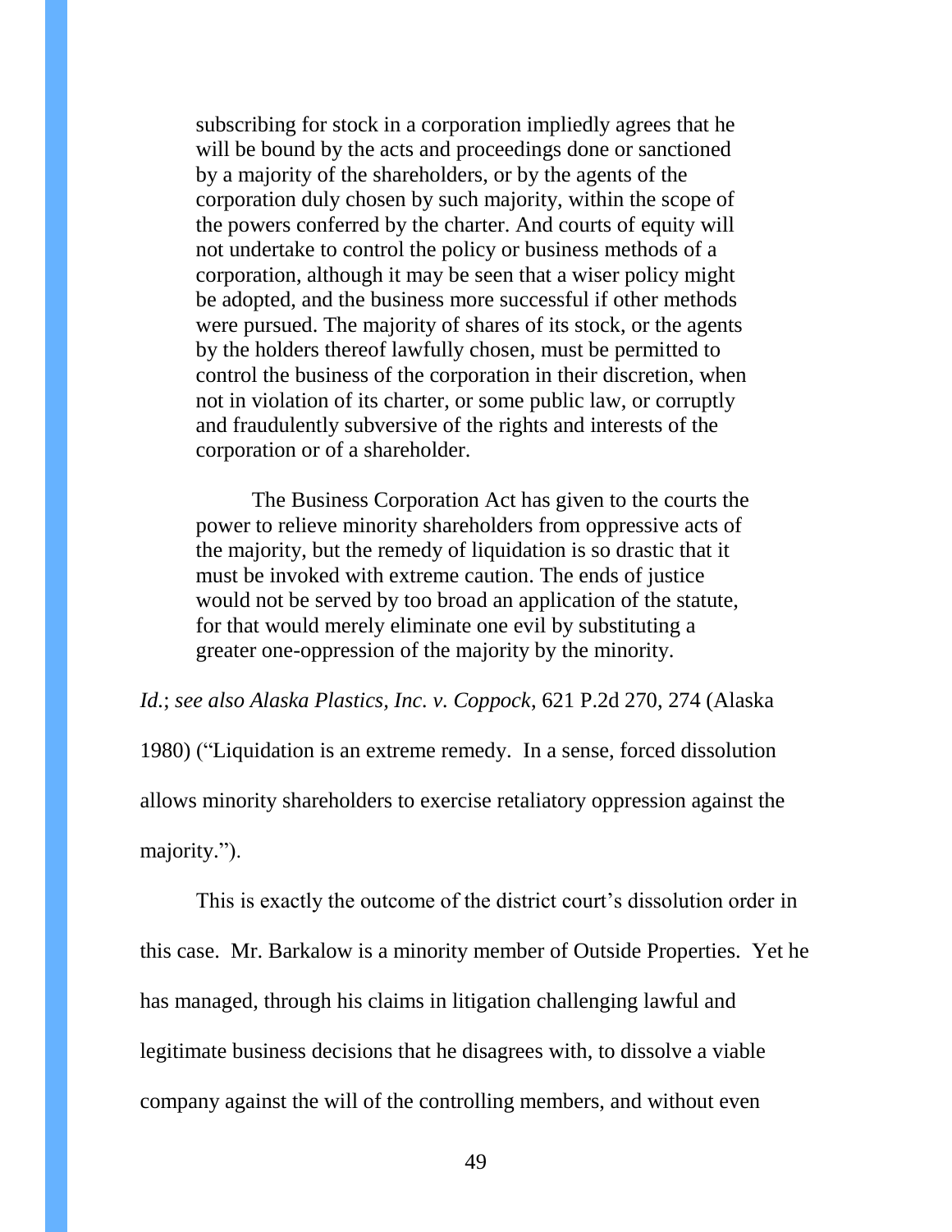> subscribing for stock in a corporation impliedly agrees that he will be bound by the acts and proceedings done or sanctioned by a majority of the shareholders, or by the agents of the corporation duly chosen by such majority, within the scope of the powers conferred by the charter. And courts of equity will not undertake to control the policy or business methods of a corporation, although it may be seen that a wiser policy might be adopted, and the business more successful if other methods were pursued. The majority of shares of its stock, or the agents by the holders thereof lawfully chosen, must be permitted to control the business of the corporation in their discretion, when not in violation of its charter, or some public law, or corruptly and fraudulently subversive of the rights and interests of the corporation or of a shareholder.
>
> The Business Corporation Act has given to the courts the power to relieve minority shareholders from oppressive acts of the majority, but the remedy of liquidation is so drastic that it must be invoked with extreme caution. The ends of justice would not be served by too broad an application of the statute, for that would merely eliminate one evil by substituting a greater one-oppression of the majority by the minority.

*Id.*; *see also Alaska Plastics, Inc. v. Coppock*, 621 P.2d 270, 274 (Alaska 1980) ("Liquidation is an extreme remedy. In a sense, forced dissolution allows minority shareholders to exercise retaliatory oppression against the majority.").

This is exactly the outcome of the district court's dissolution order in this case. Mr. Barkalow is a minority member of Outside Properties. Yet he has managed, through his claims in litigation challenging lawful and legitimate business decisions that he disagrees with, to dissolve a viable company against the will of the controlling members, and without even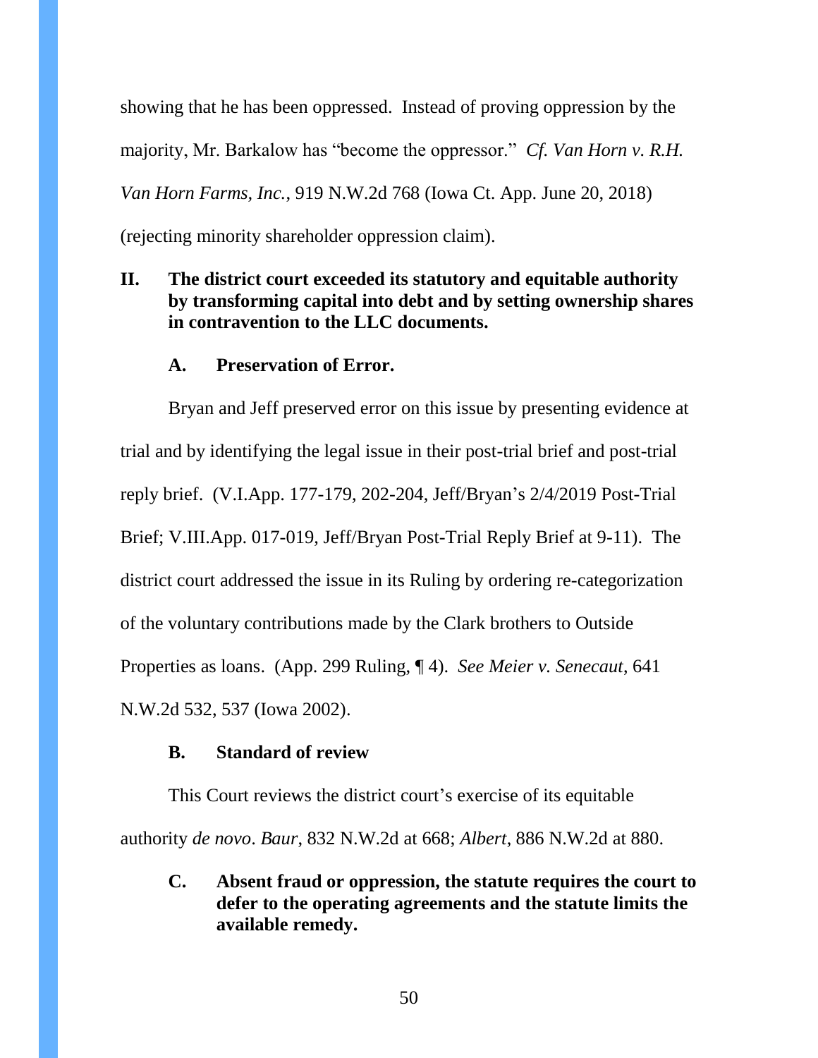showing that he has been oppressed. Instead of proving oppression by the majority, Mr. Barkalow has "become the oppressor." *Cf. Van Horn v. R.H. Van Horn Farms, Inc.*, 919 N.W.2d 768 (Iowa Ct. App. June 20, 2018) (rejecting minority shareholder oppression claim).

## II. The district court exceeded its statutory and equitable authority by transforming capital into debt and by setting ownership shares in contravention to the LLC documents.

### A. Preservation of Error.

Bryan and Jeff preserved error on this issue by presenting evidence at trial and by identifying the legal issue in their post-trial brief and post-trial reply brief. (V.I.App. 177-179, 202-204, Jeff/Bryan's 2/4/2019 Post-Trial Brief; V.III.App. 017-019, Jeff/Bryan Post-Trial Reply Brief at 9-11). The district court addressed the issue in its Ruling by ordering re-categorization of the voluntary contributions made by the Clark brothers to Outside Properties as loans. (App. 299 Ruling, ¶ 4). *See Meier v. Senecaut*, 641 N.W.2d 532, 537 (Iowa 2002).

### B. Standard of review

This Court reviews the district court's exercise of its equitable authority *de novo*. *Baur*, 832 N.W.2d at 668; *Albert*, 886 N.W.2d at 880.

### C. Absent fraud or oppression, the statute requires the court to defer to the operating agreements and the statute limits the available remedy.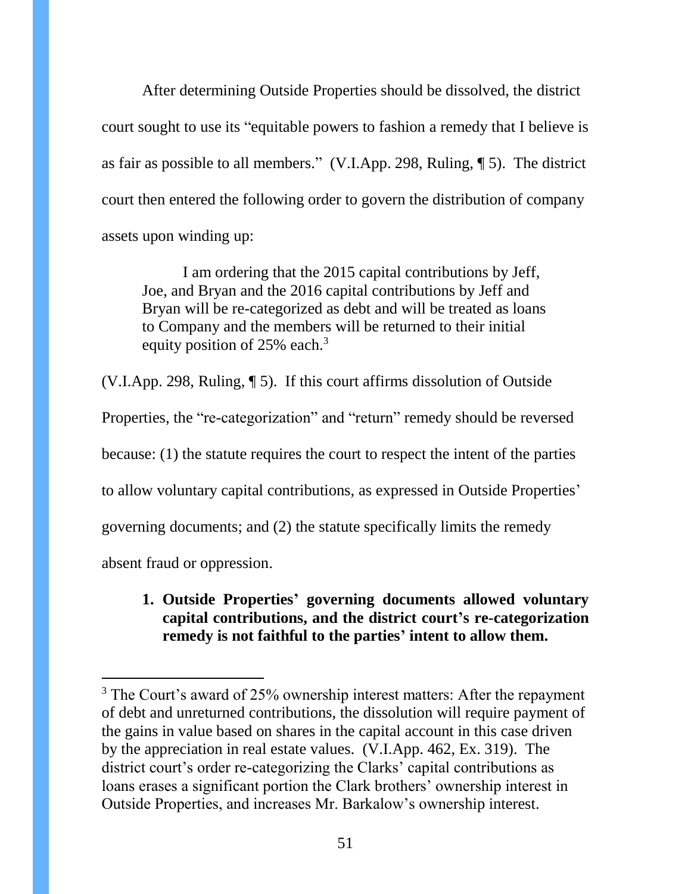After determining Outside Properties should be dissolved, the district court sought to use its "equitable powers to fashion a remedy that I believe is as fair as possible to all members." (V.I.App. 298, Ruling, ¶ 5). The district court then entered the following order to govern the distribution of company assets upon winding up:

> I am ordering that the 2015 capital contributions by Jeff, Joe, and Bryan and the 2016 capital contributions by Jeff and Bryan will be re-categorized as debt and will be treated as loans to Company and the members will be returned to their initial equity position of 25% each.[3]

(V.I.App. 298, Ruling, ¶ 5). If this court affirms dissolution of Outside Properties, the "re-categorization" and "return" remedy should be reversed because: (1) the statute requires the court to respect the intent of the parties to allow voluntary capital contributions, as expressed in Outside Properties' governing documents; and (2) the statute specifically limits the remedy absent fraud or oppression.

**1. Outside Properties' governing documents allowed voluntary capital contributions, and the district court's re-categorization remedy is not faithful to the parties' intent to allow them.**

---

[3] The Court's award of 25% ownership interest matters: After the repayment of debt and unreturned contributions, the dissolution will require payment of the gains in value based on shares in the capital account in this case driven by the appreciation in real estate values. (V.I.App. 462, Ex. 319). The district court's order re-categorizing the Clarks' capital contributions as loans erases a significant portion the Clark brothers' ownership interest in Outside Properties, and increases Mr. Barkalow's ownership interest.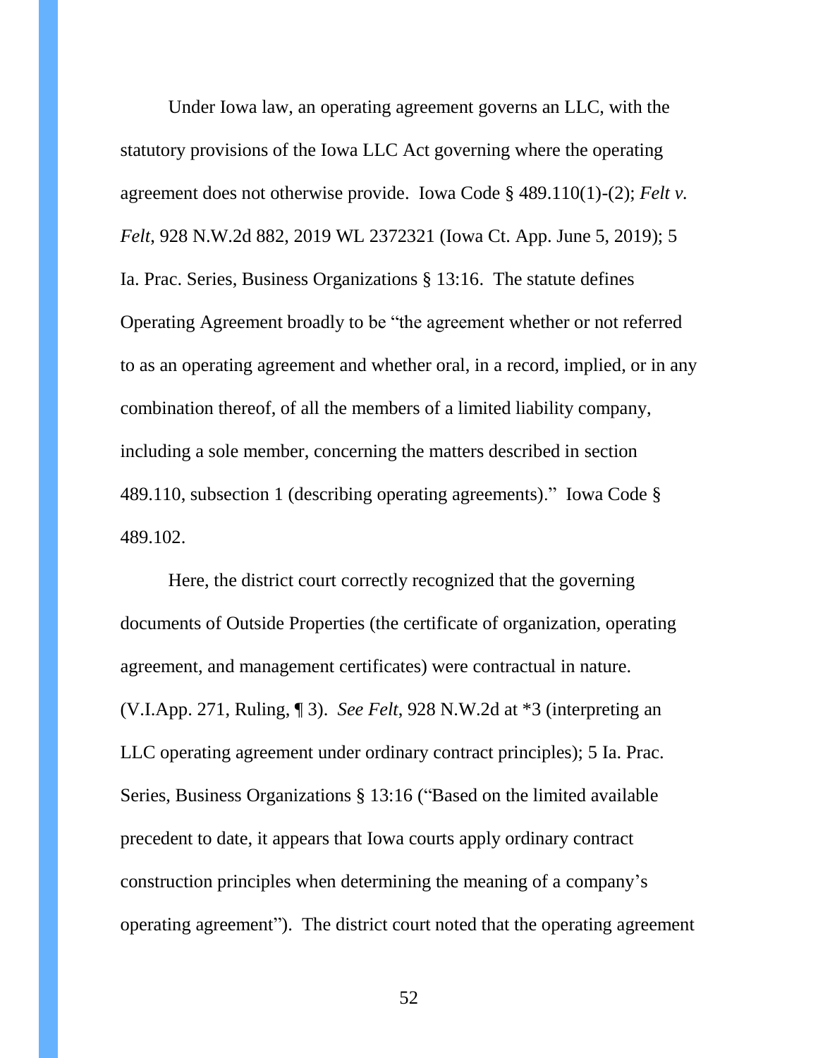Under Iowa law, an operating agreement governs an LLC, with the statutory provisions of the Iowa LLC Act governing where the operating agreement does not otherwise provide. Iowa Code § 489.110(1)-(2); *Felt v. Felt*, 928 N.W.2d 882, 2019 WL 2372321 (Iowa Ct. App. June 5, 2019); 5 Ia. Prac. Series, Business Organizations § 13:16. The statute defines Operating Agreement broadly to be "the agreement whether or not referred to as an operating agreement and whether oral, in a record, implied, or in any combination thereof, of all the members of a limited liability company, including a sole member, concerning the matters described in section 489.110, subsection 1 (describing operating agreements)." Iowa Code § 489.102.

Here, the district court correctly recognized that the governing documents of Outside Properties (the certificate of organization, operating agreement, and management certificates) were contractual in nature. (V.I.App. 271, Ruling, ¶ 3). *See Felt*, 928 N.W.2d at *3 (interpreting an LLC operating agreement under ordinary contract principles); 5 Ia. Prac. Series, Business Organizations § 13:16 ("Based on the limited available precedent to date, it appears that Iowa courts apply ordinary contract construction principles when determining the meaning of a company's operating agreement"). The district court noted that the operating agreement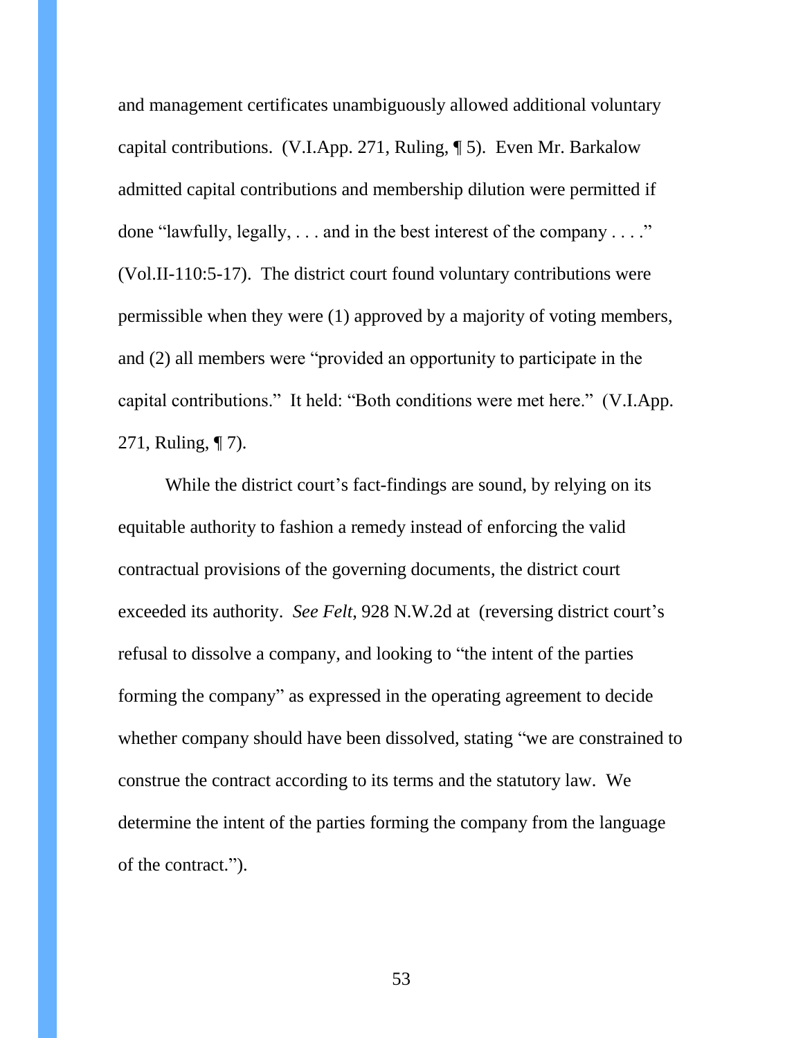and management certificates unambiguously allowed additional voluntary capital contributions. (V.I.App. 271, Ruling, ¶ 5). Even Mr. Barkalow admitted capital contributions and membership dilution were permitted if done "lawfully, legally, . . . and in the best interest of the company . . . ." (Vol.II-110:5-17). The district court found voluntary contributions were permissible when they were (1) approved by a majority of voting members, and (2) all members were "provided an opportunity to participate in the capital contributions." It held: "Both conditions were met here." (V.I.App. 271, Ruling, ¶ 7).

While the district court's fact-findings are sound, by relying on its equitable authority to fashion a remedy instead of enforcing the valid contractual provisions of the governing documents, the district court exceeded its authority. *See Felt*, 928 N.W.2d at  (reversing district court's refusal to dissolve a company, and looking to "the intent of the parties forming the company" as expressed in the operating agreement to decide whether company should have been dissolved, stating "we are constrained to construe the contract according to its terms and the statutory law. We determine the intent of the parties forming the company from the language of the contract.").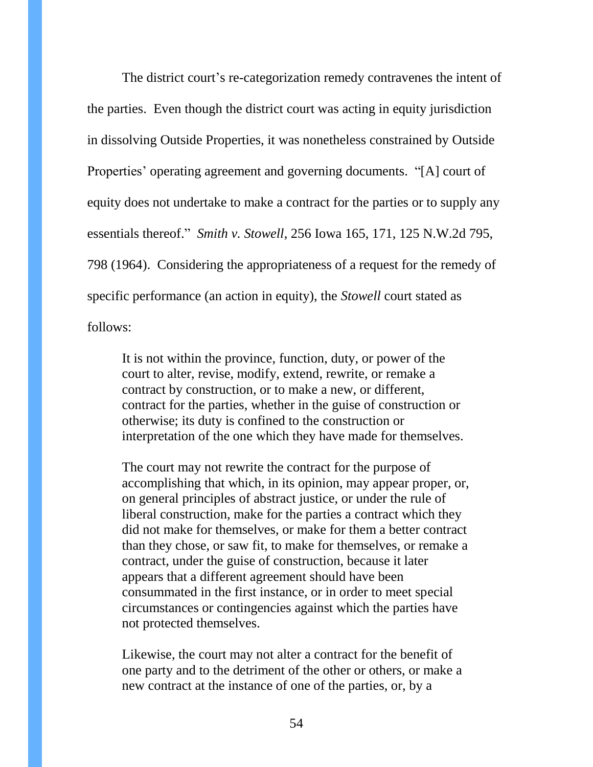The district court's re-categorization remedy contravenes the intent of the parties. Even though the district court was acting in equity jurisdiction in dissolving Outside Properties, it was nonetheless constrained by Outside Properties' operating agreement and governing documents. "[A] court of equity does not undertake to make a contract for the parties or to supply any essentials thereof." *Smith v. Stowell*, 256 Iowa 165, 171, 125 N.W.2d 795, 798 (1964). Considering the appropriateness of a request for the remedy of specific performance (an action in equity), the *Stowell* court stated as follows:

> It is not within the province, function, duty, or power of the court to alter, revise, modify, extend, rewrite, or remake a contract by construction, or to make a new, or different, contract for the parties, whether in the guise of construction or otherwise; its duty is confined to the construction or interpretation of the one which they have made for themselves.
>
> The court may not rewrite the contract for the purpose of accomplishing that which, in its opinion, may appear proper, or, on general principles of abstract justice, or under the rule of liberal construction, make for the parties a contract which they did not make for themselves, or make for them a better contract than they chose, or saw fit, to make for themselves, or remake a contract, under the guise of construction, because it later appears that a different agreement should have been consummated in the first instance, or in order to meet special circumstances or contingencies against which the parties have not protected themselves.
>
> Likewise, the court may not alter a contract for the benefit of one party and to the detriment of the other or others, or make a new contract at the instance of one of the parties, or, by a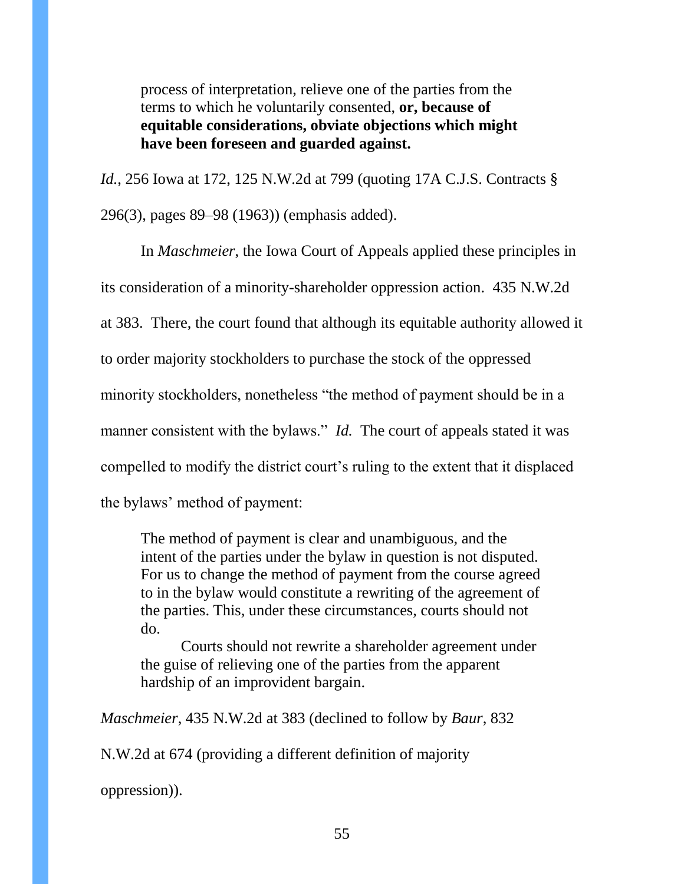> process of interpretation, relieve one of the parties from the terms to which he voluntarily consented, **or, because of equitable considerations, obviate objections which might have been foreseen and guarded against.**

*Id.*, 256 Iowa at 172, 125 N.W.2d at 799 (quoting 17A C.J.S. Contracts § 296(3), pages 89–98 (1963)) (emphasis added).

In *Maschmeier*, the Iowa Court of Appeals applied these principles in its consideration of a minority-shareholder oppression action. 435 N.W.2d at 383. There, the court found that although its equitable authority allowed it to order majority stockholders to purchase the stock of the oppressed minority stockholders, nonetheless "the method of payment should be in a manner consistent with the bylaws." *Id.* The court of appeals stated it was compelled to modify the district court's ruling to the extent that it displaced the bylaws' method of payment:

> The method of payment is clear and unambiguous, and the intent of the parties under the bylaw in question is not disputed. For us to change the method of payment from the course agreed to in the bylaw would constitute a rewriting of the agreement of the parties. This, under these circumstances, courts should not do.
>
> Courts should not rewrite a shareholder agreement under the guise of relieving one of the parties from the apparent hardship of an improvident bargain.

*Maschmeier*, 435 N.W.2d at 383 (declined to follow by *Baur*, 832 N.W.2d at 674 (providing a different definition of majority oppression)).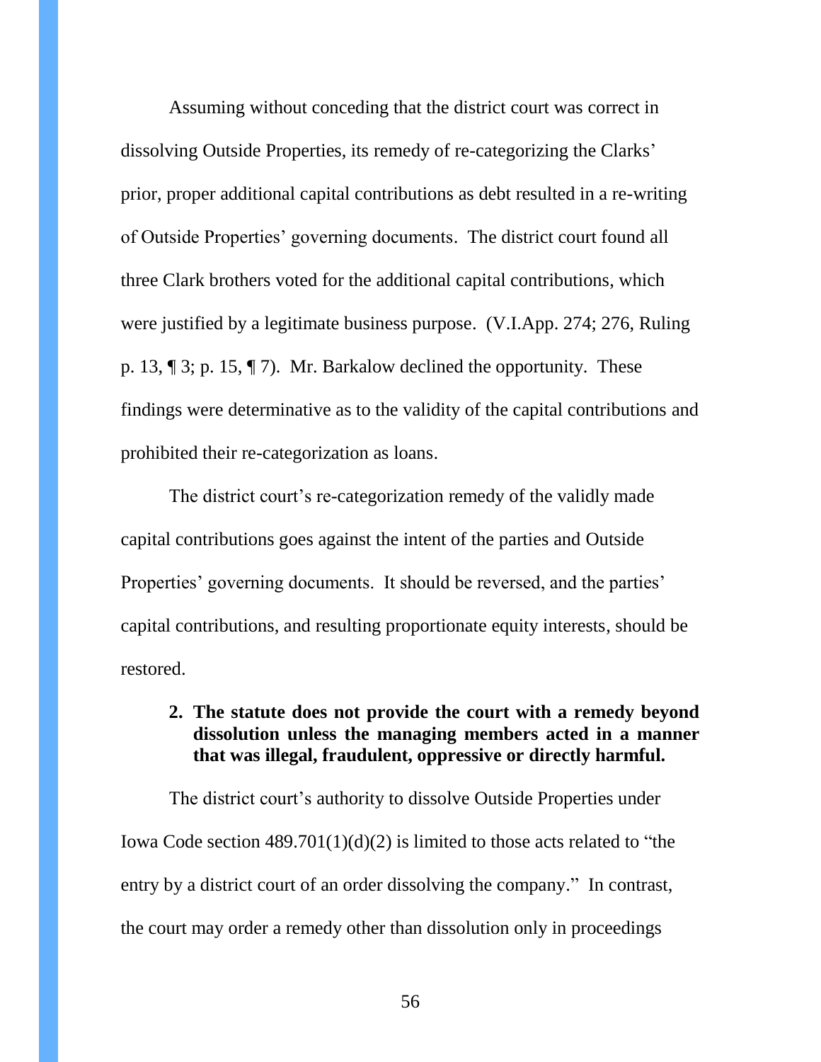Assuming without conceding that the district court was correct in dissolving Outside Properties, its remedy of re-categorizing the Clarks' prior, proper additional capital contributions as debt resulted in a re-writing of Outside Properties' governing documents. The district court found all three Clark brothers voted for the additional capital contributions, which were justified by a legitimate business purpose. (V.I.App. 274; 276, Ruling p. 13, ¶ 3; p. 15, ¶ 7). Mr. Barkalow declined the opportunity. These findings were determinative as to the validity of the capital contributions and prohibited their re-categorization as loans.

The district court's re-categorization remedy of the validly made capital contributions goes against the intent of the parties and Outside Properties' governing documents. It should be reversed, and the parties' capital contributions, and resulting proportionate equity interests, should be restored.

**2. The statute does not provide the court with a remedy beyond dissolution unless the managing members acted in a manner that was illegal, fraudulent, oppressive or directly harmful.**

The district court's authority to dissolve Outside Properties under Iowa Code section 489.701(1)(d)(2) is limited to those acts related to "the entry by a district court of an order dissolving the company." In contrast, the court may order a remedy other than dissolution only in proceedings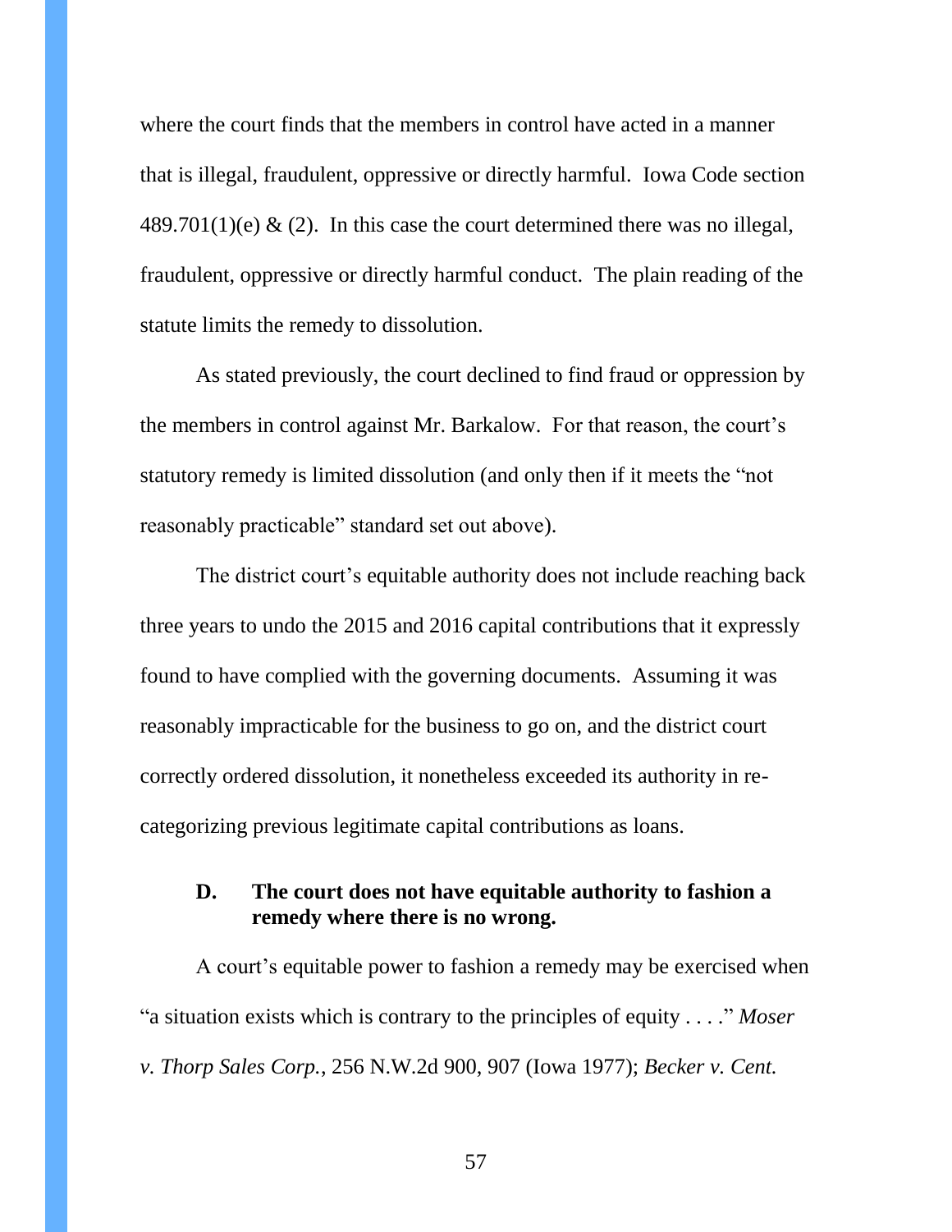where the court finds that the members in control have acted in a manner that is illegal, fraudulent, oppressive or directly harmful. Iowa Code section 489.701(1)(e) & (2). In this case the court determined there was no illegal, fraudulent, oppressive or directly harmful conduct. The plain reading of the statute limits the remedy to dissolution.

As stated previously, the court declined to find fraud or oppression by the members in control against Mr. Barkalow. For that reason, the court's statutory remedy is limited dissolution (and only then if it meets the "not reasonably practicable" standard set out above).

The district court's equitable authority does not include reaching back three years to undo the 2015 and 2016 capital contributions that it expressly found to have complied with the governing documents. Assuming it was reasonably impracticable for the business to go on, and the district court correctly ordered dissolution, it nonetheless exceeded its authority in re-categorizing previous legitimate capital contributions as loans.

### D. The court does not have equitable authority to fashion a remedy where there is no wrong.

A court's equitable power to fashion a remedy may be exercised when "a situation exists which is contrary to the principles of equity . . . ." *Moser v. Thorp Sales Corp.*, 256 N.W.2d 900, 907 (Iowa 1977); *Becker v. Cent.*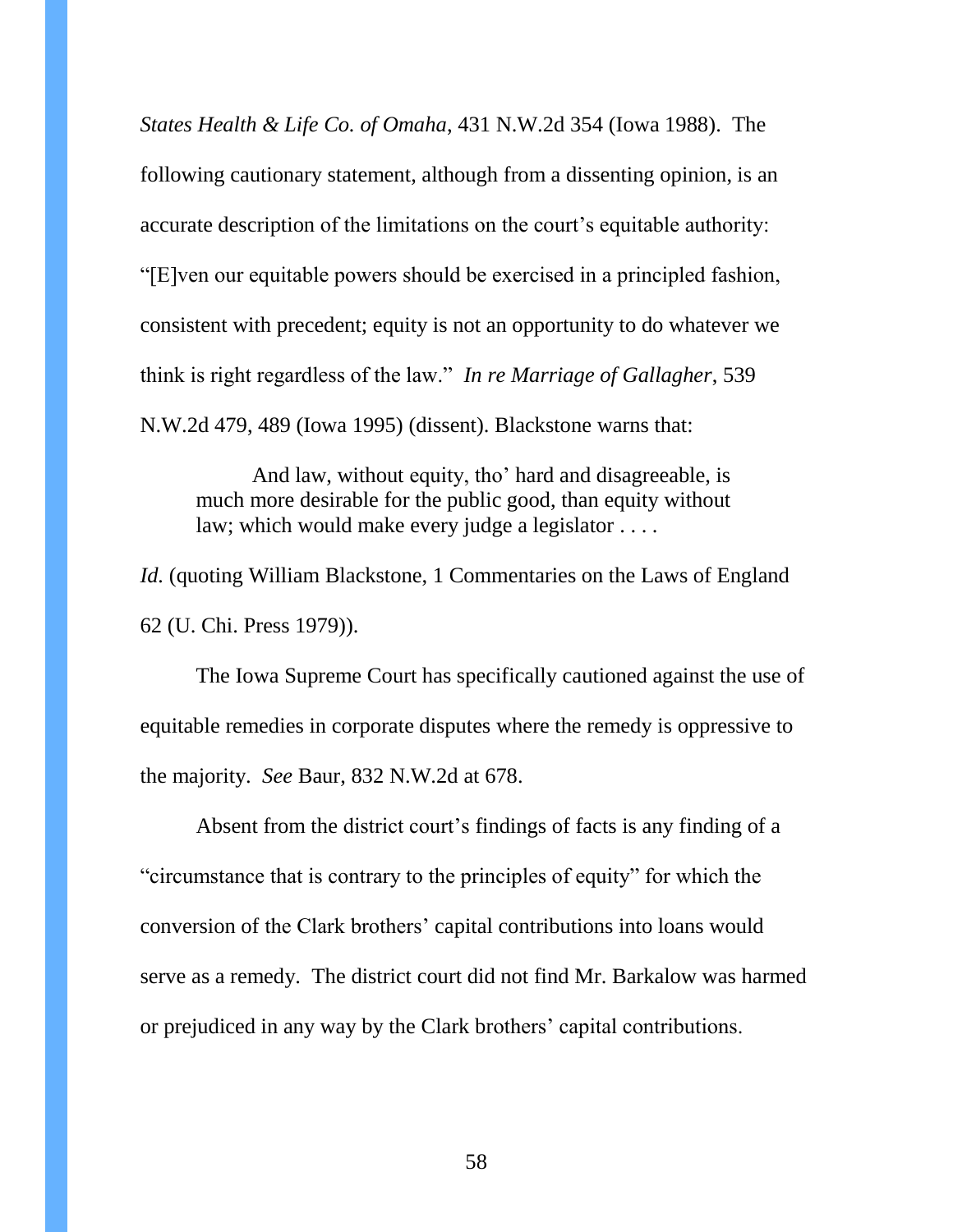*States Health & Life Co. of Omaha*, 431 N.W.2d 354 (Iowa 1988). The following cautionary statement, although from a dissenting opinion, is an accurate description of the limitations on the court's equitable authority: "[E]ven our equitable powers should be exercised in a principled fashion, consistent with precedent; equity is not an opportunity to do whatever we think is right regardless of the law." *In re Marriage of Gallagher*, 539 N.W.2d 479, 489 (Iowa 1995) (dissent). Blackstone warns that:

> And law, without equity, tho' hard and disagreeable, is much more desirable for the public good, than equity without law; which would make every judge a legislator . . . .

*Id.* (quoting William Blackstone, 1 Commentaries on the Laws of England 62 (U. Chi. Press 1979)).

The Iowa Supreme Court has specifically cautioned against the use of equitable remedies in corporate disputes where the remedy is oppressive to the majority. *See* Baur, 832 N.W.2d at 678.

Absent from the district court's findings of facts is any finding of a "circumstance that is contrary to the principles of equity" for which the conversion of the Clark brothers' capital contributions into loans would serve as a remedy. The district court did not find Mr. Barkalow was harmed or prejudiced in any way by the Clark brothers' capital contributions.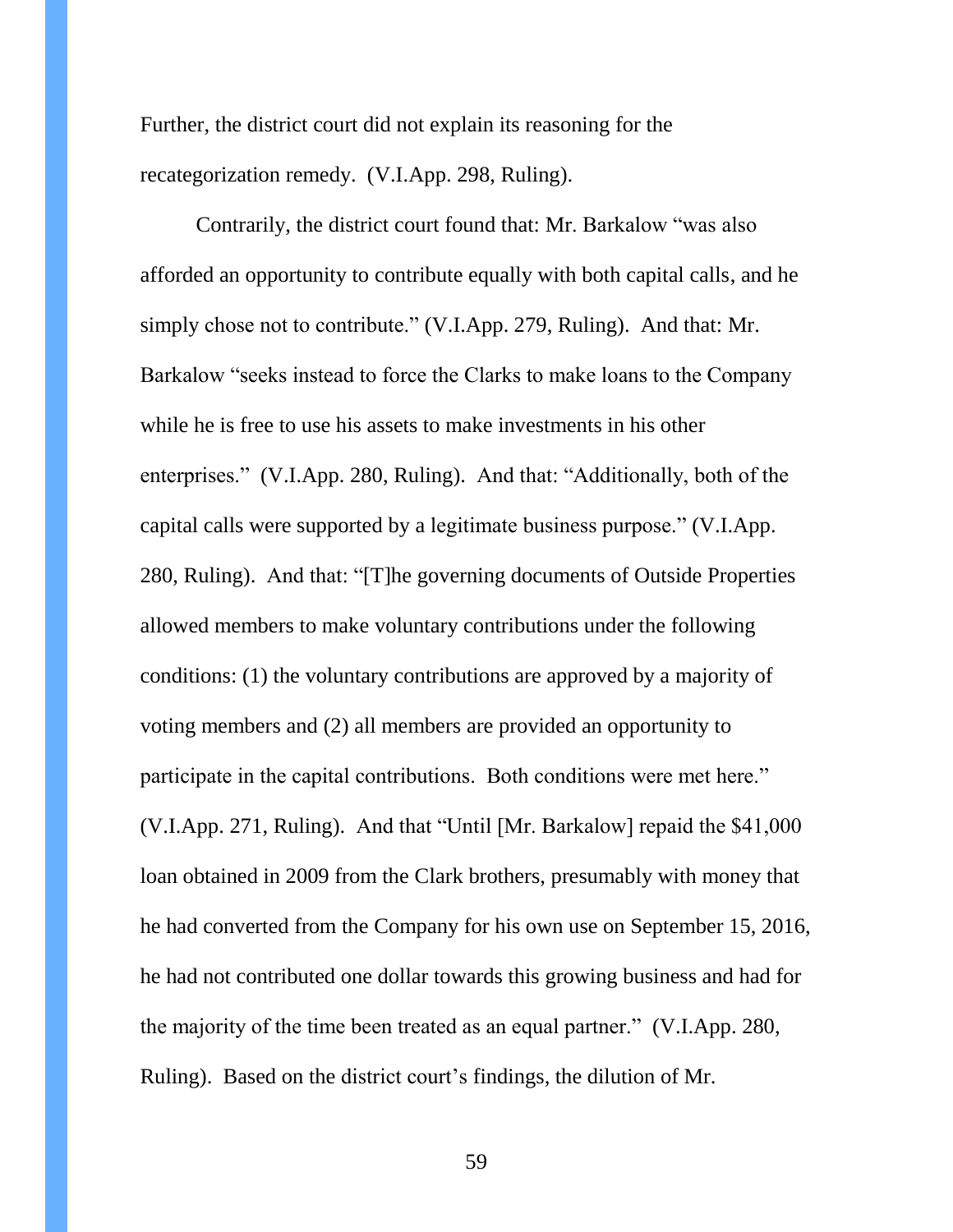Further, the district court did not explain its reasoning for the recategorization remedy. (V.I.App. 298, Ruling).

Contrarily, the district court found that: Mr. Barkalow "was also afforded an opportunity to contribute equally with both capital calls, and he simply chose not to contribute." (V.I.App. 279, Ruling). And that: Mr. Barkalow "seeks instead to force the Clarks to make loans to the Company while he is free to use his assets to make investments in his other enterprises." (V.I.App. 280, Ruling). And that: "Additionally, both of the capital calls were supported by a legitimate business purpose." (V.I.App. 280, Ruling). And that: "[T]he governing documents of Outside Properties allowed members to make voluntary contributions under the following conditions: (1) the voluntary contributions are approved by a majority of voting members and (2) all members are provided an opportunity to participate in the capital contributions. Both conditions were met here." (V.I.App. 271, Ruling). And that "Until [Mr. Barkalow] repaid the $41,000 loan obtained in 2009 from the Clark brothers, presumably with money that he had converted from the Company for his own use on September 15, 2016, he had not contributed one dollar towards this growing business and had for the majority of the time been treated as an equal partner." (V.I.App. 280, Ruling). Based on the district court's findings, the dilution of Mr.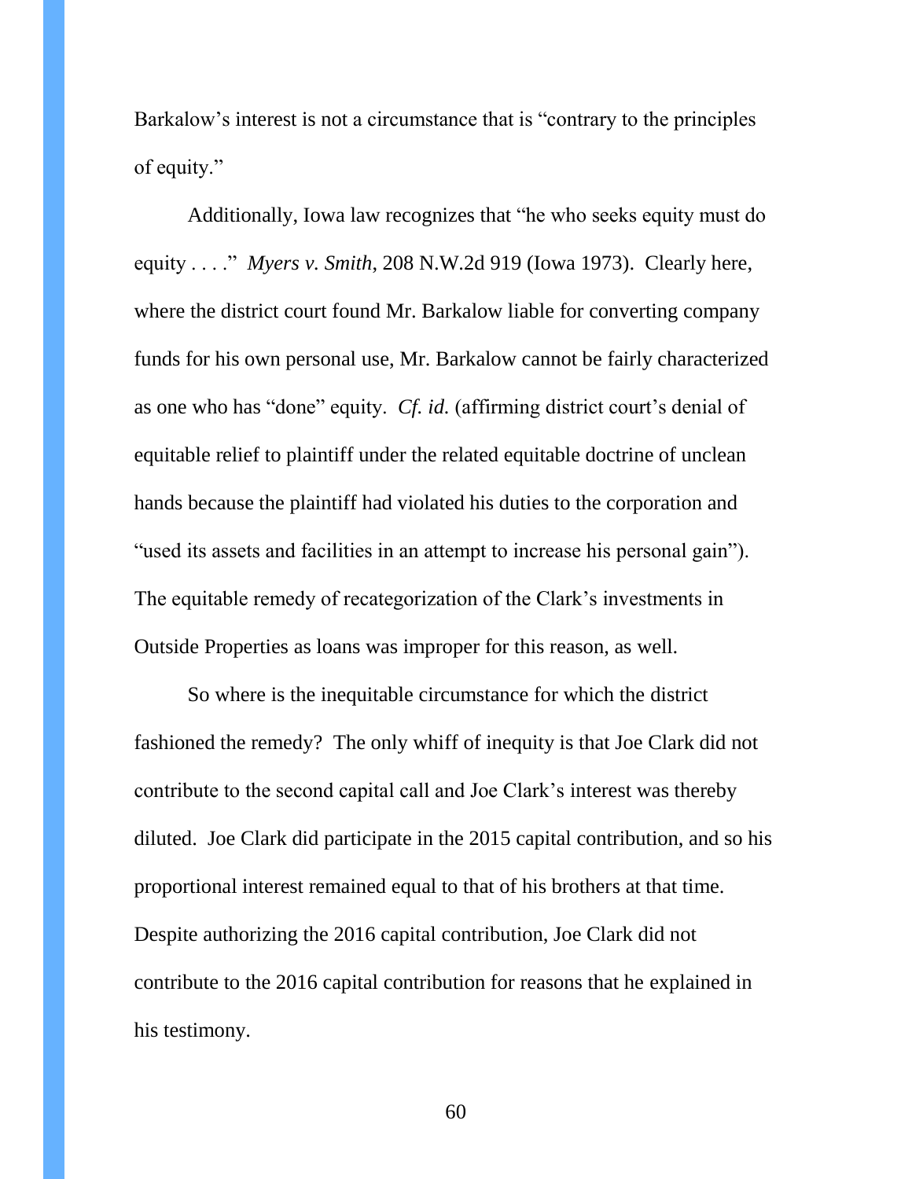Barkalow's interest is not a circumstance that is "contrary to the principles of equity."

Additionally, Iowa law recognizes that "he who seeks equity must do equity . . . ." *Myers v. Smith*, 208 N.W.2d 919 (Iowa 1973). Clearly here, where the district court found Mr. Barkalow liable for converting company funds for his own personal use, Mr. Barkalow cannot be fairly characterized as one who has "done" equity. *Cf. id.* (affirming district court's denial of equitable relief to plaintiff under the related equitable doctrine of unclean hands because the plaintiff had violated his duties to the corporation and "used its assets and facilities in an attempt to increase his personal gain"). The equitable remedy of recategorization of the Clark's investments in Outside Properties as loans was improper for this reason, as well.

So where is the inequitable circumstance for which the district fashioned the remedy? The only whiff of inequity is that Joe Clark did not contribute to the second capital call and Joe Clark's interest was thereby diluted. Joe Clark did participate in the 2015 capital contribution, and so his proportional interest remained equal to that of his brothers at that time. Despite authorizing the 2016 capital contribution, Joe Clark did not contribute to the 2016 capital contribution for reasons that he explained in his testimony.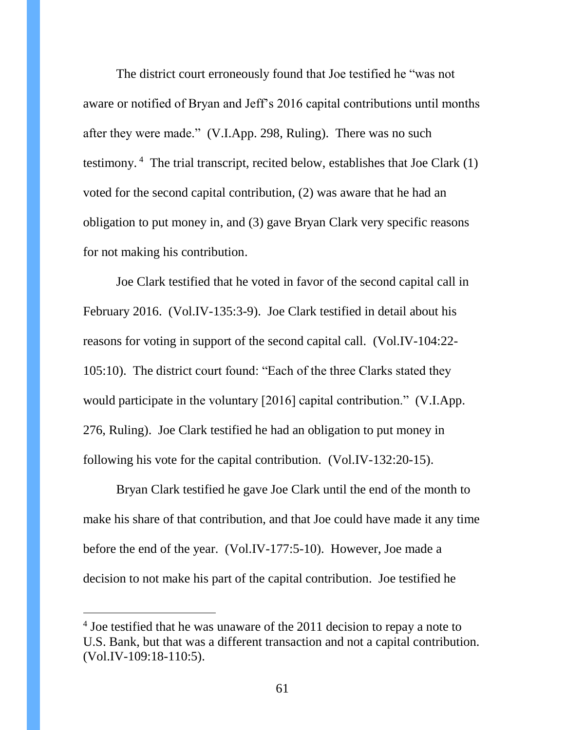The district court erroneously found that Joe testified he "was not aware or notified of Bryan and Jeff's 2016 capital contributions until months after they were made." (V.I.App. 298, Ruling). There was no such testimony.[4] The trial transcript, recited below, establishes that Joe Clark (1) voted for the second capital contribution, (2) was aware that he had an obligation to put money in, and (3) gave Bryan Clark very specific reasons for not making his contribution.

Joe Clark testified that he voted in favor of the second capital call in February 2016. (Vol.IV-135:3-9). Joe Clark testified in detail about his reasons for voting in support of the second capital call. (Vol.IV-104:22-105:10). The district court found: "Each of the three Clarks stated they would participate in the voluntary [2016] capital contribution." (V.I.App. 276, Ruling). Joe Clark testified he had an obligation to put money in following his vote for the capital contribution. (Vol.IV-132:20-15).

Bryan Clark testified he gave Joe Clark until the end of the month to make his share of that contribution, and that Joe could have made it any time before the end of the year. (Vol.IV-177:5-10). However, Joe made a decision to not make his part of the capital contribution. Joe testified he

---

[4] Joe testified that he was unaware of the 2011 decision to repay a note to U.S. Bank, but that was a different transaction and not a capital contribution. (Vol.IV-109:18-110:5).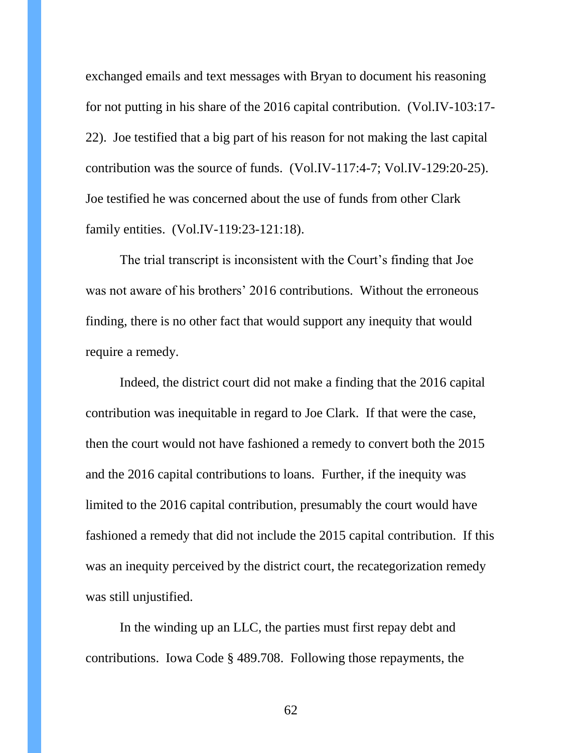exchanged emails and text messages with Bryan to document his reasoning for not putting in his share of the 2016 capital contribution. (Vol.IV-103:17-22). Joe testified that a big part of his reason for not making the last capital contribution was the source of funds. (Vol.IV-117:4-7; Vol.IV-129:20-25). Joe testified he was concerned about the use of funds from other Clark family entities. (Vol.IV-119:23-121:18).

The trial transcript is inconsistent with the Court's finding that Joe was not aware of his brothers' 2016 contributions. Without the erroneous finding, there is no other fact that would support any inequity that would require a remedy.

Indeed, the district court did not make a finding that the 2016 capital contribution was inequitable in regard to Joe Clark. If that were the case, then the court would not have fashioned a remedy to convert both the 2015 and the 2016 capital contributions to loans. Further, if the inequity was limited to the 2016 capital contribution, presumably the court would have fashioned a remedy that did not include the 2015 capital contribution. If this was an inequity perceived by the district court, the recategorization remedy was still unjustified.

In the winding up an LLC, the parties must first repay debt and contributions. Iowa Code § 489.708. Following those repayments, the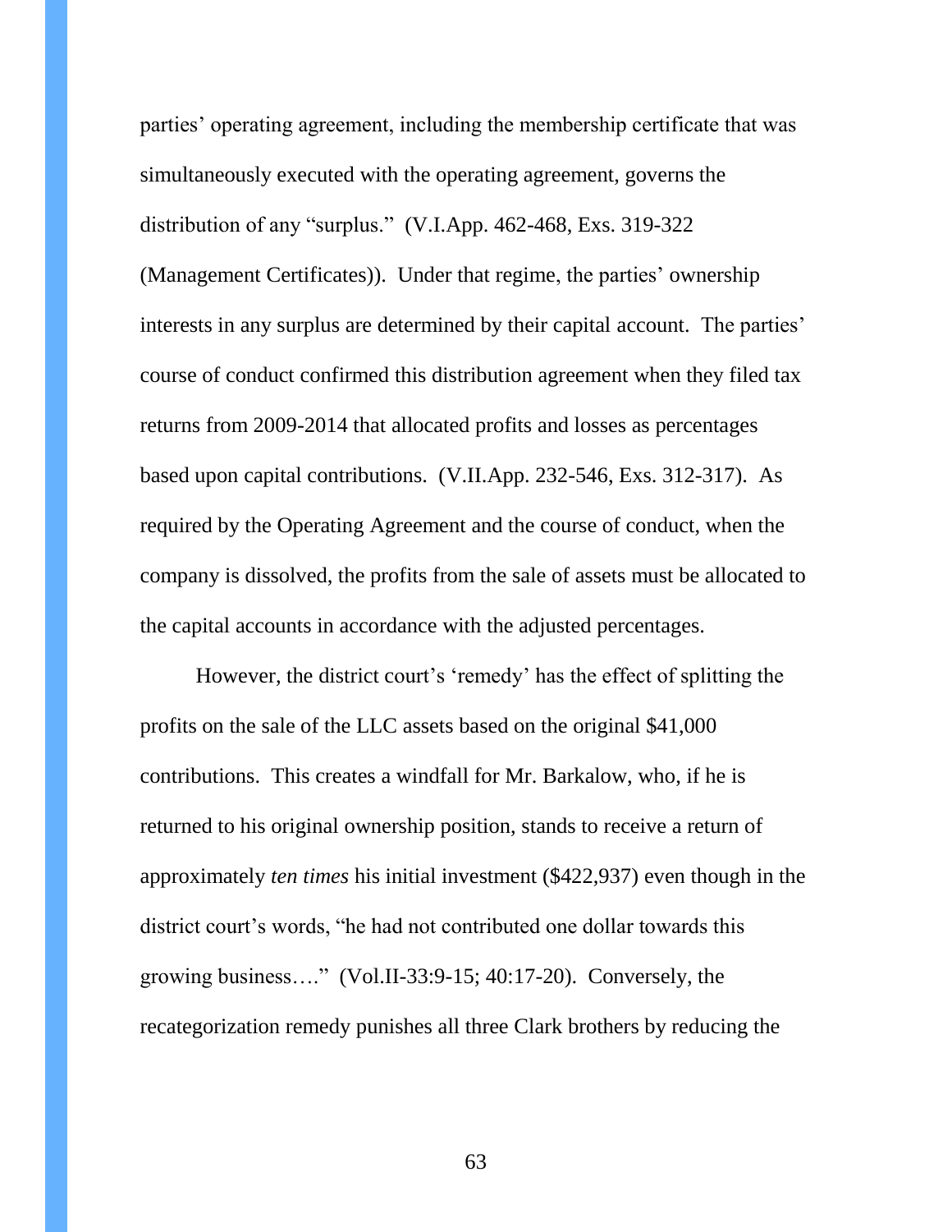parties' operating agreement, including the membership certificate that was simultaneously executed with the operating agreement, governs the distribution of any "surplus." (V.I.App. 462-468, Exs. 319-322 (Management Certificates)). Under that regime, the parties' ownership interests in any surplus are determined by their capital account. The parties' course of conduct confirmed this distribution agreement when they filed tax returns from 2009-2014 that allocated profits and losses as percentages based upon capital contributions. (V.II.App. 232-546, Exs. 312-317). As required by the Operating Agreement and the course of conduct, when the company is dissolved, the profits from the sale of assets must be allocated to the capital accounts in accordance with the adjusted percentages.

However, the district court's 'remedy' has the effect of splitting the profits on the sale of the LLC assets based on the original $41,000 contributions. This creates a windfall for Mr. Barkalow, who, if he is returned to his original ownership position, stands to receive a return of approximately *ten times* his initial investment ($422,937) even though in the district court's words, "he had not contributed one dollar towards this growing business…." (Vol.II-33:9-15; 40:17-20). Conversely, the recategorization remedy punishes all three Clark brothers by reducing the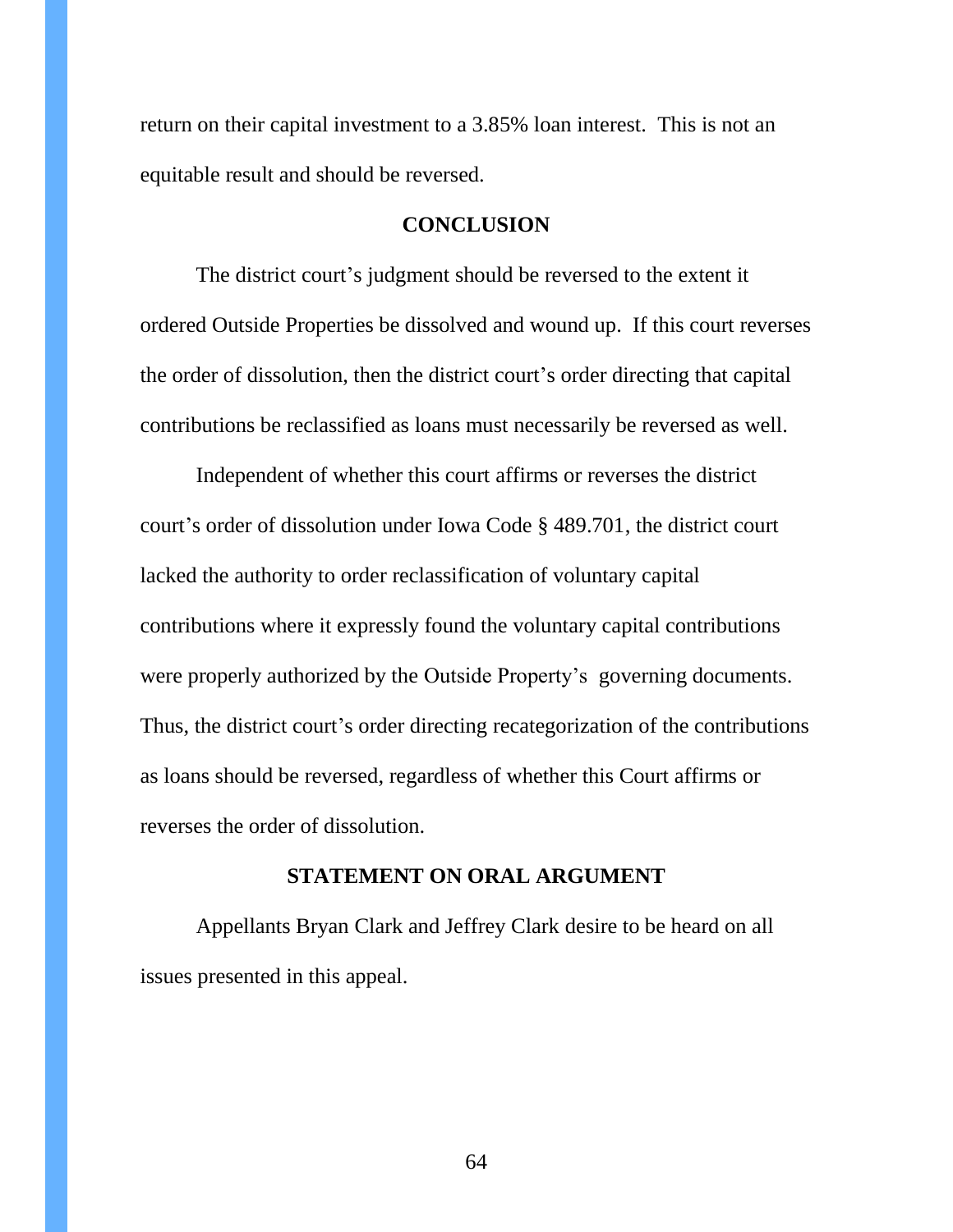return on their capital investment to a 3.85% loan interest. This is not an equitable result and should be reversed.

## CONCLUSION

The district court's judgment should be reversed to the extent it ordered Outside Properties be dissolved and wound up. If this court reverses the order of dissolution, then the district court's order directing that capital contributions be reclassified as loans must necessarily be reversed as well.

Independent of whether this court affirms or reverses the district court's order of dissolution under Iowa Code § 489.701, the district court lacked the authority to order reclassification of voluntary capital contributions where it expressly found the voluntary capital contributions were properly authorized by the Outside Property's governing documents. Thus, the district court's order directing recategorization of the contributions as loans should be reversed, regardless of whether this Court affirms or reverses the order of dissolution.

## STATEMENT ON ORAL ARGUMENT

Appellants Bryan Clark and Jeffrey Clark desire to be heard on all issues presented in this appeal.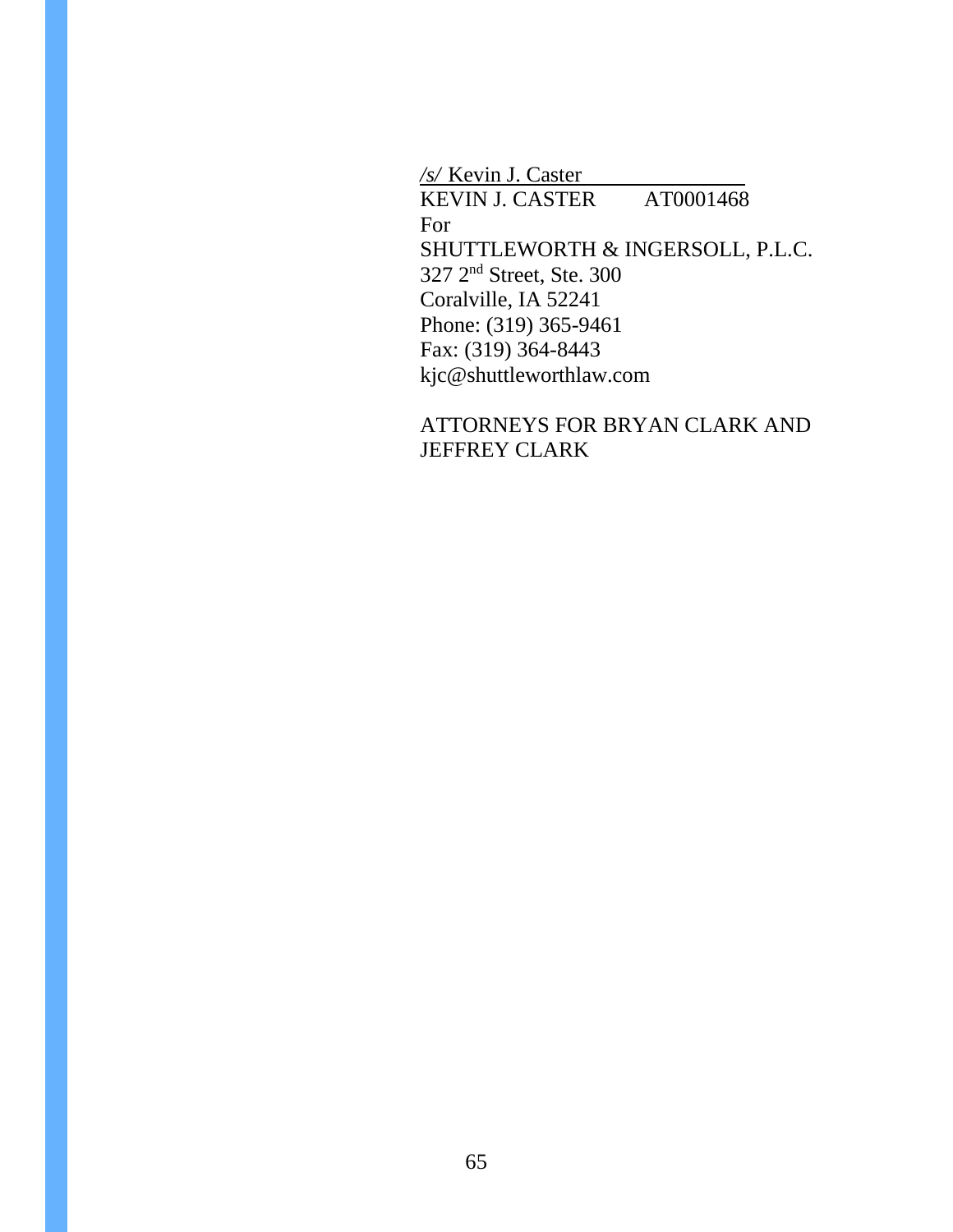*/s/* Kevin J. Caster  
KEVIN J. CASTER AT0001468  
For  
SHUTTLEWORTH & INGERSOLL, P.L.C.  
327 2nd Street, Ste. 300  
Coralville, IA 52241  
Phone: (319) 365-9461  
Fax: (319) 364-8443  
kjc@shuttleworthlaw.com

ATTORNEYS FOR BRYAN CLARK AND JEFFREY CLARK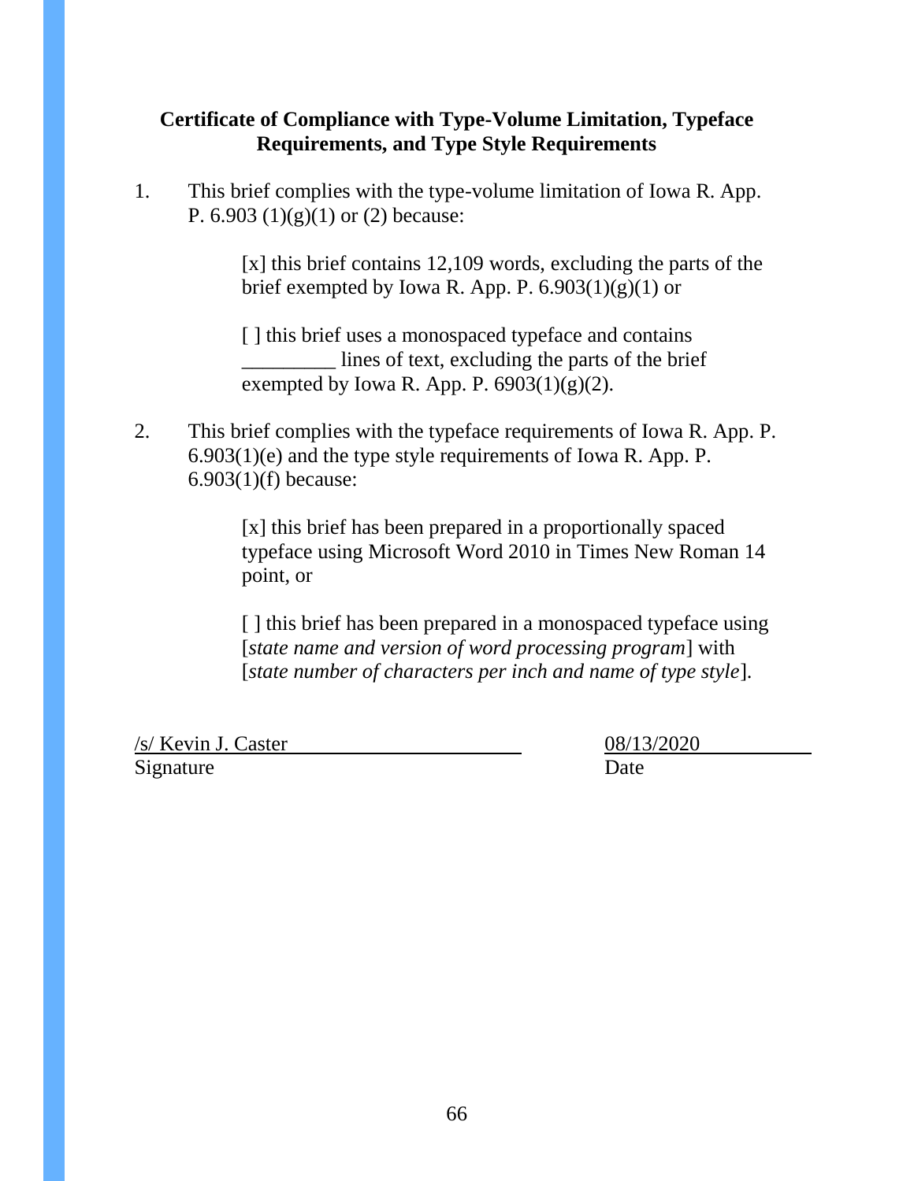**Certificate of Compliance with Type-Volume Limitation, Typeface Requirements, and Type Style Requirements**

1. This brief complies with the type-volume limitation of Iowa R. App. P. 6.903 (1)(g)(1) or (2) because:

   [x] this brief contains 12,109 words, excluding the parts of the brief exempted by Iowa R. App. P. 6.903(1)(g)(1) or

   [ ] this brief uses a monospaced typeface and contains _________ lines of text, excluding the parts of the brief exempted by Iowa R. App. P. 6903(1)(g)(2).

2. This brief complies with the typeface requirements of Iowa R. App. P. 6.903(1)(e) and the type style requirements of Iowa R. App. P. 6.903(1)(f) because:

   [x] this brief has been prepared in a proportionally spaced typeface using Microsoft Word 2010 in Times New Roman 14 point, or

   [ ] this brief has been prepared in a monospaced typeface using [*state name and version of word processing program*] with [*state number of characters per inch and name of type style*].

/s/ Kevin J. Caster  
Signature

08/13/2020  
Date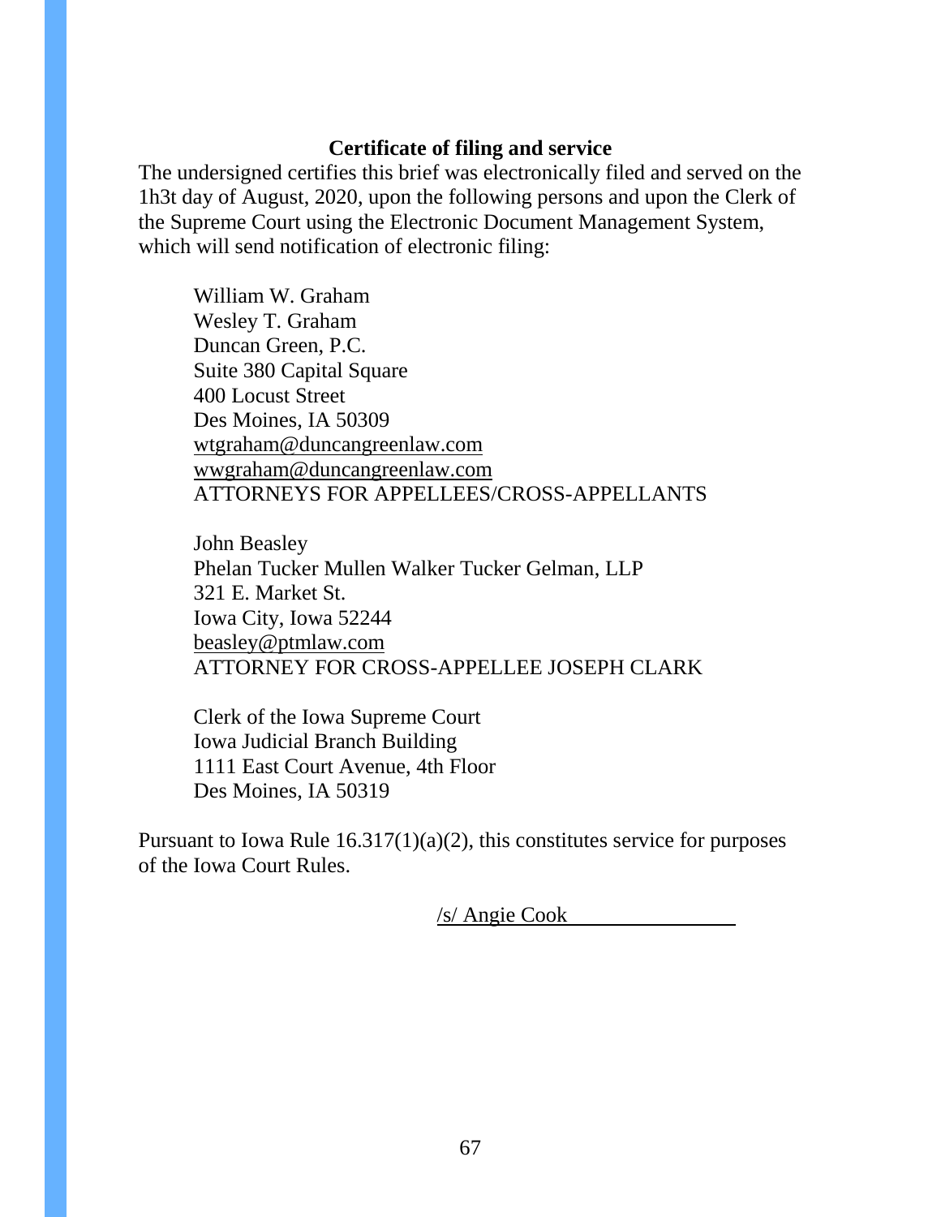**Certificate of filing and service**

The undersigned certifies this brief was electronically filed and served on the 1h3t day of August, 2020, upon the following persons and upon the Clerk of the Supreme Court using the Electronic Document Management System, which will send notification of electronic filing:

William W. Graham
Wesley T. Graham
Duncan Green, P.C.
Suite 380 Capital Square
400 Locust Street
Des Moines, IA 50309
wtgraham@duncangreenlaw.com
wwgraham@duncangreenlaw.com
ATTORNEYS FOR APPELLEES/CROSS-APPELLANTS

John Beasley
Phelan Tucker Mullen Walker Tucker Gelman, LLP
321 E. Market St.
Iowa City, Iowa 52244
beasley@ptmlaw.com
ATTORNEY FOR CROSS-APPELLEE JOSEPH CLARK

Clerk of the Iowa Supreme Court
Iowa Judicial Branch Building
1111 East Court Avenue, 4th Floor
Des Moines, IA 50319

Pursuant to Iowa Rule 16.317(1)(a)(2), this constitutes service for purposes of the Iowa Court Rules.

/s/ Angie Cook